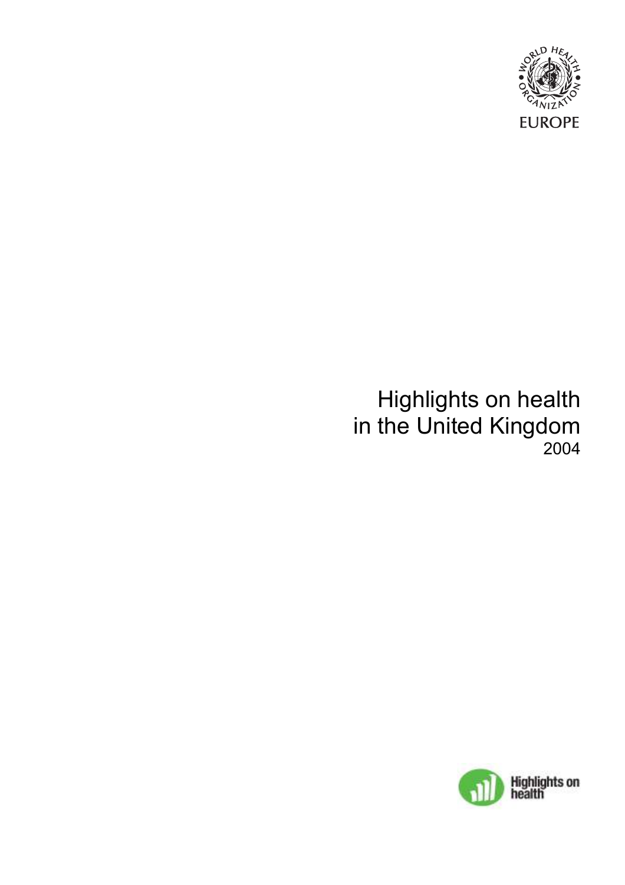WORLD HEALTH ORGANIZATION

EUROPE

# Highlights on health in the United Kingdom

2004

Highlights on health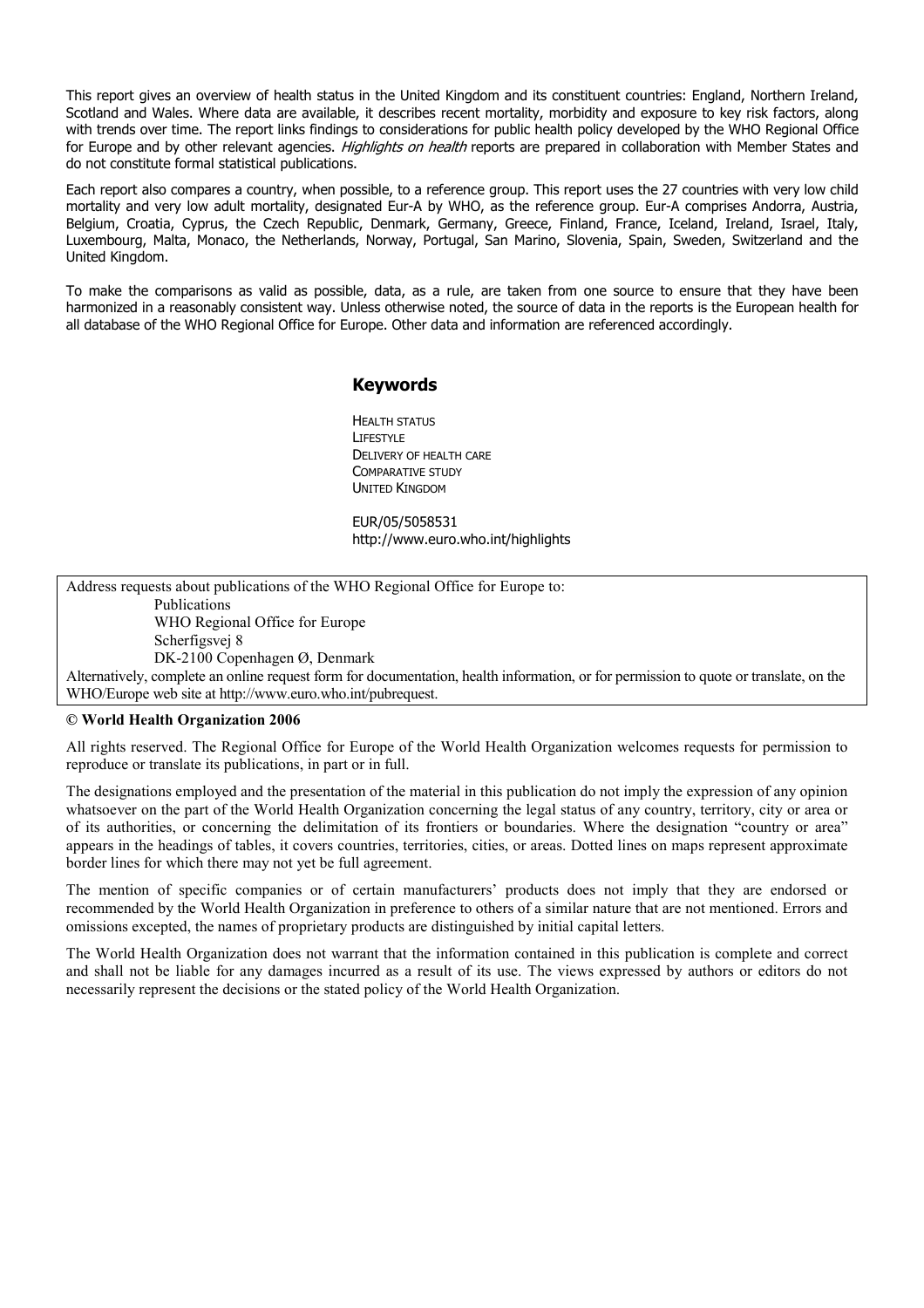This report gives an overview of health status in the United Kingdom and its constituent countries: England, Northern Ireland, Scotland and Wales. Where data are available, it describes recent mortality, morbidity and exposure to key risk factors, along with trends over time. The report links findings to considerations for public health policy developed by the WHO Regional Office for Europe and by other relevant agencies. *Highlights on health* reports are prepared in collaboration with Member States and do not constitute formal statistical publications.

Each report also compares a country, when possible, to a reference group. This report uses the 27 countries with very low child mortality and very low adult mortality, designated Eur-A by WHO, as the reference group. Eur-A comprises Andorra, Austria, Belgium, Croatia, Cyprus, the Czech Republic, Denmark, Germany, Greece, Finland, France, Iceland, Ireland, Israel, Italy, Luxembourg, Malta, Monaco, the Netherlands, Norway, Portugal, San Marino, Slovenia, Spain, Sweden, Switzerland and the United Kingdom.

To make the comparisons as valid as possible, data, as a rule, are taken from one source to ensure that they have been harmonized in a reasonably consistent way. Unless otherwise noted, the source of data in the reports is the European health for all database of the WHO Regional Office for Europe. Other data and information are referenced accordingly.

## Keywords

HEALTH STATUS
LIFESTYLE
DELIVERY OF HEALTH CARE
COMPARATIVE STUDY
UNITED KINGDOM

EUR/05/5058531
http://www.euro.who.int/highlights

Address requests about publications of the WHO Regional Office for Europe to:
Publications
WHO Regional Office for Europe
Scherfigsvej 8
DK-2100 Copenhagen Ø, Denmark
Alternatively, complete an online request form for documentation, health information, or for permission to quote or translate, on the WHO/Europe web site at http://www.euro.who.int/pubrequest.

**© World Health Organization 2006**

All rights reserved. The Regional Office for Europe of the World Health Organization welcomes requests for permission to reproduce or translate its publications, in part or in full.

The designations employed and the presentation of the material in this publication do not imply the expression of any opinion whatsoever on the part of the World Health Organization concerning the legal status of any country, territory, city or area or of its authorities, or concerning the delimitation of its frontiers or boundaries. Where the designation "country or area" appears in the headings of tables, it covers countries, territories, cities, or areas. Dotted lines on maps represent approximate border lines for which there may not yet be full agreement.

The mention of specific companies or of certain manufacturers' products does not imply that they are endorsed or recommended by the World Health Organization in preference to others of a similar nature that are not mentioned. Errors and omissions excepted, the names of proprietary products are distinguished by initial capital letters.

The World Health Organization does not warrant that the information contained in this publication is complete and correct and shall not be liable for any damages incurred as a result of its use. The views expressed by authors or editors do not necessarily represent the decisions or the stated policy of the World Health Organization.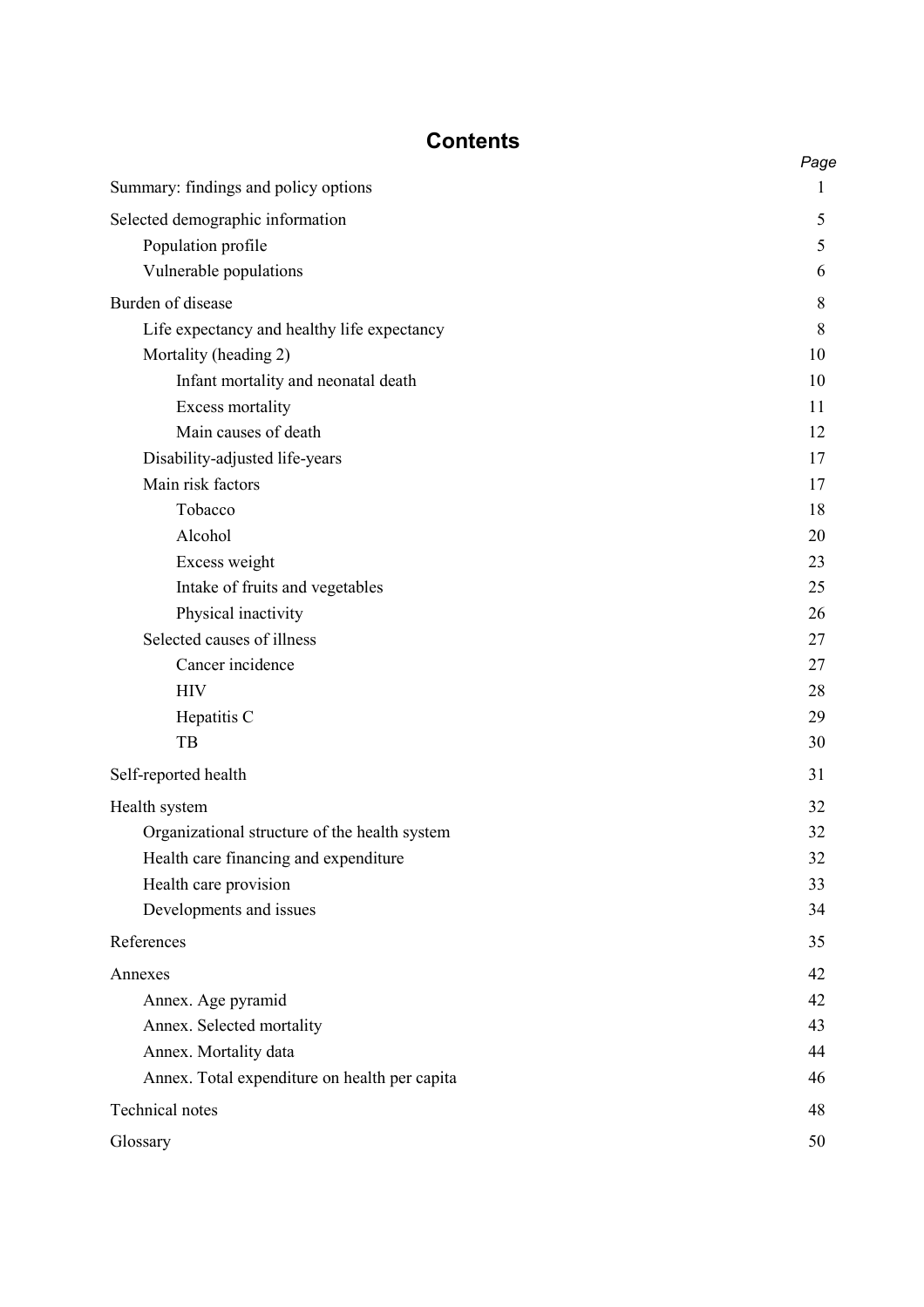# Contents

| | *Page* |
|---|---|
| Summary: findings and policy options | 1 |
| Selected demographic information | 5 |
| Population profile | 5 |
| Vulnerable populations | 6 |
| Burden of disease | 8 |
| Life expectancy and healthy life expectancy | 8 |
| Mortality (heading 2) | 10 |
| Infant mortality and neonatal death | 10 |
| Excess mortality | 11 |
| Main causes of death | 12 |
| Disability-adjusted life-years | 17 |
| Main risk factors | 17 |
| Tobacco | 18 |
| Alcohol | 20 |
| Excess weight | 23 |
| Intake of fruits and vegetables | 25 |
| Physical inactivity | 26 |
| Selected causes of illness | 27 |
| Cancer incidence | 27 |
| HIV | 28 |
| Hepatitis C | 29 |
| TB | 30 |
| Self-reported health | 31 |
| Health system | 32 |
| Organizational structure of the health system | 32 |
| Health care financing and expenditure | 32 |
| Health care provision | 33 |
| Developments and issues | 34 |
| References | 35 |
| Annexes | 42 |
| Annex. Age pyramid | 42 |
| Annex. Selected mortality | 43 |
| Annex. Mortality data | 44 |
| Annex. Total expenditure on health per capita | 46 |
| Technical notes | 48 |
| Glossary | 50 |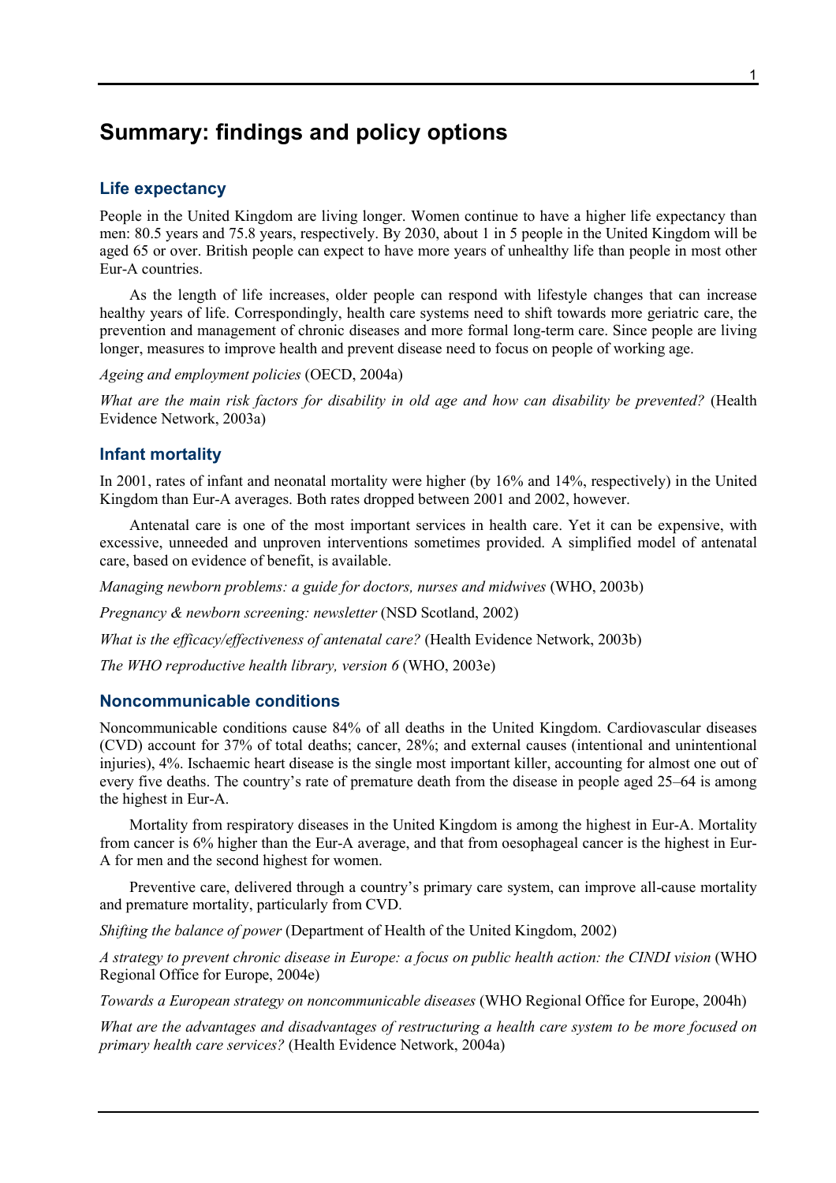# Summary: findings and policy options

## Life expectancy

People in the United Kingdom are living longer. Women continue to have a higher life expectancy than men: 80.5 years and 75.8 years, respectively. By 2030, about 1 in 5 people in the United Kingdom will be aged 65 or over. British people can expect to have more years of unhealthy life than people in most other Eur-A countries.

As the length of life increases, older people can respond with lifestyle changes that can increase healthy years of life. Correspondingly, health care systems need to shift towards more geriatric care, the prevention and management of chronic diseases and more formal long-term care. Since people are living longer, measures to improve health and prevent disease need to focus on people of working age.

*Ageing and employment policies* (OECD, 2004a)

*What are the main risk factors for disability in old age and how can disability be prevented?* (Health Evidence Network, 2003a)

## Infant mortality

In 2001, rates of infant and neonatal mortality were higher (by 16% and 14%, respectively) in the United Kingdom than Eur-A averages. Both rates dropped between 2001 and 2002, however.

Antenatal care is one of the most important services in health care. Yet it can be expensive, with excessive, unneeded and unproven interventions sometimes provided. A simplified model of antenatal care, based on evidence of benefit, is available.

*Managing newborn problems: a guide for doctors, nurses and midwives* (WHO, 2003b)

*Pregnancy & newborn screening: newsletter* (NSD Scotland, 2002)

*What is the efficacy/effectiveness of antenatal care?* (Health Evidence Network, 2003b)

*The WHO reproductive health library, version 6* (WHO, 2003e)

## Noncommunicable conditions

Noncommunicable conditions cause 84% of all deaths in the United Kingdom. Cardiovascular diseases (CVD) account for 37% of total deaths; cancer, 28%; and external causes (intentional and unintentional injuries), 4%. Ischaemic heart disease is the single most important killer, accounting for almost one out of every five deaths. The country's rate of premature death from the disease in people aged 25–64 is among the highest in Eur-A.

Mortality from respiratory diseases in the United Kingdom is among the highest in Eur-A. Mortality from cancer is 6% higher than the Eur-A average, and that from oesophageal cancer is the highest in Eur-A for men and the second highest for women.

Preventive care, delivered through a country's primary care system, can improve all-cause mortality and premature mortality, particularly from CVD.

*Shifting the balance of power* (Department of Health of the United Kingdom, 2002)

*A strategy to prevent chronic disease in Europe: a focus on public health action: the CINDI vision* (WHO Regional Office for Europe, 2004e)

*Towards a European strategy on noncommunicable diseases* (WHO Regional Office for Europe, 2004h)

*What are the advantages and disadvantages of restructuring a health care system to be more focused on primary health care services?* (Health Evidence Network, 2004a)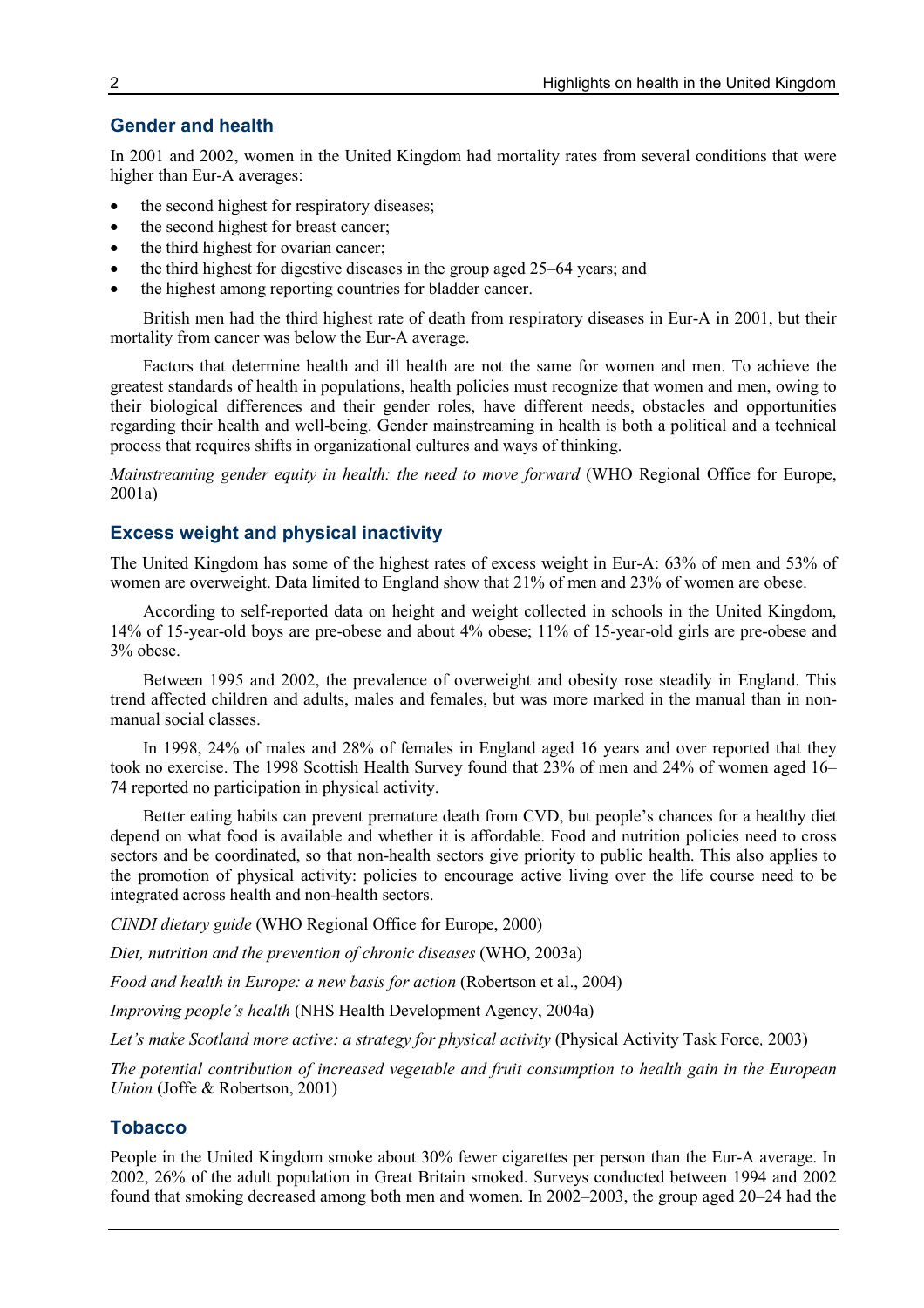## Gender and health

In 2001 and 2002, women in the United Kingdom had mortality rates from several conditions that were higher than Eur-A averages:

- the second highest for respiratory diseases;
- the second highest for breast cancer;
- the third highest for ovarian cancer;
- the third highest for digestive diseases in the group aged 25–64 years; and
- the highest among reporting countries for bladder cancer.

British men had the third highest rate of death from respiratory diseases in Eur-A in 2001, but their mortality from cancer was below the Eur-A average.

Factors that determine health and ill health are not the same for women and men. To achieve the greatest standards of health in populations, health policies must recognize that women and men, owing to their biological differences and their gender roles, have different needs, obstacles and opportunities regarding their health and well-being. Gender mainstreaming in health is both a political and a technical process that requires shifts in organizational cultures and ways of thinking.

*Mainstreaming gender equity in health: the need to move forward* (WHO Regional Office for Europe, 2001a)

## Excess weight and physical inactivity

The United Kingdom has some of the highest rates of excess weight in Eur-A: 63% of men and 53% of women are overweight. Data limited to England show that 21% of men and 23% of women are obese.

According to self-reported data on height and weight collected in schools in the United Kingdom, 14% of 15-year-old boys are pre-obese and about 4% obese; 11% of 15-year-old girls are pre-obese and 3% obese.

Between 1995 and 2002, the prevalence of overweight and obesity rose steadily in England. This trend affected children and adults, males and females, but was more marked in the manual than in non-manual social classes.

In 1998, 24% of males and 28% of females in England aged 16 years and over reported that they took no exercise. The 1998 Scottish Health Survey found that 23% of men and 24% of women aged 16–74 reported no participation in physical activity.

Better eating habits can prevent premature death from CVD, but people's chances for a healthy diet depend on what food is available and whether it is affordable. Food and nutrition policies need to cross sectors and be coordinated, so that non-health sectors give priority to public health. This also applies to the promotion of physical activity: policies to encourage active living over the life course need to be integrated across health and non-health sectors.

*CINDI dietary guide* (WHO Regional Office for Europe, 2000)

*Diet, nutrition and the prevention of chronic diseases* (WHO, 2003a)

*Food and health in Europe: a new basis for action* (Robertson et al., 2004)

*Improving people's health* (NHS Health Development Agency, 2004a)

*Let's make Scotland more active: a strategy for physical activity* (Physical Activity Task Force*,* 2003)

*The potential contribution of increased vegetable and fruit consumption to health gain in the European Union* (Joffe & Robertson, 2001)

## Tobacco

People in the United Kingdom smoke about 30% fewer cigarettes per person than the Eur-A average. In 2002, 26% of the adult population in Great Britain smoked. Surveys conducted between 1994 and 2002 found that smoking decreased among both men and women. In 2002–2003, the group aged 20–24 had the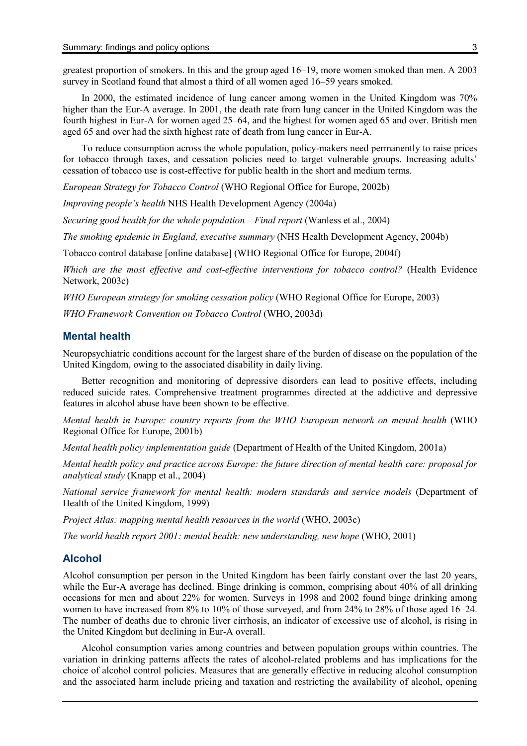greatest proportion of smokers. In this and the group aged 16–19, more women smoked than men. A 2003 survey in Scotland found that almost a third of all women aged 16–59 years smoked.

In 2000, the estimated incidence of lung cancer among women in the United Kingdom was 70% higher than the Eur-A average. In 2001, the death rate from lung cancer in the United Kingdom was the fourth highest in Eur-A for women aged 25–64, and the highest for women aged 65 and over. British men aged 65 and over had the sixth highest rate of death from lung cancer in Eur-A.

To reduce consumption across the whole population, policy-makers need permanently to raise prices for tobacco through taxes, and cessation policies need to target vulnerable groups. Increasing adults' cessation of tobacco use is cost-effective for public health in the short and medium terms.

*European Strategy for Tobacco Control* (WHO Regional Office for Europe, 2002b)

*Improving people's health* NHS Health Development Agency (2004a)

*Securing good health for the whole population – Final report* (Wanless et al., 2004)

*The smoking epidemic in England, executive summary* (NHS Health Development Agency, 2004b)

Tobacco control database [online database] (WHO Regional Office for Europe, 2004f)

*Which are the most effective and cost-effective interventions for tobacco control?* (Health Evidence Network, 2003c)

*WHO European strategy for smoking cessation policy* (WHO Regional Office for Europe, 2003)

*WHO Framework Convention on Tobacco Control* (WHO, 2003d)

## Mental health

Neuropsychiatric conditions account for the largest share of the burden of disease on the population of the United Kingdom, owing to the associated disability in daily living.

Better recognition and monitoring of depressive disorders can lead to positive effects, including reduced suicide rates. Comprehensive treatment programmes directed at the addictive and depressive features in alcohol abuse have been shown to be effective.

*Mental health in Europe: country reports from the WHO European network on mental health* (WHO Regional Office for Europe, 2001b)

*Mental health policy implementation guide* (Department of Health of the United Kingdom, 2001a)

*Mental health policy and practice across Europe: the future direction of mental health care: proposal for analytical study* (Knapp et al., 2004)

*National service framework for mental health: modern standards and service models* (Department of Health of the United Kingdom, 1999)

*Project Atlas: mapping mental health resources in the world* (WHO, 2003c)

*The world health report 2001: mental health: new understanding, new hope* (WHO, 2001)

## Alcohol

Alcohol consumption per person in the United Kingdom has been fairly constant over the last 20 years, while the Eur-A average has declined. Binge drinking is common, comprising about 40% of all drinking occasions for men and about 22% for women. Surveys in 1998 and 2002 found binge drinking among women to have increased from 8% to 10% of those surveyed, and from 24% to 28% of those aged 16–24. The number of deaths due to chronic liver cirrhosis, an indicator of excessive use of alcohol, is rising in the United Kingdom but declining in Eur-A overall.

Alcohol consumption varies among countries and between population groups within countries. The variation in drinking patterns affects the rates of alcohol-related problems and has implications for the choice of alcohol control policies. Measures that are generally effective in reducing alcohol consumption and the associated harm include pricing and taxation and restricting the availability of alcohol, opening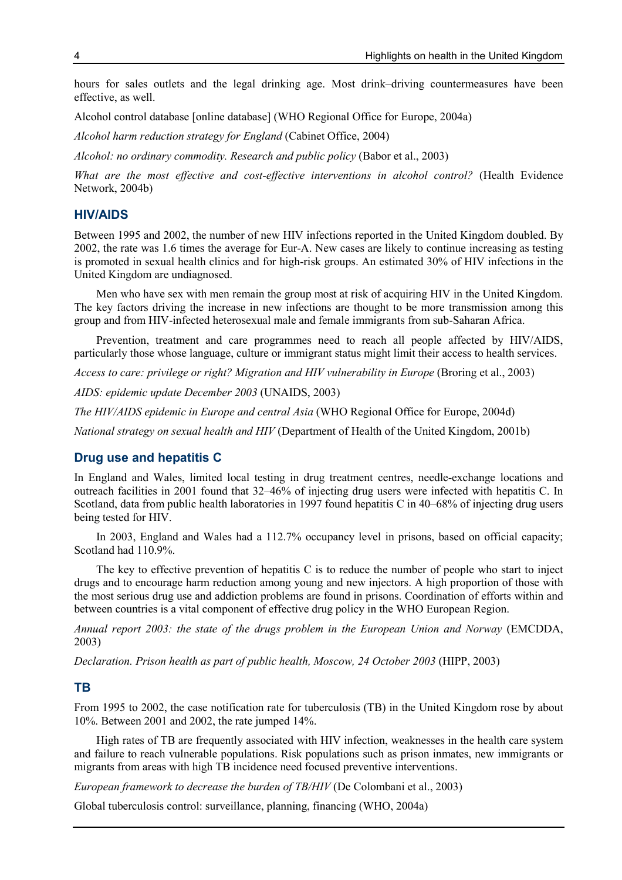hours for sales outlets and the legal drinking age. Most drink–driving countermeasures have been effective, as well.

Alcohol control database [online database] (WHO Regional Office for Europe, 2004a)

*Alcohol harm reduction strategy for England* (Cabinet Office, 2004)

*Alcohol: no ordinary commodity. Research and public policy* (Babor et al., 2003)

*What are the most effective and cost-effective interventions in alcohol control?* (Health Evidence Network, 2004b)

## HIV/AIDS

Between 1995 and 2002, the number of new HIV infections reported in the United Kingdom doubled. By 2002, the rate was 1.6 times the average for Eur-A. New cases are likely to continue increasing as testing is promoted in sexual health clinics and for high-risk groups. An estimated 30% of HIV infections in the United Kingdom are undiagnosed.

Men who have sex with men remain the group most at risk of acquiring HIV in the United Kingdom. The key factors driving the increase in new infections are thought to be more transmission among this group and from HIV-infected heterosexual male and female immigrants from sub-Saharan Africa.

Prevention, treatment and care programmes need to reach all people affected by HIV/AIDS, particularly those whose language, culture or immigrant status might limit their access to health services.

*Access to care: privilege or right? Migration and HIV vulnerability in Europe* (Broring et al., 2003)

*AIDS: epidemic update December 2003* (UNAIDS, 2003)

*The HIV/AIDS epidemic in Europe and central Asia* (WHO Regional Office for Europe, 2004d)

*National strategy on sexual health and HIV* (Department of Health of the United Kingdom, 2001b)

## Drug use and hepatitis C

In England and Wales, limited local testing in drug treatment centres, needle-exchange locations and outreach facilities in 2001 found that 32–46% of injecting drug users were infected with hepatitis C. In Scotland, data from public health laboratories in 1997 found hepatitis C in 40–68% of injecting drug users being tested for HIV.

In 2003, England and Wales had a 112.7% occupancy level in prisons, based on official capacity; Scotland had 110.9%.

The key to effective prevention of hepatitis C is to reduce the number of people who start to inject drugs and to encourage harm reduction among young and new injectors. A high proportion of those with the most serious drug use and addiction problems are found in prisons. Coordination of efforts within and between countries is a vital component of effective drug policy in the WHO European Region.

*Annual report 2003: the state of the drugs problem in the European Union and Norway* (EMCDDA, 2003)

*Declaration. Prison health as part of public health, Moscow, 24 October 2003* (HIPP, 2003)

## TB

From 1995 to 2002, the case notification rate for tuberculosis (TB) in the United Kingdom rose by about 10%. Between 2001 and 2002, the rate jumped 14%.

High rates of TB are frequently associated with HIV infection, weaknesses in the health care system and failure to reach vulnerable populations. Risk populations such as prison inmates, new immigrants or migrants from areas with high TB incidence need focused preventive interventions.

*European framework to decrease the burden of TB/HIV* (De Colombani et al., 2003)

Global tuberculosis control: surveillance, planning, financing (WHO, 2004a)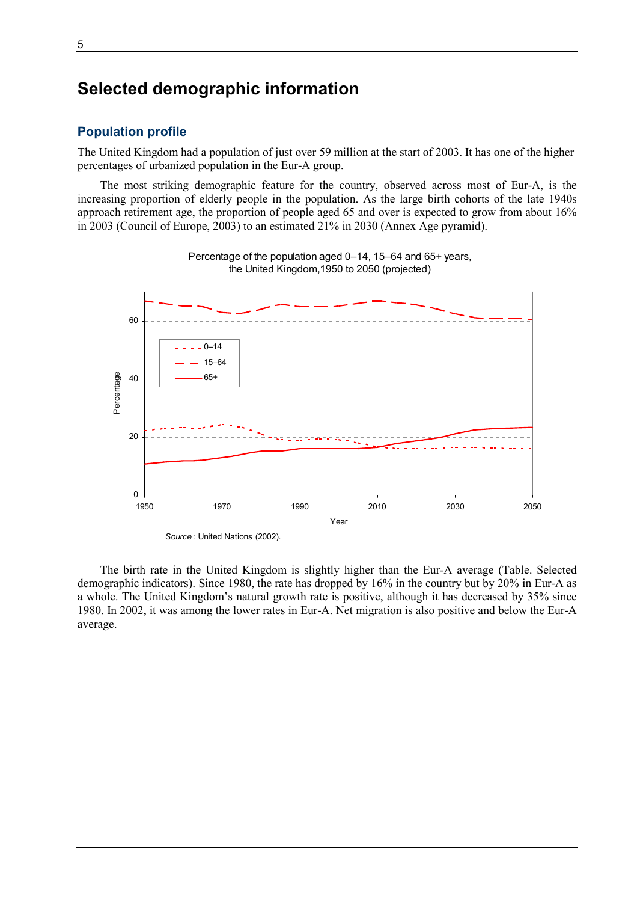# Selected demographic information

## Population profile

The United Kingdom had a population of just over 59 million at the start of 2003. It has one of the higher percentages of urbanized population in the Eur-A group.

The most striking demographic feature for the country, observed across most of Eur-A, is the increasing proportion of elderly people in the population. As the large birth cohorts of the late 1940s approach retirement age, the proportion of people aged 65 and over is expected to grow from about 16% in 2003 (Council of Europe, 2003) to an estimated 21% in 2030 (Annex Age pyramid).

Percentage of the population aged 0–14, 15–64 and 65+ years, the United Kingdom,1950 to 2050 (projected)

*Source*: United Nations (2002).

The birth rate in the United Kingdom is slightly higher than the Eur-A average (Table. Selected demographic indicators). Since 1980, the rate has dropped by 16% in the country but by 20% in Eur-A as a whole. The United Kingdom's natural growth rate is positive, although it has decreased by 35% since 1980. In 2002, it was among the lower rates in Eur-A. Net migration is also positive and below the Eur-A average.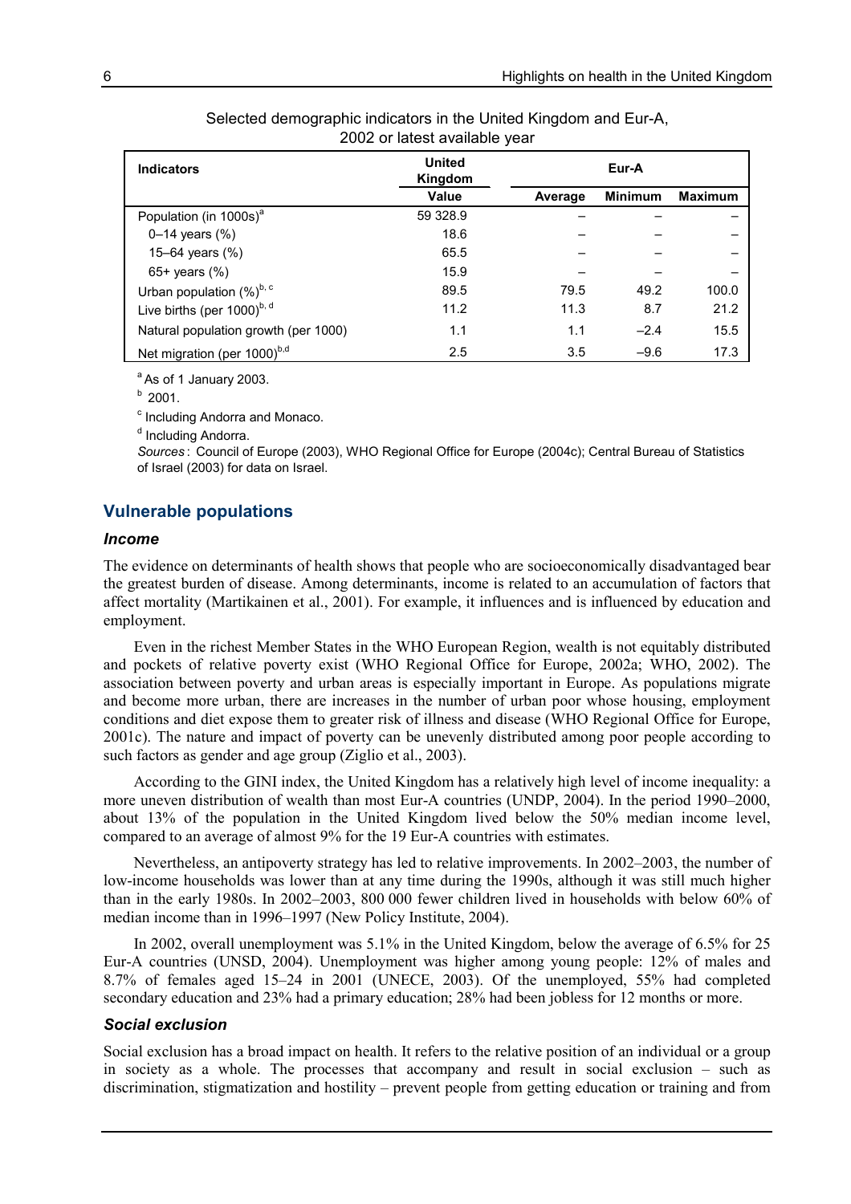Selected demographic indicators in the United Kingdom and Eur-A, 2002 or latest available year

| Indicators | United Kingdom | Eur-A | | |
|---|---|---|---|---|
| | Value | Average | Minimum | Maximum |
| Population (in 1000s)[a] | 59 328.9 | – | – | – |
| 0–14 years (%) | 18.6 | – | – | – |
| 15–64 years (%) | 65.5 | – | – | – |
| 65+ years (%) | 15.9 | – | – | – |
| Urban population (%)[b, c] | 89.5 | 79.5 | 49.2 | 100.0 |
| Live births (per 1000)[b, d] | 11.2 | 11.3 | 8.7 | 21.2 |
| Natural population growth (per 1000) | 1.1 | 1.1 | −2.4 | 15.5 |
| Net migration (per 1000)[b,d] | 2.5 | 3.5 | −9.6 | 17.3 |

[a] As of 1 January 2003.

[b] 2001.

[c] Including Andorra and Monaco.

[d] Including Andorra.

*Sources*: Council of Europe (2003), WHO Regional Office for Europe (2004c); Central Bureau of Statistics of Israel (2003) for data on Israel.

## Vulnerable populations

### *Income*

The evidence on determinants of health shows that people who are socioeconomically disadvantaged bear the greatest burden of disease. Among determinants, income is related to an accumulation of factors that affect mortality (Martikainen et al., 2001). For example, it influences and is influenced by education and employment.

Even in the richest Member States in the WHO European Region, wealth is not equitably distributed and pockets of relative poverty exist (WHO Regional Office for Europe, 2002a; WHO, 2002). The association between poverty and urban areas is especially important in Europe. As populations migrate and become more urban, there are increases in the number of urban poor whose housing, employment conditions and diet expose them to greater risk of illness and disease (WHO Regional Office for Europe, 2001c). The nature and impact of poverty can be unevenly distributed among poor people according to such factors as gender and age group (Ziglio et al., 2003).

According to the GINI index, the United Kingdom has a relatively high level of income inequality: a more uneven distribution of wealth than most Eur-A countries (UNDP, 2004). In the period 1990–2000, about 13% of the population in the United Kingdom lived below the 50% median income level, compared to an average of almost 9% for the 19 Eur-A countries with estimates.

Nevertheless, an antipoverty strategy has led to relative improvements. In 2002–2003, the number of low-income households was lower than at any time during the 1990s, although it was still much higher than in the early 1980s. In 2002–2003, 800 000 fewer children lived in households with below 60% of median income than in 1996–1997 (New Policy Institute, 2004).

In 2002, overall unemployment was 5.1% in the United Kingdom, below the average of 6.5% for 25 Eur-A countries (UNSD, 2004). Unemployment was higher among young people: 12% of males and 8.7% of females aged 15–24 in 2001 (UNECE, 2003). Of the unemployed, 55% had completed secondary education and 23% had a primary education; 28% had been jobless for 12 months or more.

### *Social exclusion*

Social exclusion has a broad impact on health. It refers to the relative position of an individual or a group in society as a whole. The processes that accompany and result in social exclusion – such as discrimination, stigmatization and hostility – prevent people from getting education or training and from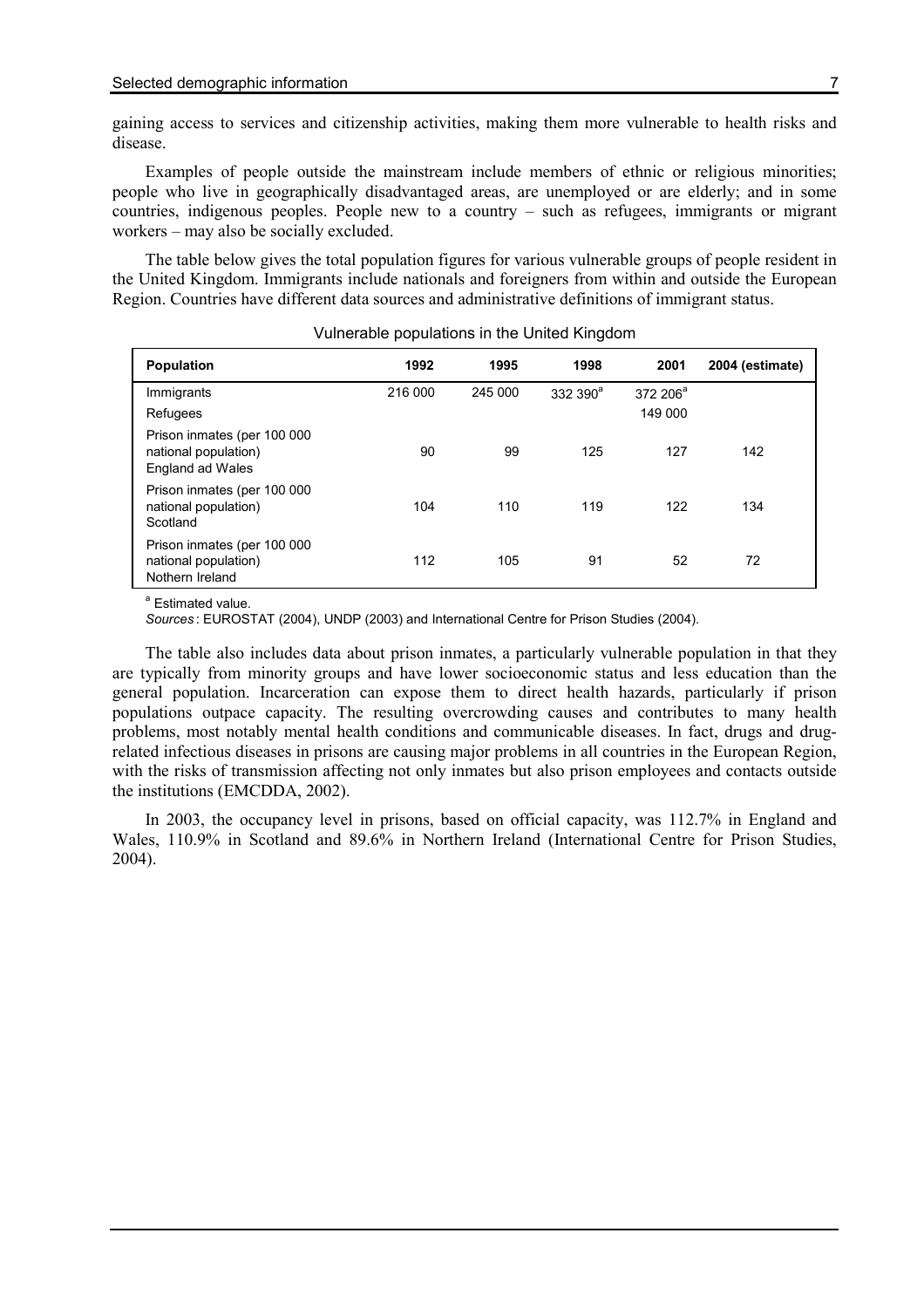gaining access to services and citizenship activities, making them more vulnerable to health risks and disease.

Examples of people outside the mainstream include members of ethnic or religious minorities; people who live in geographically disadvantaged areas, are unemployed or are elderly; and in some countries, indigenous peoples. People new to a country – such as refugees, immigrants or migrant workers – may also be socially excluded.

The table below gives the total population figures for various vulnerable groups of people resident in the United Kingdom. Immigrants include nationals and foreigners from within and outside the European Region. Countries have different data sources and administrative definitions of immigrant status.

Vulnerable populations in the United Kingdom

| Population | 1992 | 1995 | 1998 | 2001 | 2004 (estimate) |
|---|---|---|---|---|---|
| Immigrants | 216 000 | 245 000 | 332 390[a] | 372 206[a] | |
| Refugees | | | | 149 000 | |
| Prison inmates (per 100 000 national population) England ad Wales | 90 | 99 | 125 | 127 | 142 |
| Prison inmates (per 100 000 national population) Scotland | 104 | 110 | 119 | 122 | 134 |
| Prison inmates (per 100 000 national population) Nothern Ireland | 112 | 105 | 91 | 52 | 72 |

[a] Estimated value.

*Sources*: EUROSTAT (2004), UNDP (2003) and International Centre for Prison Studies (2004).

The table also includes data about prison inmates, a particularly vulnerable population in that they are typically from minority groups and have lower socioeconomic status and less education than the general population. Incarceration can expose them to direct health hazards, particularly if prison populations outpace capacity. The resulting overcrowding causes and contributes to many health problems, most notably mental health conditions and communicable diseases. In fact, drugs and drug-related infectious diseases in prisons are causing major problems in all countries in the European Region, with the risks of transmission affecting not only inmates but also prison employees and contacts outside the institutions (EMCDDA, 2002).

In 2003, the occupancy level in prisons, based on official capacity, was 112.7% in England and Wales, 110.9% in Scotland and 89.6% in Northern Ireland (International Centre for Prison Studies, 2004).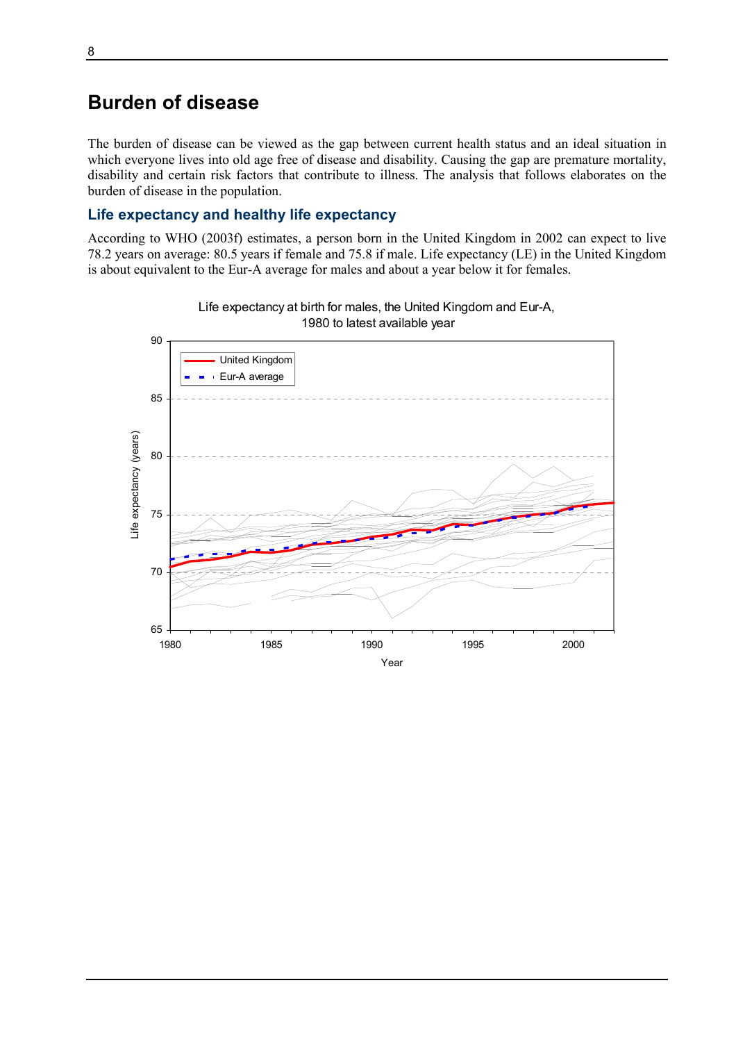# Burden of disease

The burden of disease can be viewed as the gap between current health status and an ideal situation in which everyone lives into old age free of disease and disability. Causing the gap are premature mortality, disability and certain risk factors that contribute to illness. The analysis that follows elaborates on the burden of disease in the population.

## Life expectancy and healthy life expectancy

According to WHO (2003f) estimates, a person born in the United Kingdom in 2002 can expect to live 78.2 years on average: 80.5 years if female and 75.8 if male. Life expectancy (LE) in the United Kingdom is about equivalent to the Eur-A average for males and about a year below it for females.

Life expectancy at birth for males, the United Kingdom and Eur-A, 1980 to latest available year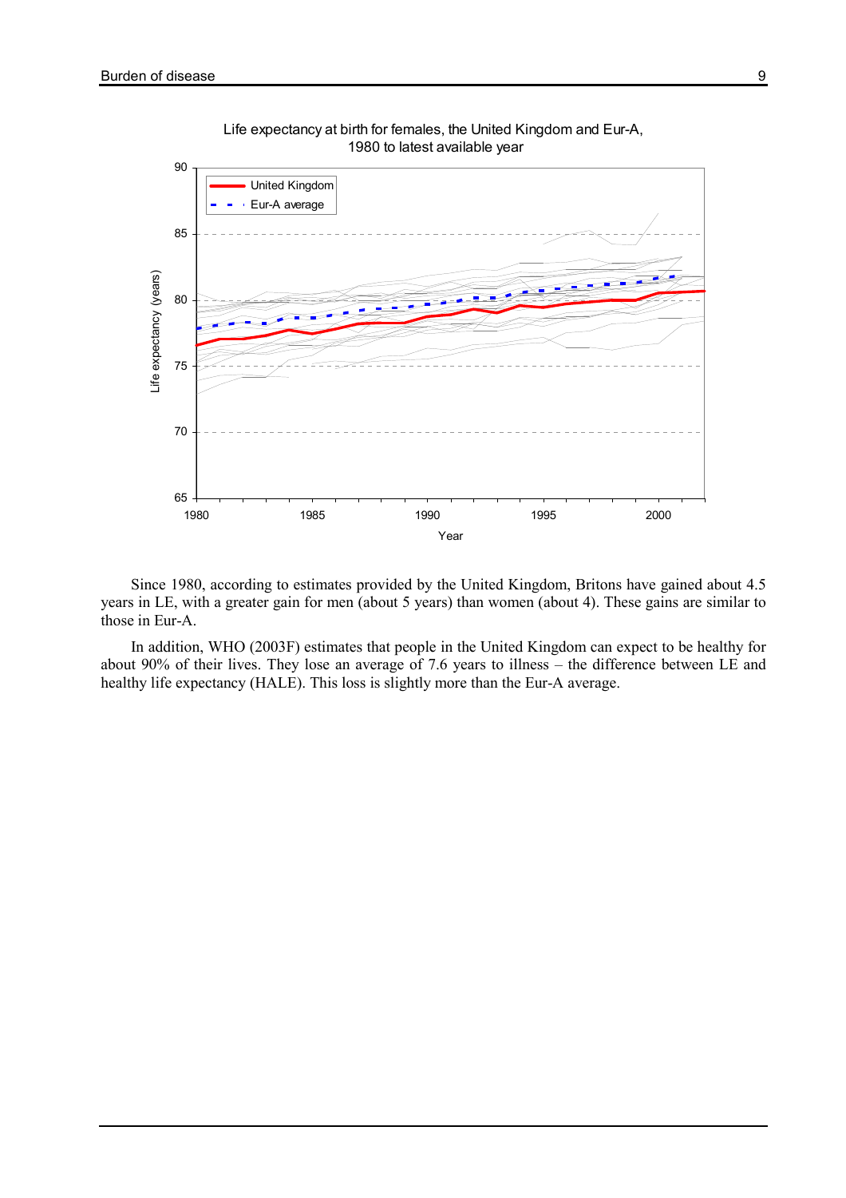Life expectancy at birth for females, the United Kingdom and Eur-A, 1980 to latest available year

Since 1980, according to estimates provided by the United Kingdom, Britons have gained about 4.5 years in LE, with a greater gain for men (about 5 years) than women (about 4). These gains are similar to those in Eur-A.

In addition, WHO (2003F) estimates that people in the United Kingdom can expect to be healthy for about 90% of their lives. They lose an average of 7.6 years to illness – the difference between LE and healthy life expectancy (HALE). This loss is slightly more than the Eur-A average.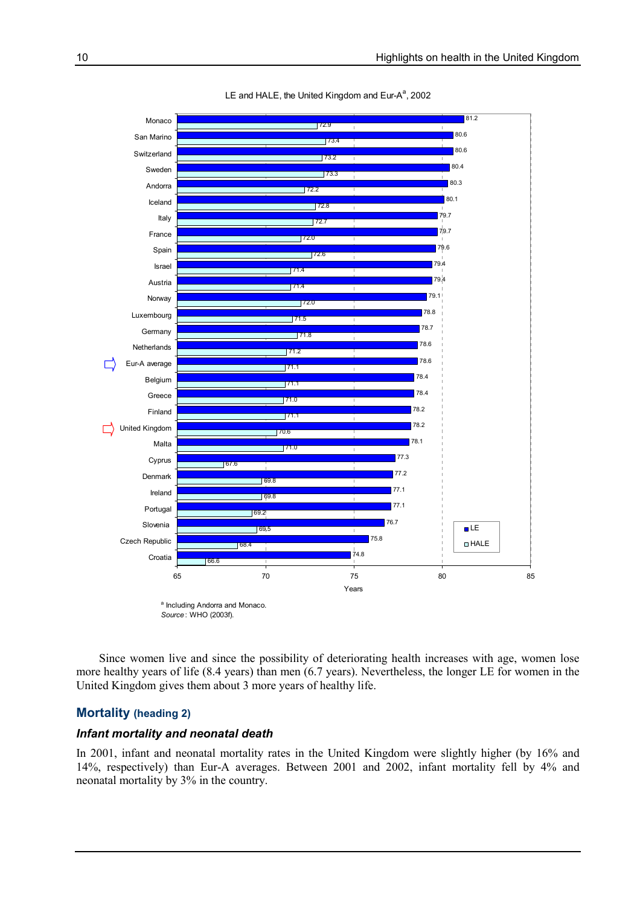LE and HALE, the United Kingdom and Eur-A[a], 2002

| Country | LE | HALE |
| --- | --- | --- |
| Monaco | 81.2 | 72.9 |
| San Marino | 80.6 | 73.4 |
| Switzerland | 80.6 | 73.2 |
| Sweden | 80.4 | 73.3 |
| Andorra | 80.3 | 72.2 |
| Iceland | 80.1 | 72.8 |
| Italy | 79.7 | 72.7 |
| France | 79.7 | 72.0 |
| Spain | 79.6 | 72.6 |
| Israel | 79.4 | 71.4 |
| Austria | 79.4 | 71.4 |
| Norway | 79.1 | 72.0 |
| Luxembourg | 78.8 | 71.5 |
| Germany | 78.7 | 71.8 |
| Netherlands | 78.6 | 71.2 |
| Eur-A average | 78.6 | 71.1 |
| Belgium | 78.4 | 71.1 |
| Greece | 78.4 | 71.0 |
| Finland | 78.2 | 71.1 |
| United Kingdom | 78.2 | 70.6 |
| Malta | 78.1 | 71.0 |
| Cyprus | 77.3 | 67.6 |
| Denmark | 77.2 | 69.8 |
| Ireland | 77.1 | 69.8 |
| Portugal | 77.1 | 69.2 |
| Slovenia | 76.7 | 69.5 |
| Czech Republic | 75.8 | 68.4 |
| Croatia | 74.8 | 66.6 |

[a] Including Andorra and Monaco.
*Source*: WHO (2003f).

Since women live and since the possibility of deteriorating health increases with age, women lose more healthy years of life (8.4 years) than men (6.7 years). Nevertheless, the longer LE for women in the United Kingdom gives them about 3 more years of healthy life.

## Mortality (heading 2)

### *Infant mortality and neonatal death*

In 2001, infant and neonatal mortality rates in the United Kingdom were slightly higher (by 16% and 14%, respectively) than Eur-A averages. Between 2001 and 2002, infant mortality fell by 4% and neonatal mortality by 3% in the country.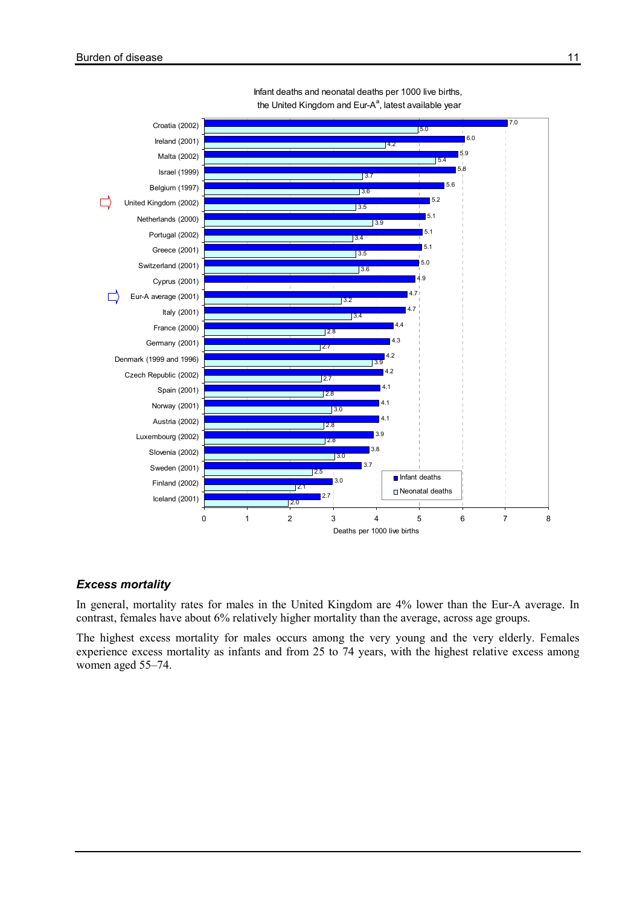Infant deaths and neonatal deaths per 1000 live births, the United Kingdom and Eur-A[a], latest available year

| Country (year) | Infant deaths | Neonatal deaths |
|---|---|---|
| Croatia (2002) | 7.0 | 5.0 |
| Ireland (2001) | 6.0 | 4.2 |
| Malta (2002) | 5.9 | 5.4 |
| Israel (1999) | 5.8 | 3.7 |
| Belgium (1997) | 5.6 | 3.6 |
| United Kingdom (2002) | 5.2 | 3.5 |
| Netherlands (2000) | 5.1 | 3.9 |
| Portugal (2002) | 5.1 | 3.4 |
| Greece (2001) | 5.1 | 3.5 |
| Switzerland (2001) | 5.0 | 3.6 |
| Cyprus (2001) | 4.9 | |
| Eur-A average (2001) | 4.7 | 3.2 |
| Italy (2001) | 4.7 | 3.4 |
| France (2000) | 4.4 | 2.8 |
| Germany (2001) | 4.3 | 2.7 |
| Denmark (1999 and 1996) | 4.2 | 3.9 |
| Czech Republic (2002) | 4.2 | 2.7 |
| Spain (2001) | 4.1 | 2.8 |
| Norway (2001) | 4.1 | 3.0 |
| Austria (2002) | 4.1 | 2.8 |
| Luxembourg (2002) | 3.9 | 2.8 |
| Slovenia (2002) | 3.8 | 3.0 |
| Sweden (2001) | 3.7 | 2.5 |
| Finland (2002) | 3.0 | 2.1 |
| Iceland (2001) | 2.7 | 2.0 |

Deaths per 1000 live births

## *Excess mortality*

In general, mortality rates for males in the United Kingdom are 4% lower than the Eur-A average. In contrast, females have about 6% relatively higher mortality than the average, across age groups.

The highest excess mortality for males occurs among the very young and the very elderly. Females experience excess mortality as infants and from 25 to 74 years, with the highest relative excess among women aged 55–74.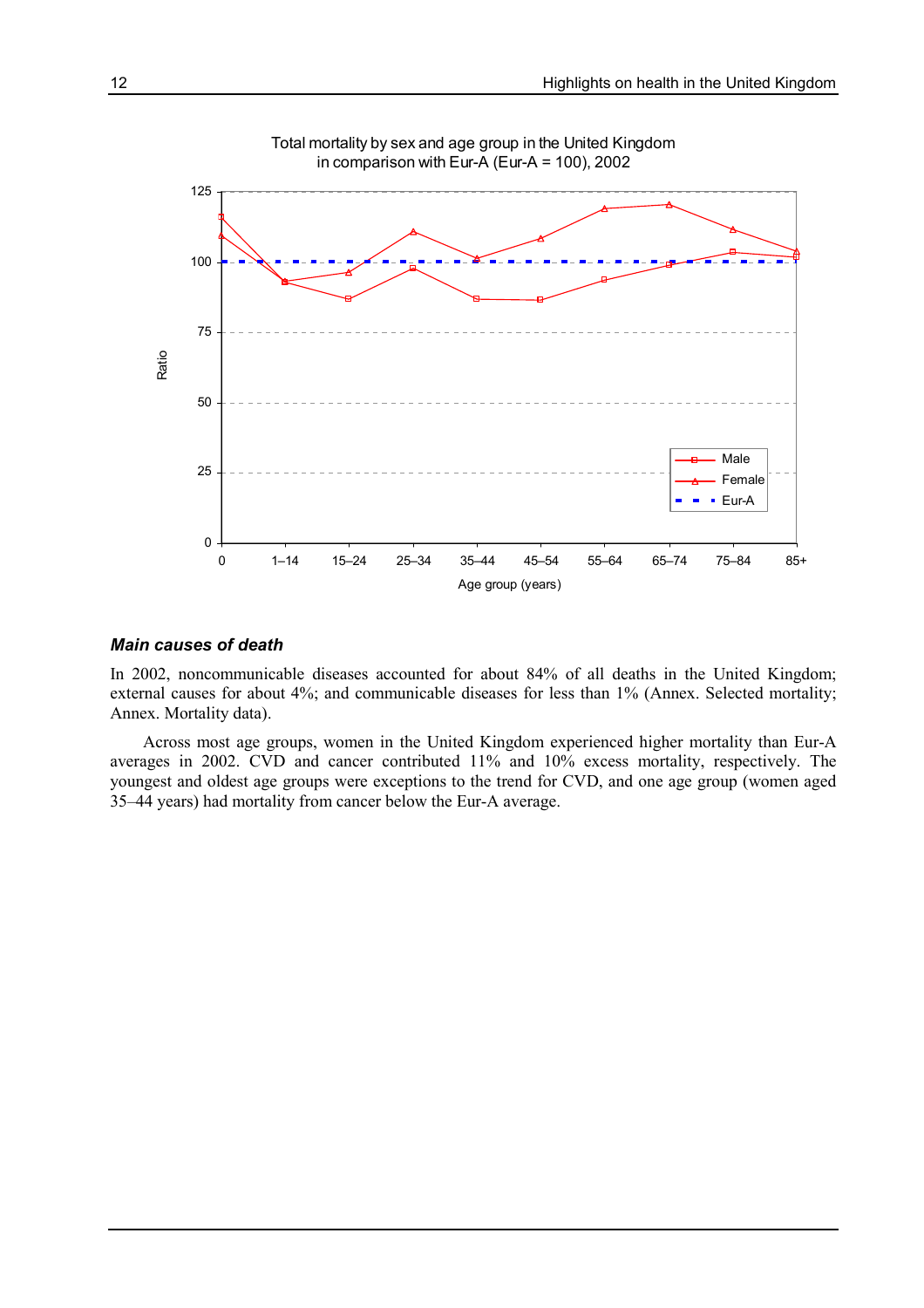Total mortality by sex and age group in the United Kingdom in comparison with Eur-A (Eur-A = 100), 2002

### Main causes of death

In 2002, noncommunicable diseases accounted for about 84% of all deaths in the United Kingdom; external causes for about 4%; and communicable diseases for less than 1% (Annex. Selected mortality; Annex. Mortality data).

Across most age groups, women in the United Kingdom experienced higher mortality than Eur-A averages in 2002. CVD and cancer contributed 11% and 10% excess mortality, respectively. The youngest and oldest age groups were exceptions to the trend for CVD, and one age group (women aged 35–44 years) had mortality from cancer below the Eur-A average.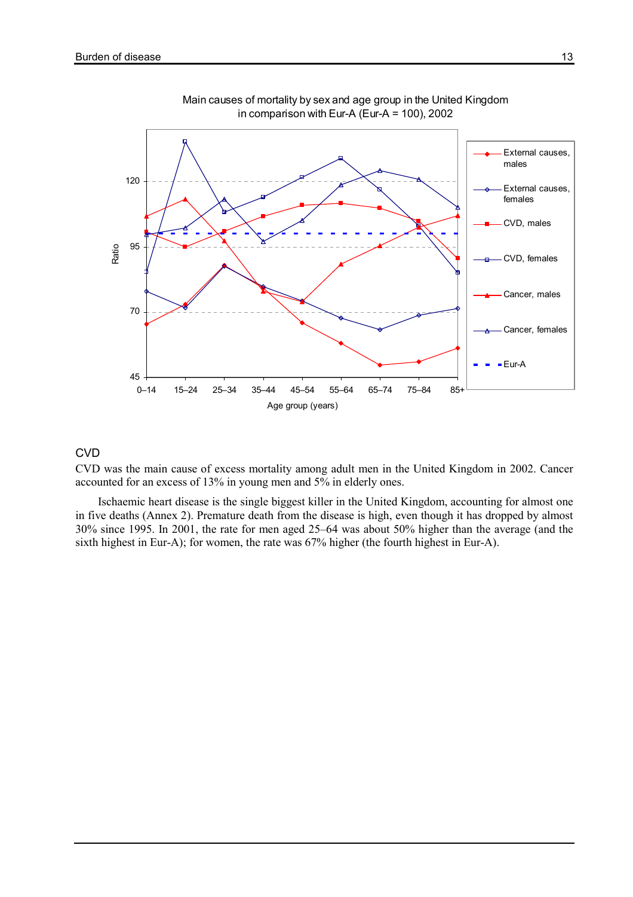Main causes of mortality by sex and age group in the United Kingdom in comparison with Eur-A (Eur-A = 100), 2002

## CVD

CVD was the main cause of excess mortality among adult men in the United Kingdom in 2002. Cancer accounted for an excess of 13% in young men and 5% in elderly ones.

Ischaemic heart disease is the single biggest killer in the United Kingdom, accounting for almost one in five deaths (Annex 2). Premature death from the disease is high, even though it has dropped by almost 30% since 1995. In 2001, the rate for men aged 25–64 was about 50% higher than the average (and the sixth highest in Eur-A); for women, the rate was 67% higher (the fourth highest in Eur-A).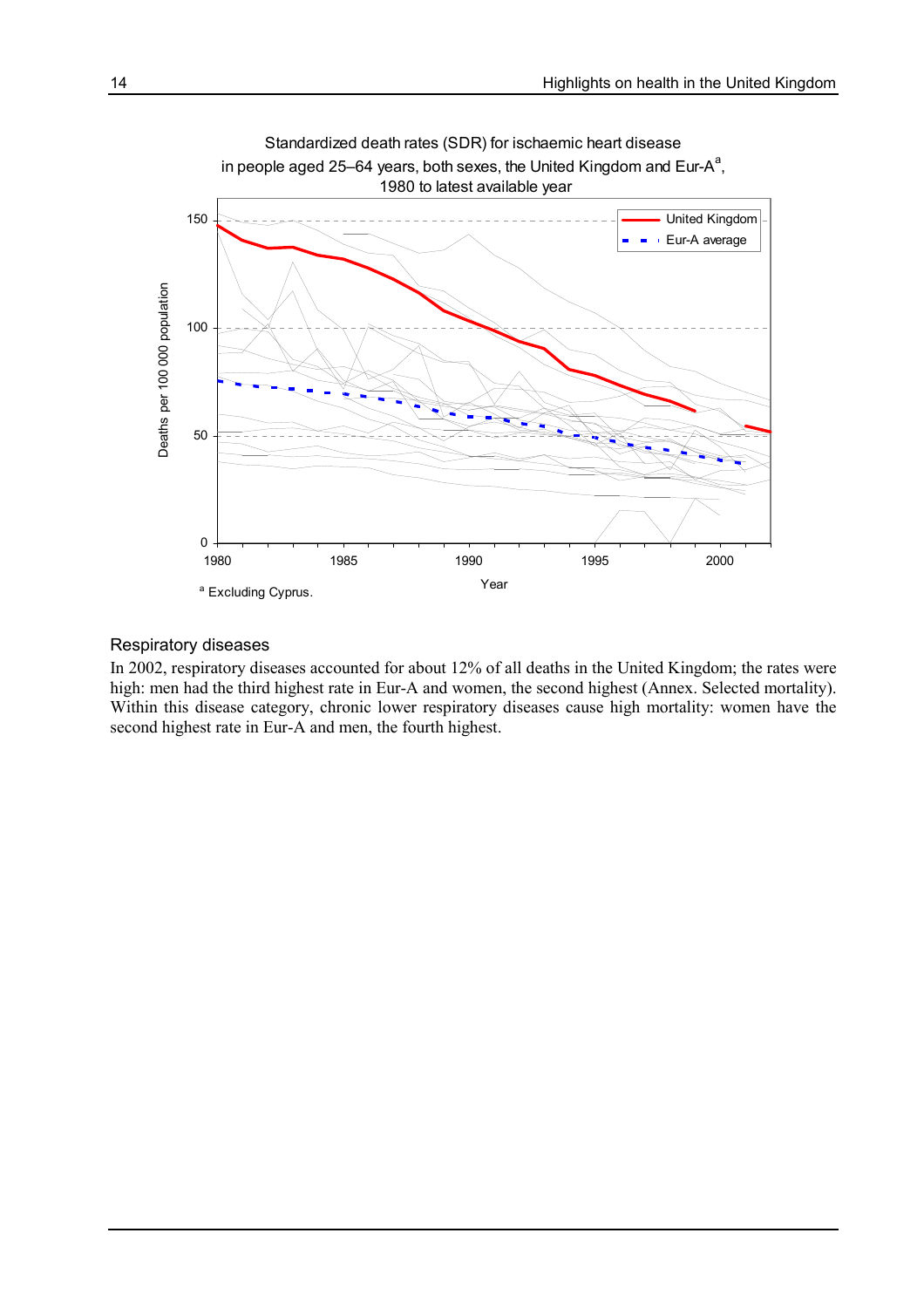Standardized death rates (SDR) for ischaemic heart disease in people aged 25–64 years, both sexes, the United Kingdom and Eur-A[a], 1980 to latest available year

[a] Excluding Cyprus.

## Respiratory diseases

In 2002, respiratory diseases accounted for about 12% of all deaths in the United Kingdom; the rates were high: men had the third highest rate in Eur-A and women, the second highest (Annex. Selected mortality). Within this disease category, chronic lower respiratory diseases cause high mortality: women have the second highest rate in Eur-A and men, the fourth highest.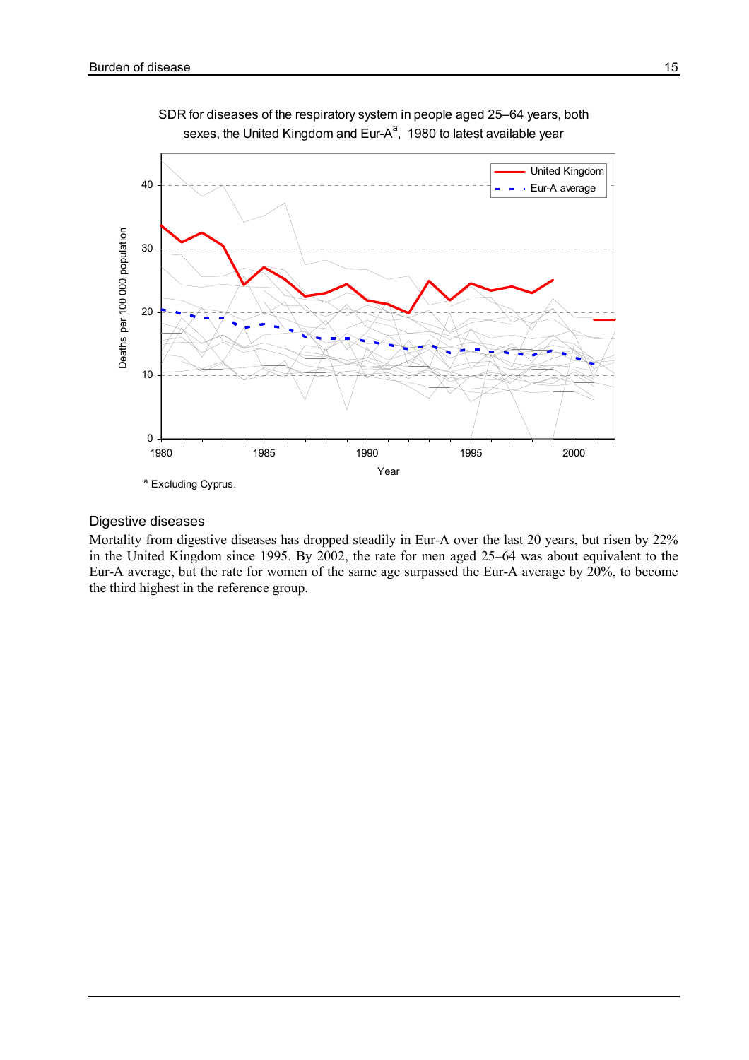SDR for diseases of the respiratory system in people aged 25–64 years, both sexes, the United Kingdom and Eur-A[a], 1980 to latest available year

[a] Excluding Cyprus.

## Digestive diseases

Mortality from digestive diseases has dropped steadily in Eur-A over the last 20 years, but risen by 22% in the United Kingdom since 1995. By 2002, the rate for men aged 25–64 was about equivalent to the Eur-A average, but the rate for women of the same age surpassed the Eur-A average by 20%, to become the third highest in the reference group.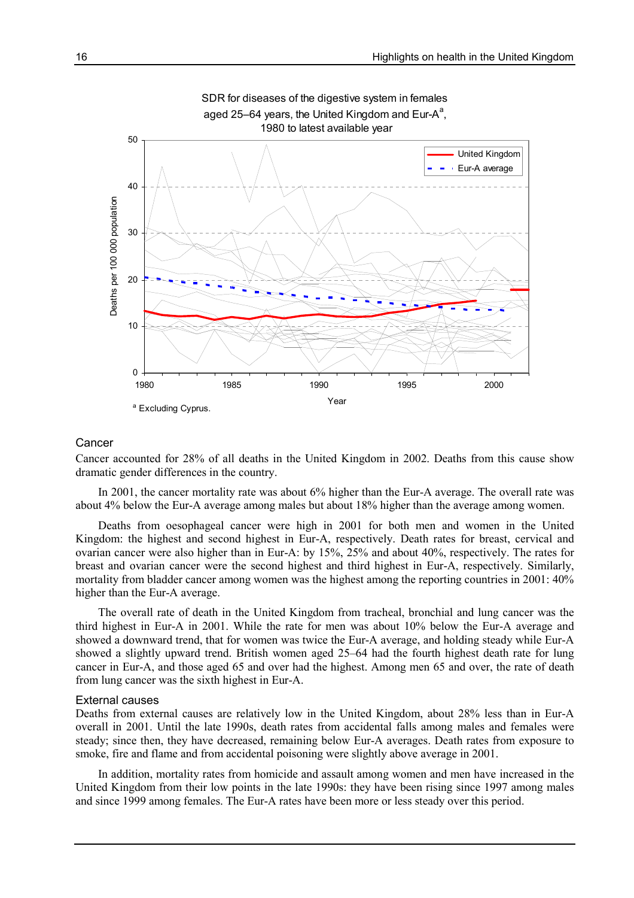SDR for diseases of the digestive system in females aged 25–64 years, the United Kingdom and Eur-A[a], 1980 to latest available year

[a] Excluding Cyprus.

## Cancer

Cancer accounted for 28% of all deaths in the United Kingdom in 2002. Deaths from this cause show dramatic gender differences in the country.

In 2001, the cancer mortality rate was about 6% higher than the Eur-A average. The overall rate was about 4% below the Eur-A average among males but about 18% higher than the average among women.

Deaths from oesophageal cancer were high in 2001 for both men and women in the United Kingdom: the highest and second highest in Eur-A, respectively. Death rates for breast, cervical and ovarian cancer were also higher than in Eur-A: by 15%, 25% and about 40%, respectively. The rates for breast and ovarian cancer were the second highest and third highest in Eur-A, respectively. Similarly, mortality from bladder cancer among women was the highest among the reporting countries in 2001: 40% higher than the Eur-A average.

The overall rate of death in the United Kingdom from tracheal, bronchial and lung cancer was the third highest in Eur-A in 2001. While the rate for men was about 10% below the Eur-A average and showed a downward trend, that for women was twice the Eur-A average, and holding steady while Eur-A showed a slightly upward trend. British women aged 25–64 had the fourth highest death rate for lung cancer in Eur-A, and those aged 65 and over had the highest. Among men 65 and over, the rate of death from lung cancer was the sixth highest in Eur-A.

## External causes

Deaths from external causes are relatively low in the United Kingdom, about 28% less than in Eur-A overall in 2001. Until the late 1990s, death rates from accidental falls among males and females were steady; since then, they have decreased, remaining below Eur-A averages. Death rates from exposure to smoke, fire and flame and from accidental poisoning were slightly above average in 2001.

In addition, mortality rates from homicide and assault among women and men have increased in the United Kingdom from their low points in the late 1990s: they have been rising since 1997 among males and since 1999 among females. The Eur-A rates have been more or less steady over this period.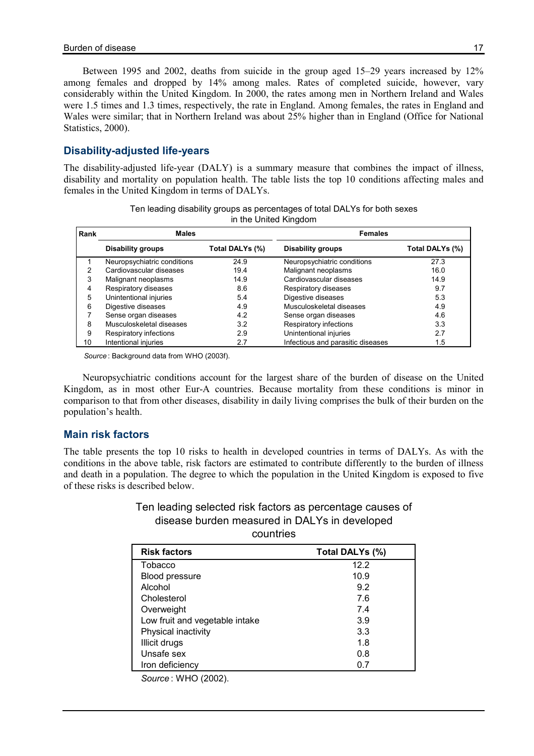Between 1995 and 2002, deaths from suicide in the group aged 15–29 years increased by 12% among females and dropped by 14% among males. Rates of completed suicide, however, vary considerably within the United Kingdom. In 2000, the rates among men in Northern Ireland and Wales were 1.5 times and 1.3 times, respectively, the rate in England. Among females, the rates in England and Wales were similar; that in Northern Ireland was about 25% higher than in England (Office for National Statistics, 2000).

## Disability-adjusted life-years

The disability-adjusted life-year (DALY) is a summary measure that combines the impact of illness, disability and mortality on population health. The table lists the top 10 conditions affecting males and females in the United Kingdom in terms of DALYs.

Ten leading disability groups as percentages of total DALYs for both sexes in the United Kingdom

| Rank | Males | | Females | |
|---|---|---|---|---|
| | **Disability groups** | **Total DALYs (%)** | **Disability groups** | **Total DALYs (%)** |
| 1 | Neuropsychiatric conditions | 24.9 | Neuropsychiatric conditions | 27.3 |
| 2 | Cardiovascular diseases | 19.4 | Malignant neoplasms | 16.0 |
| 3 | Malignant neoplasms | 14.9 | Cardiovascular diseases | 14.9 |
| 4 | Respiratory diseases | 8.6 | Respiratory diseases | 9.7 |
| 5 | Unintentional injuries | 5.4 | Digestive diseases | 5.3 |
| 6 | Digestive diseases | 4.9 | Musculoskeletal diseases | 4.9 |
| 7 | Sense organ diseases | 4.2 | Sense organ diseases | 4.6 |
| 8 | Musculoskeletal diseases | 3.2 | Respiratory infections | 3.3 |
| 9 | Respiratory infections | 2.9 | Unintentional injuries | 2.7 |
| 10 | Intentional injuries | 2.7 | Infectious and parasitic diseases | 1.5 |

*Source*: Background data from WHO (2003f).

Neuropsychiatric conditions account for the largest share of the burden of disease on the United Kingdom, as in most other Eur-A countries. Because mortality from these conditions is minor in comparison to that from other diseases, disability in daily living comprises the bulk of their burden on the population's health.

## Main risk factors

The table presents the top 10 risks to health in developed countries in terms of DALYs. As with the conditions in the above table, risk factors are estimated to contribute differently to the burden of illness and death in a population. The degree to which the population in the United Kingdom is exposed to five of these risks is described below.

Ten leading selected risk factors as percentage causes of disease burden measured in DALYs in developed countries

| Risk factors | Total DALYs (%) |
|---|---|
| Tobacco | 12.2 |
| Blood pressure | 10.9 |
| Alcohol | 9.2 |
| Cholesterol | 7.6 |
| Overweight | 7.4 |
| Low fruit and vegetable intake | 3.9 |
| Physical inactivity | 3.3 |
| Illicit drugs | 1.8 |
| Unsafe sex | 0.8 |
| Iron deficiency | 0.7 |

*Source*: WHO (2002).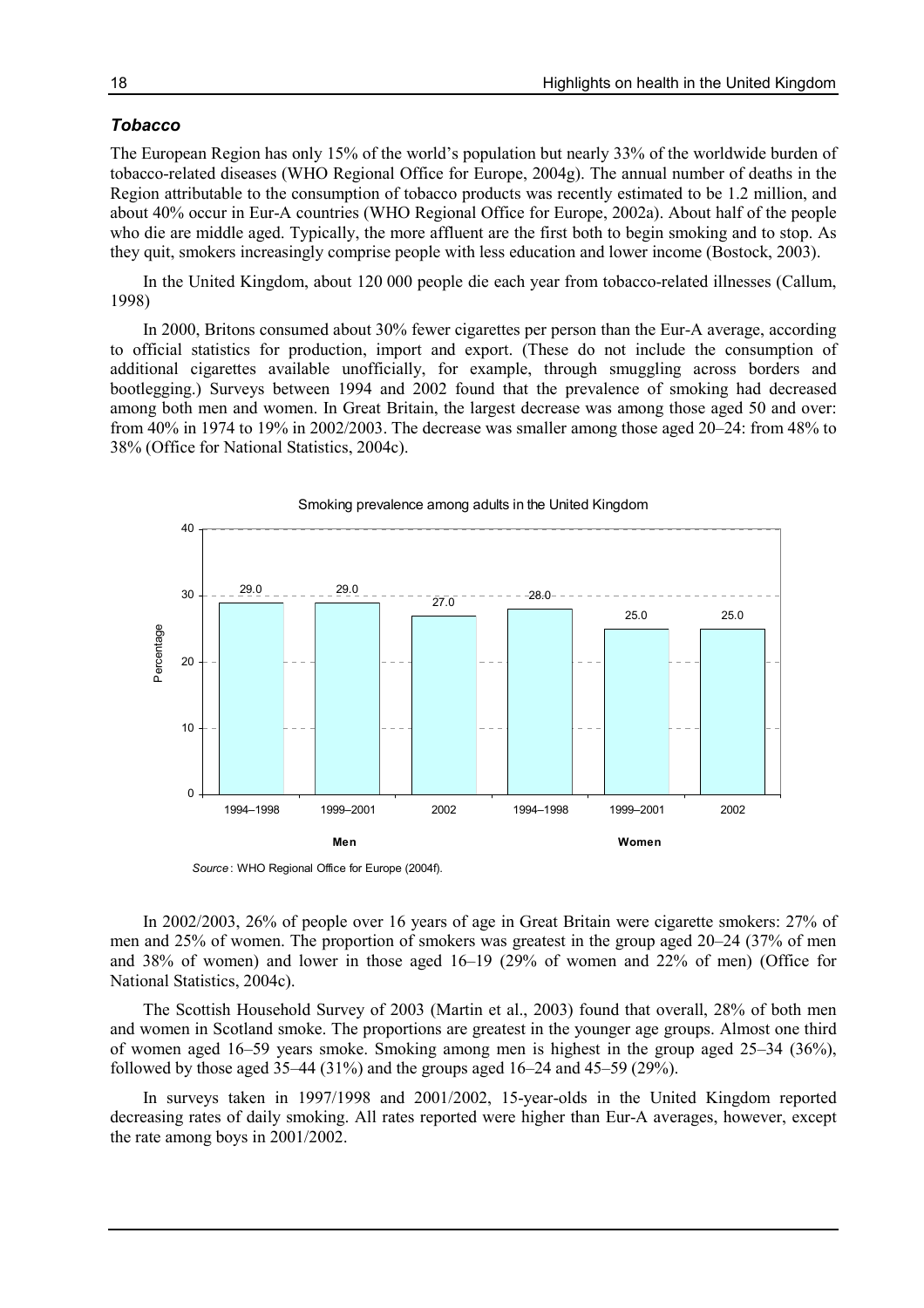### *Tobacco*

The European Region has only 15% of the world's population but nearly 33% of the worldwide burden of tobacco-related diseases (WHO Regional Office for Europe, 2004g). The annual number of deaths in the Region attributable to the consumption of tobacco products was recently estimated to be 1.2 million, and about 40% occur in Eur-A countries (WHO Regional Office for Europe, 2002a). About half of the people who die are middle aged. Typically, the more affluent are the first both to begin smoking and to stop. As they quit, smokers increasingly comprise people with less education and lower income (Bostock, 2003).

In the United Kingdom, about 120 000 people die each year from tobacco-related illnesses (Callum, 1998)

In 2000, Britons consumed about 30% fewer cigarettes per person than the Eur-A average, according to official statistics for production, import and export. (These do not include the consumption of additional cigarettes available unofficially, for example, through smuggling across borders and bootlegging.) Surveys between 1994 and 2002 found that the prevalence of smoking had decreased among both men and women. In Great Britain, the largest decrease was among those aged 50 and over: from 40% in 1974 to 19% in 2002/2003. The decrease was smaller among those aged 20–24: from 48% to 38% (Office for National Statistics, 2004c).

Smoking prevalence among adults in the United Kingdom

| | Period | Percentage |
|---|---|---|
| Men | 1994–1998 | 29.0 |
| | 1999–2001 | 29.0 |
| | 2002 | 27.0 |
| Women | 1994–1998 | 28.0 |
| | 1999–2001 | 25.0 |
| | 2002 | 25.0 |

*Source*: WHO Regional Office for Europe (2004f).

In 2002/2003, 26% of people over 16 years of age in Great Britain were cigarette smokers: 27% of men and 25% of women. The proportion of smokers was greatest in the group aged 20–24 (37% of men and 38% of women) and lower in those aged 16–19 (29% of women and 22% of men) (Office for National Statistics, 2004c).

The Scottish Household Survey of 2003 (Martin et al., 2003) found that overall, 28% of both men and women in Scotland smoke. The proportions are greatest in the younger age groups. Almost one third of women aged 16–59 years smoke. Smoking among men is highest in the group aged 25–34 (36%), followed by those aged 35–44 (31%) and the groups aged 16–24 and 45–59 (29%).

In surveys taken in 1997/1998 and 2001/2002, 15-year-olds in the United Kingdom reported decreasing rates of daily smoking. All rates reported were higher than Eur-A averages, however, except the rate among boys in 2001/2002.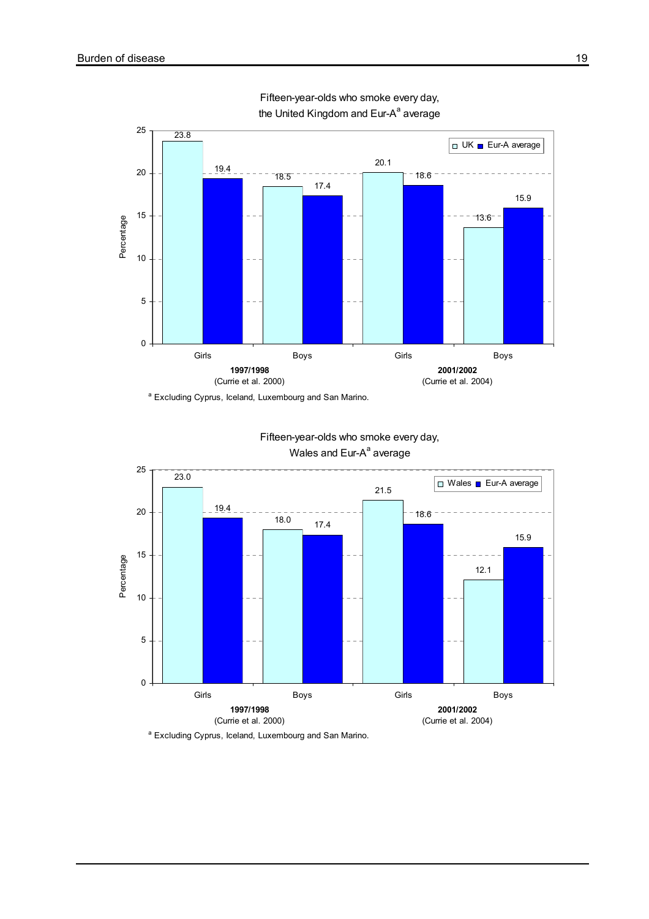Fifteen-year-olds who smoke every day, the United Kingdom and Eur-A[a] average

| | 1997/1998 (Currie et al. 2000) Girls | 1997/1998 (Currie et al. 2000) Boys | 2001/2002 (Currie et al. 2004) Girls | 2001/2002 (Currie et al. 2004) Boys |
|---|---|---|---|---|
| UK | 23.8 | 18.5 | 20.1 | 13.6 |
| Eur-A average | 19.4 | 17.4 | 18.6 | 15.9 |

[a] Excluding Cyprus, Iceland, Luxembourg and San Marino.

Fifteen-year-olds who smoke every day, Wales and Eur-A[a] average

| | 1997/1998 (Currie et al. 2000) Girls | 1997/1998 (Currie et al. 2000) Boys | 2001/2002 (Currie et al. 2004) Girls | 2001/2002 (Currie et al. 2004) Boys |
|---|---|---|---|---|
| Wales | 23.0 | 18.0 | 21.5 | 12.1 |
| Eur-A average | 19.4 | 17.4 | 18.6 | 15.9 |

[a] Excluding Cyprus, Iceland, Luxembourg and San Marino.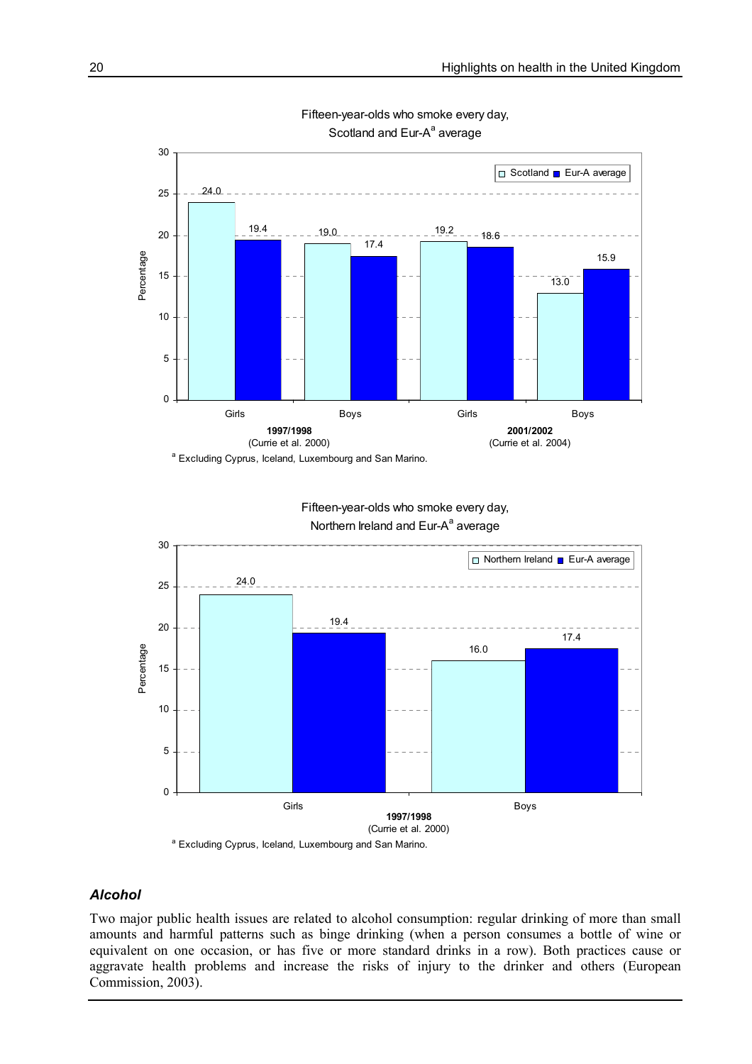Fifteen-year-olds who smoke every day, Scotland and Eur-A[a] average

| | 1997/1998 (Currie et al. 2000) | | 2001/2002 (Currie et al. 2004) | |
|---|---|---|---|---|
| | Girls | Boys | Girls | Boys |
| Scotland | 24.0 | 19.0 | 19.2 | 13.0 |
| Eur-A average | 19.4 | 17.4 | 18.6 | 15.9 |

[a] Excluding Cyprus, Iceland, Luxembourg and San Marino.

Fifteen-year-olds who smoke every day, Northern Ireland and Eur-A[a] average

| | 1997/1998 (Currie et al. 2000) | |
|---|---|---|
| | Girls | Boys |
| Northern Ireland | 24.0 | 16.0 |
| Eur-A average | 19.4 | 17.4 |

[a] Excluding Cyprus, Iceland, Luxembourg and San Marino.

### *Alcohol*

Two major public health issues are related to alcohol consumption: regular drinking of more than small amounts and harmful patterns such as binge drinking (when a person consumes a bottle of wine or equivalent on one occasion, or has five or more standard drinks in a row). Both practices cause or aggravate health problems and increase the risks of injury to the drinker and others (European Commission, 2003).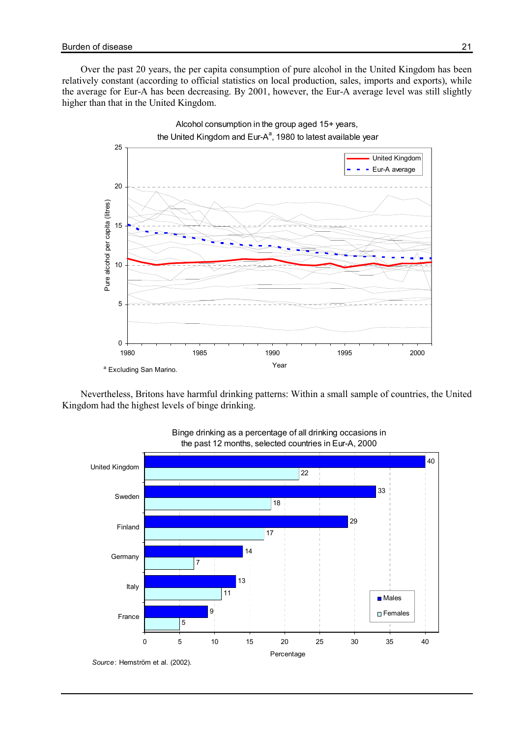Over the past 20 years, the per capita consumption of pure alcohol in the United Kingdom has been relatively constant (according to official statistics on local production, sales, imports and exports), while the average for Eur-A has been decreasing. By 2001, however, the Eur-A average level was still slightly higher than that in the United Kingdom.

Alcohol consumption in the group aged 15+ years, the United Kingdom and Eur-A[a], 1980 to latest available year

[a] Excluding San Marino.

Nevertheless, Britons have harmful drinking patterns: Within a small sample of countries, the United Kingdom had the highest levels of binge drinking.

Binge drinking as a percentage of all drinking occasions in the past 12 months, selected countries in Eur-A, 2000

| Country | Males | Females |
|---|---|---|
| United Kingdom | 40 | 22 |
| Sweden | 33 | 18 |
| Finland | 29 | 17 |
| Germany | 14 | 7 |
| Italy | 13 | 11 |
| France | 9 | 5 |

*Source*: Hemström et al. (2002).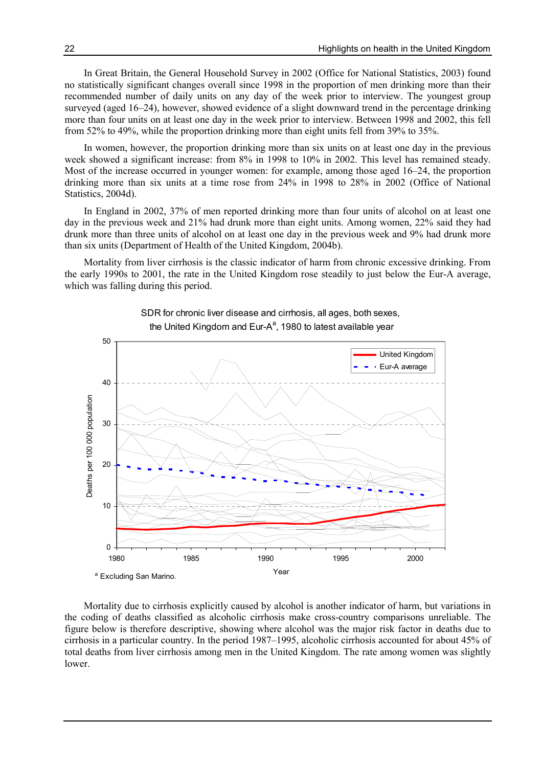In Great Britain, the General Household Survey in 2002 (Office for National Statistics, 2003) found no statistically significant changes overall since 1998 in the proportion of men drinking more than their recommended number of daily units on any day of the week prior to interview. The youngest group surveyed (aged 16–24), however, showed evidence of a slight downward trend in the percentage drinking more than four units on at least one day in the week prior to interview. Between 1998 and 2002, this fell from 52% to 49%, while the proportion drinking more than eight units fell from 39% to 35%.

In women, however, the proportion drinking more than six units on at least one day in the previous week showed a significant increase: from 8% in 1998 to 10% in 2002. This level has remained steady. Most of the increase occurred in younger women: for example, among those aged 16–24, the proportion drinking more than six units at a time rose from 24% in 1998 to 28% in 2002 (Office of National Statistics, 2004d).

In England in 2002, 37% of men reported drinking more than four units of alcohol on at least one day in the previous week and 21% had drunk more than eight units. Among women, 22% said they had drunk more than three units of alcohol on at least one day in the previous week and 9% had drunk more than six units (Department of Health of the United Kingdom, 2004b).

Mortality from liver cirrhosis is the classic indicator of harm from chronic excessive drinking. From the early 1990s to 2001, the rate in the United Kingdom rose steadily to just below the Eur-A average, which was falling during this period.

SDR for chronic liver disease and cirrhosis, all ages, both sexes, the United Kingdom and Eur-A[a], 1980 to latest available year

[a] Excluding San Marino.

Mortality due to cirrhosis explicitly caused by alcohol is another indicator of harm, but variations in the coding of deaths classified as alcoholic cirrhosis make cross-country comparisons unreliable. The figure below is therefore descriptive, showing where alcohol was the major risk factor in deaths due to cirrhosis in a particular country. In the period 1987–1995, alcoholic cirrhosis accounted for about 45% of total deaths from liver cirrhosis among men in the United Kingdom. The rate among women was slightly lower.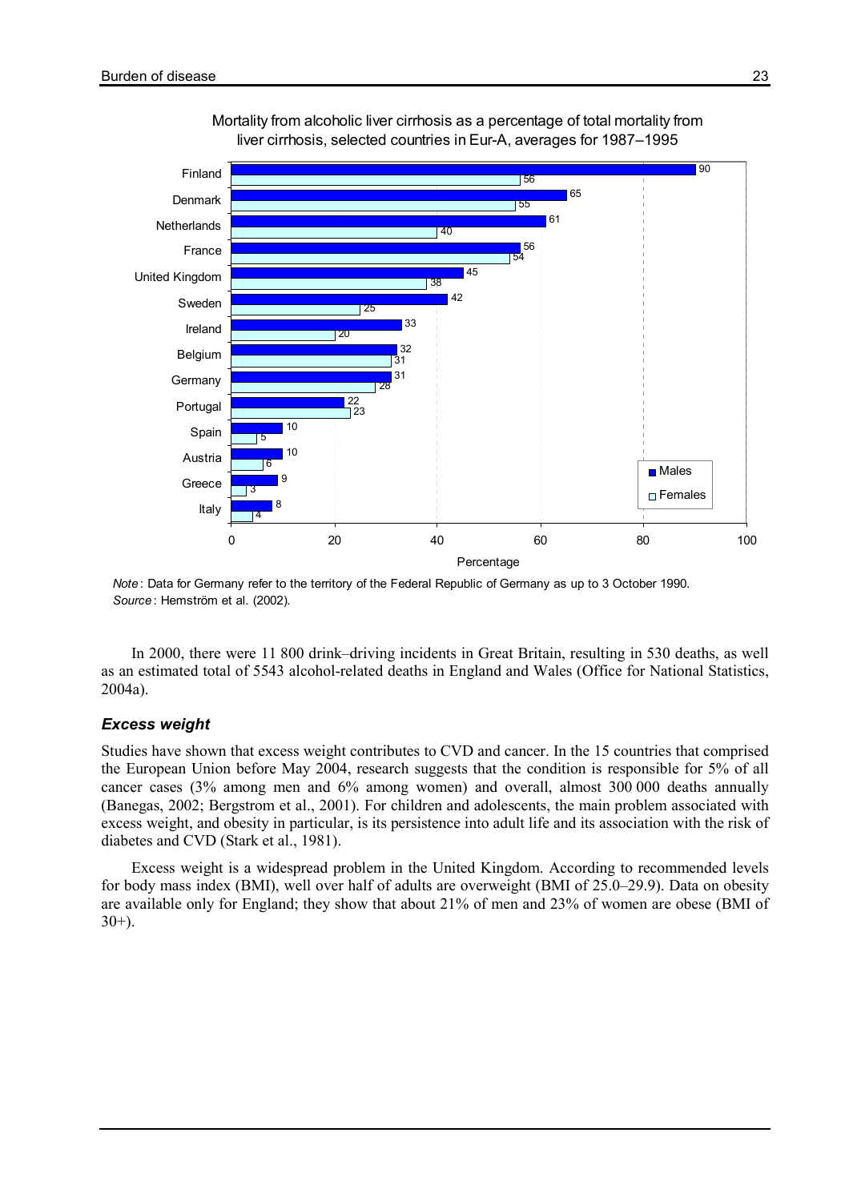Mortality from alcoholic liver cirrhosis as a percentage of total mortality from liver cirrhosis, selected countries in Eur-A, averages for 1987–1995

| Country | Males | Females |
| --- | --- | --- |
| Finland | 90 | 56 |
| Denmark | 65 | 55 |
| Netherlands | 61 | 40 |
| France | 56 | 54 |
| United Kingdom | 45 | 38 |
| Sweden | 42 | 25 |
| Ireland | 33 | 20 |
| Belgium | 32 | 31 |
| Germany | 31 | 28 |
| Portugal | 22 | 23 |
| Spain | 10 | 5 |
| Austria | 10 | 6 |
| Greece | 9 | 3 |
| Italy | 8 | 4 |

*Note*: Data for Germany refer to the territory of the Federal Republic of Germany as up to 3 October 1990.
*Source*: Hemström et al. (2002).

In 2000, there were 11 800 drink–driving incidents in Great Britain, resulting in 530 deaths, as well as an estimated total of 5543 alcohol-related deaths in England and Wales (Office for National Statistics, 2004a).

### *Excess weight*

Studies have shown that excess weight contributes to CVD and cancer. In the 15 countries that comprised the European Union before May 2004, research suggests that the condition is responsible for 5% of all cancer cases (3% among men and 6% among women) and overall, almost 300 000 deaths annually (Banegas, 2002; Bergstrom et al., 2001). For children and adolescents, the main problem associated with excess weight, and obesity in particular, is its persistence into adult life and its association with the risk of diabetes and CVD (Stark et al., 1981).

Excess weight is a widespread problem in the United Kingdom. According to recommended levels for body mass index (BMI), well over half of adults are overweight (BMI of 25.0–29.9). Data on obesity are available only for England; they show that about 21% of men and 23% of women are obese (BMI of 30+).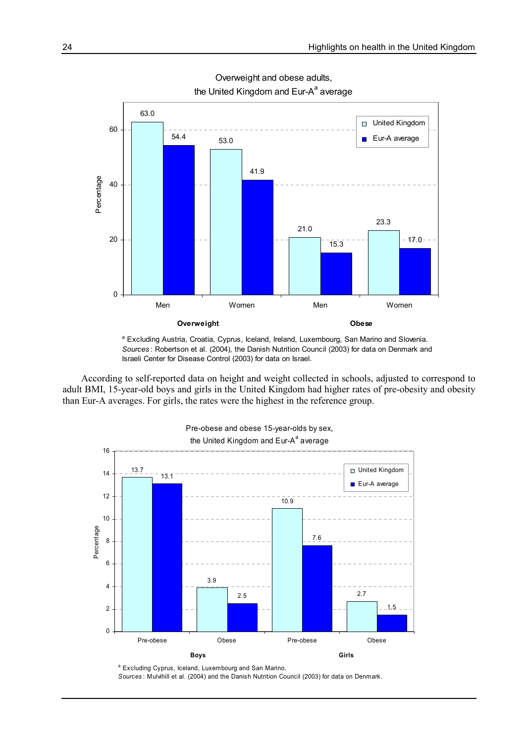Overweight and obese adults, the United Kingdom and Eur-A[a] average

| | | United Kingdom | Eur-A average |
|---|---|---|---|
| Overweight | Men | 63.0 | 54.4 |
| | Women | 53.0 | 41.9 |
| Obese | Men | 21.0 | 15.3 |
| | Women | 23.3 | 17.0 |

[a] Excluding Austria, Croatia, Cyprus, Iceland, Ireland, Luxembourg, San Marino and Slovenia.
*Sources*: Robertson et al. (2004), the Danish Nutrition Council (2003) for data on Denmark and Israeli Center for Disease Control (2003) for data on Israel.

According to self-reported data on height and weight collected in schools, adjusted to correspond to adult BMI, 15-year-old boys and girls in the United Kingdom had higher rates of pre-obesity and obesity than Eur-A averages. For girls, the rates were the highest in the reference group.

Pre-obese and obese 15-year-olds by sex, the United Kingdom and Eur-A[a] average

| | | United Kingdom | Eur-A average |
|---|---|---|---|
| Boys | Pre-obese | 13.7 | 13.1 |
| | Obese | 3.9 | 2.5 |
| Girls | Pre-obese | 10.9 | 7.6 |
| | Obese | 2.7 | 1.5 |

[a] Excluding Cyprus, Iceland, Luxembourg and San Marino.
*Sources*: Mulvihill et al. (2004) and the Danish Nutrition Council (2003) for data on Denmark.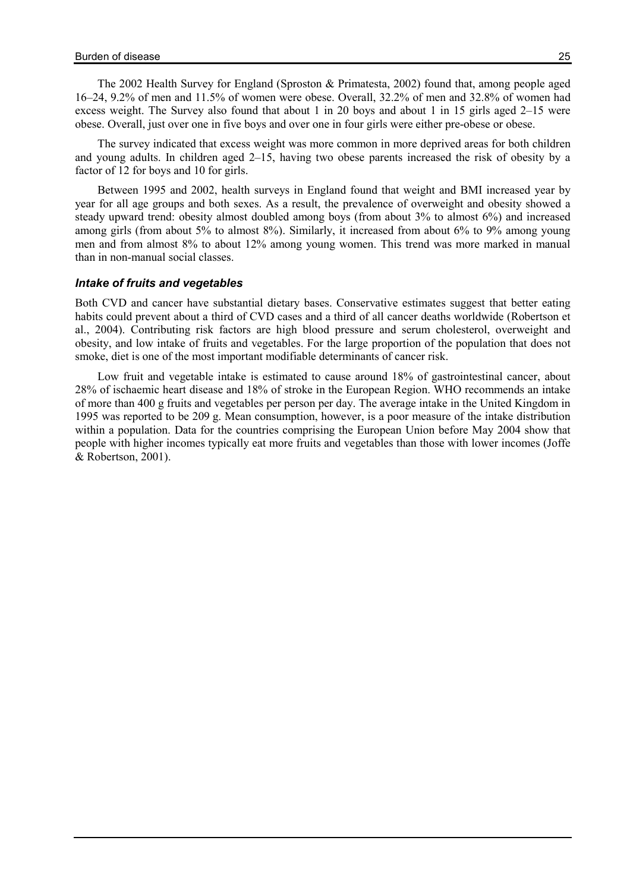The 2002 Health Survey for England (Sproston & Primatesta, 2002) found that, among people aged 16–24, 9.2% of men and 11.5% of women were obese. Overall, 32.2% of men and 32.8% of women had excess weight. The Survey also found that about 1 in 20 boys and about 1 in 15 girls aged 2–15 were obese. Overall, just over one in five boys and over one in four girls were either pre-obese or obese.

The survey indicated that excess weight was more common in more deprived areas for both children and young adults. In children aged 2–15, having two obese parents increased the risk of obesity by a factor of 12 for boys and 10 for girls.

Between 1995 and 2002, health surveys in England found that weight and BMI increased year by year for all age groups and both sexes. As a result, the prevalence of overweight and obesity showed a steady upward trend: obesity almost doubled among boys (from about 3% to almost 6%) and increased among girls (from about 5% to almost 8%). Similarly, it increased from about 6% to 9% among young men and from almost 8% to about 12% among young women. This trend was more marked in manual than in non-manual social classes.

### *Intake of fruits and vegetables*

Both CVD and cancer have substantial dietary bases. Conservative estimates suggest that better eating habits could prevent about a third of CVD cases and a third of all cancer deaths worldwide (Robertson et al., 2004). Contributing risk factors are high blood pressure and serum cholesterol, overweight and obesity, and low intake of fruits and vegetables. For the large proportion of the population that does not smoke, diet is one of the most important modifiable determinants of cancer risk.

Low fruit and vegetable intake is estimated to cause around 18% of gastrointestinal cancer, about 28% of ischaemic heart disease and 18% of stroke in the European Region. WHO recommends an intake of more than 400 g fruits and vegetables per person per day. The average intake in the United Kingdom in 1995 was reported to be 209 g. Mean consumption, however, is a poor measure of the intake distribution within a population. Data for the countries comprising the European Union before May 2004 show that people with higher incomes typically eat more fruits and vegetables than those with lower incomes (Joffe & Robertson, 2001).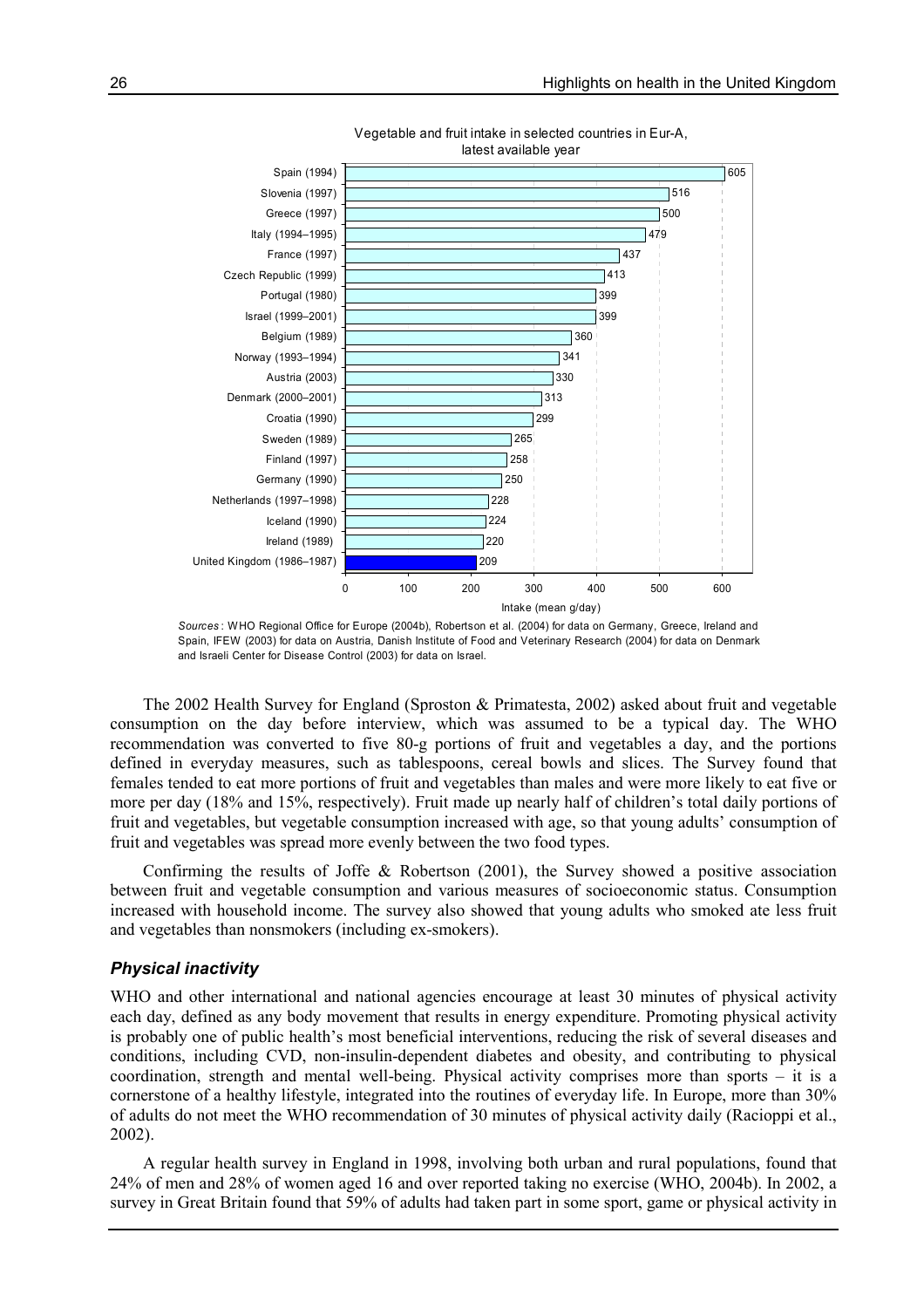Vegetable and fruit intake in selected countries in Eur-A, latest available year

| Country | Intake (mean g/day) |
|---|---|
| Spain (1994) | 605 |
| Slovenia (1997) | 516 |
| Greece (1997) | 500 |
| Italy (1994–1995) | 479 |
| France (1997) | 437 |
| Czech Republic (1999) | 413 |
| Portugal (1980) | 399 |
| Israel (1999–2001) | 399 |
| Belgium (1989) | 360 |
| Norway (1993–1994) | 341 |
| Austria (2003) | 330 |
| Denmark (2000–2001) | 313 |
| Croatia (1990) | 299 |
| Sweden (1989) | 265 |
| Finland (1997) | 258 |
| Germany (1990) | 250 |
| Netherlands (1997–1998) | 228 |
| Iceland (1990) | 224 |
| Ireland (1989) | 220 |
| United Kingdom (1986–1987) | 209 |

*Sources*: WHO Regional Office for Europe (2004b), Robertson et al. (2004) for data on Germany, Greece, Ireland and Spain, IFEW (2003) for data on Austria, Danish Institute of Food and Veterinary Research (2004) for data on Denmark and Israeli Center for Disease Control (2003) for data on Israel.

The 2002 Health Survey for England (Sproston & Primatesta, 2002) asked about fruit and vegetable consumption on the day before interview, which was assumed to be a typical day. The WHO recommendation was converted to five 80-g portions of fruit and vegetables a day, and the portions defined in everyday measures, such as tablespoons, cereal bowls and slices. The Survey found that females tended to eat more portions of fruit and vegetables than males and were more likely to eat five or more per day (18% and 15%, respectively). Fruit made up nearly half of children's total daily portions of fruit and vegetables, but vegetable consumption increased with age, so that young adults' consumption of fruit and vegetables was spread more evenly between the two food types.

Confirming the results of Joffe & Robertson (2001), the Survey showed a positive association between fruit and vegetable consumption and various measures of socioeconomic status. Consumption increased with household income. The survey also showed that young adults who smoked ate less fruit and vegetables than nonsmokers (including ex-smokers).

### *Physical inactivity*

WHO and other international and national agencies encourage at least 30 minutes of physical activity each day, defined as any body movement that results in energy expenditure. Promoting physical activity is probably one of public health's most beneficial interventions, reducing the risk of several diseases and conditions, including CVD, non-insulin-dependent diabetes and obesity, and contributing to physical coordination, strength and mental well-being. Physical activity comprises more than sports – it is a cornerstone of a healthy lifestyle, integrated into the routines of everyday life. In Europe, more than 30% of adults do not meet the WHO recommendation of 30 minutes of physical activity daily (Racioppi et al., 2002).

A regular health survey in England in 1998, involving both urban and rural populations, found that 24% of men and 28% of women aged 16 and over reported taking no exercise (WHO, 2004b). In 2002, a survey in Great Britain found that 59% of adults had taken part in some sport, game or physical activity in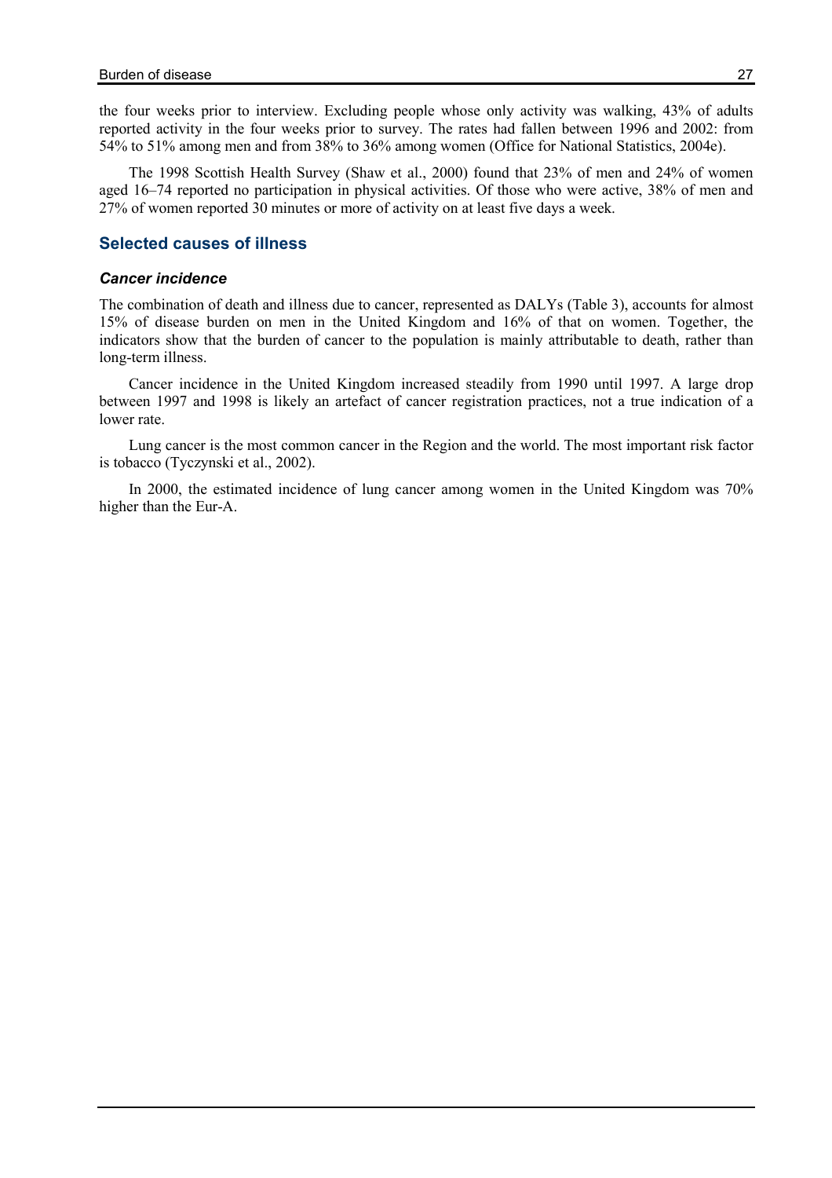the four weeks prior to interview. Excluding people whose only activity was walking, 43% of adults reported activity in the four weeks prior to survey. The rates had fallen between 1996 and 2002: from 54% to 51% among men and from 38% to 36% among women (Office for National Statistics, 2004e).

The 1998 Scottish Health Survey (Shaw et al., 2000) found that 23% of men and 24% of women aged 16–74 reported no participation in physical activities. Of those who were active, 38% of men and 27% of women reported 30 minutes or more of activity on at least five days a week.

## Selected causes of illness

### *Cancer incidence*

The combination of death and illness due to cancer, represented as DALYs (Table 3), accounts for almost 15% of disease burden on men in the United Kingdom and 16% of that on women. Together, the indicators show that the burden of cancer to the population is mainly attributable to death, rather than long-term illness.

Cancer incidence in the United Kingdom increased steadily from 1990 until 1997. A large drop between 1997 and 1998 is likely an artefact of cancer registration practices, not a true indication of a lower rate.

Lung cancer is the most common cancer in the Region and the world. The most important risk factor is tobacco (Tyczynski et al., 2002).

In 2000, the estimated incidence of lung cancer among women in the United Kingdom was 70% higher than the Eur-A.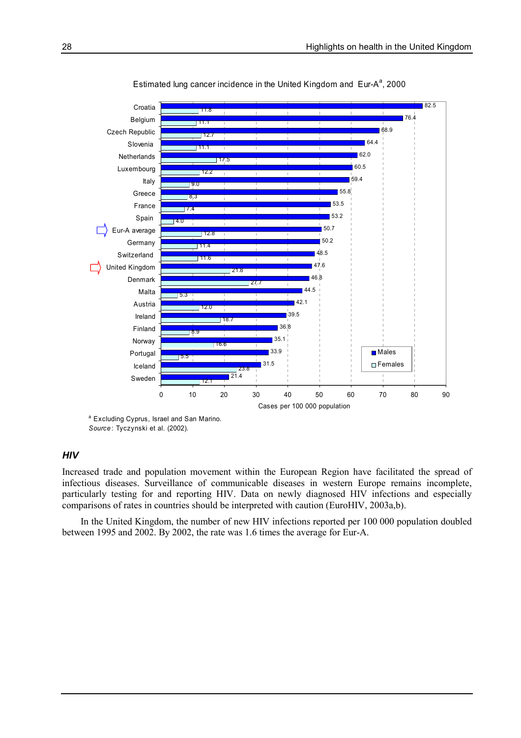Estimated lung cancer incidence in the United Kingdom and Eur-A[a], 2000

| Country | Males | Females |
|---|---|---|
| Croatia | 82.5 | 11.8 |
| Belgium | 76.4 | 11.1 |
| Czech Republic | 68.9 | 12.7 |
| Slovenia | 64.4 | 11.1 |
| Netherlands | 62.0 | 17.5 |
| Luxembourg | 60.5 | 12.2 |
| Italy | 59.4 | 9.0 |
| Greece | 55.8 | 8.3 |
| France | 53.5 | 7.4 |
| Spain | 53.2 | 4.0 |
| Eur-A average | 50.7 | 12.8 |
| Germany | 50.2 | 11.4 |
| Switzerland | 48.5 | 11.6 |
| United Kingdom | 47.6 | 21.8 |
| Denmark | 46.8 | 27.7 |
| Malta | 44.5 | 5.3 |
| Austria | 42.1 | 12.0 |
| Ireland | 39.5 | 18.7 |
| Finland | 36.8 | 8.9 |
| Norway | 35.1 | 16.6 |
| Portugal | 33.9 | 5.5 |
| Iceland | 31.5 | 23.8 |
| Sweden | 21.4 | 12.1 |

Cases per 100 000 population

[a] Excluding Cyprus, Israel and San Marino.
*Source*: Tyczynski et al. (2002).

### *HIV*

Increased trade and population movement within the European Region have facilitated the spread of infectious diseases. Surveillance of communicable diseases in western Europe remains incomplete, particularly testing for and reporting HIV. Data on newly diagnosed HIV infections and especially comparisons of rates in countries should be interpreted with caution (EuroHIV, 2003a,b).

In the United Kingdom, the number of new HIV infections reported per 100 000 population doubled between 1995 and 2002. By 2002, the rate was 1.6 times the average for Eur-A.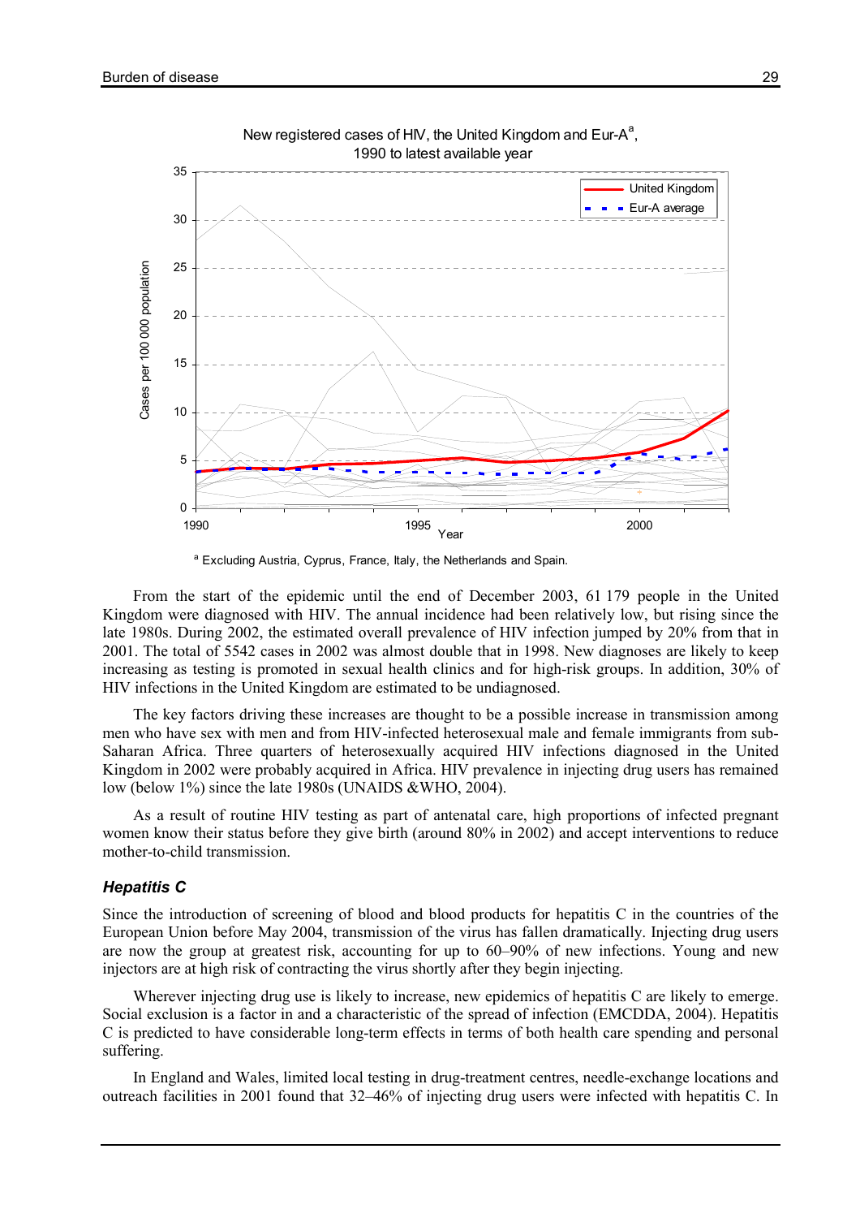New registered cases of HIV, the United Kingdom and Eur-A[a], 1990 to latest available year

[a] Excluding Austria, Cyprus, France, Italy, the Netherlands and Spain.

From the start of the epidemic until the end of December 2003, 61 179 people in the United Kingdom were diagnosed with HIV. The annual incidence had been relatively low, but rising since the late 1980s. During 2002, the estimated overall prevalence of HIV infection jumped by 20% from that in 2001. The total of 5542 cases in 2002 was almost double that in 1998. New diagnoses are likely to keep increasing as testing is promoted in sexual health clinics and for high-risk groups. In addition, 30% of HIV infections in the United Kingdom are estimated to be undiagnosed.

The key factors driving these increases are thought to be a possible increase in transmission among men who have sex with men and from HIV-infected heterosexual male and female immigrants from sub-Saharan Africa. Three quarters of heterosexually acquired HIV infections diagnosed in the United Kingdom in 2002 were probably acquired in Africa. HIV prevalence in injecting drug users has remained low (below 1%) since the late 1980s (UNAIDS &WHO, 2004).

As a result of routine HIV testing as part of antenatal care, high proportions of infected pregnant women know their status before they give birth (around 80% in 2002) and accept interventions to reduce mother-to-child transmission.

### *Hepatitis C*

Since the introduction of screening of blood and blood products for hepatitis C in the countries of the European Union before May 2004, transmission of the virus has fallen dramatically. Injecting drug users are now the group at greatest risk, accounting for up to 60–90% of new infections. Young and new injectors are at high risk of contracting the virus shortly after they begin injecting.

Wherever injecting drug use is likely to increase, new epidemics of hepatitis C are likely to emerge. Social exclusion is a factor in and a characteristic of the spread of infection (EMCDDA, 2004). Hepatitis C is predicted to have considerable long-term effects in terms of both health care spending and personal suffering.

In England and Wales, limited local testing in drug-treatment centres, needle-exchange locations and outreach facilities in 2001 found that 32–46% of injecting drug users were infected with hepatitis C. In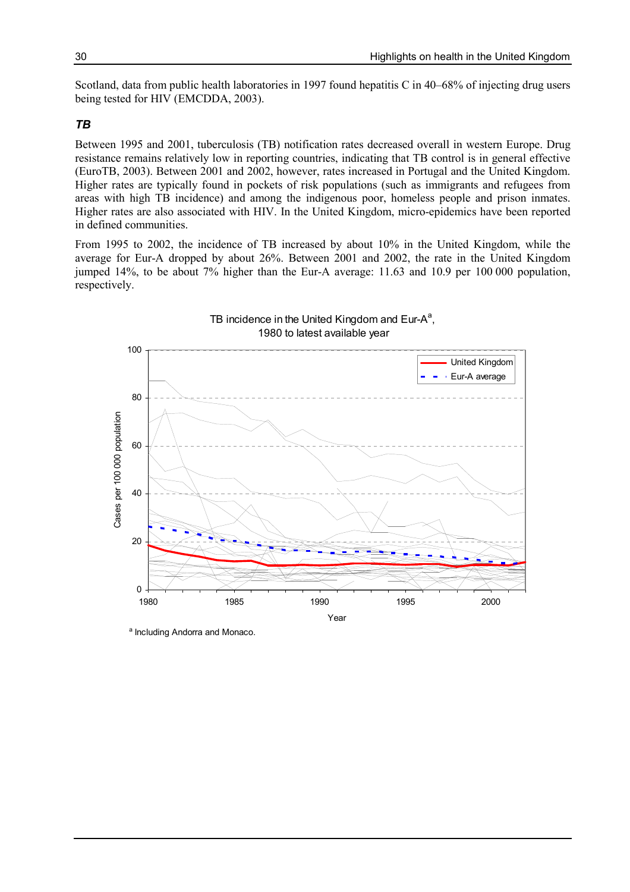Scotland, data from public health laboratories in 1997 found hepatitis C in 40–68% of injecting drug users being tested for HIV (EMCDDA, 2003).

### *TB*

Between 1995 and 2001, tuberculosis (TB) notification rates decreased overall in western Europe. Drug resistance remains relatively low in reporting countries, indicating that TB control is in general effective (EuroTB, 2003). Between 2001 and 2002, however, rates increased in Portugal and the United Kingdom. Higher rates are typically found in pockets of risk populations (such as immigrants and refugees from areas with high TB incidence) and among the indigenous poor, homeless people and prison inmates. Higher rates are also associated with HIV. In the United Kingdom, micro-epidemics have been reported in defined communities.

From 1995 to 2002, the incidence of TB increased by about 10% in the United Kingdom, while the average for Eur-A dropped by about 26%. Between 2001 and 2002, the rate in the United Kingdom jumped 14%, to be about 7% higher than the Eur-A average: 11.63 and 10.9 per 100 000 population, respectively.

TB incidence in the United Kingdom and Eur-A[a], 1980 to latest available year

[a] Including Andorra and Monaco.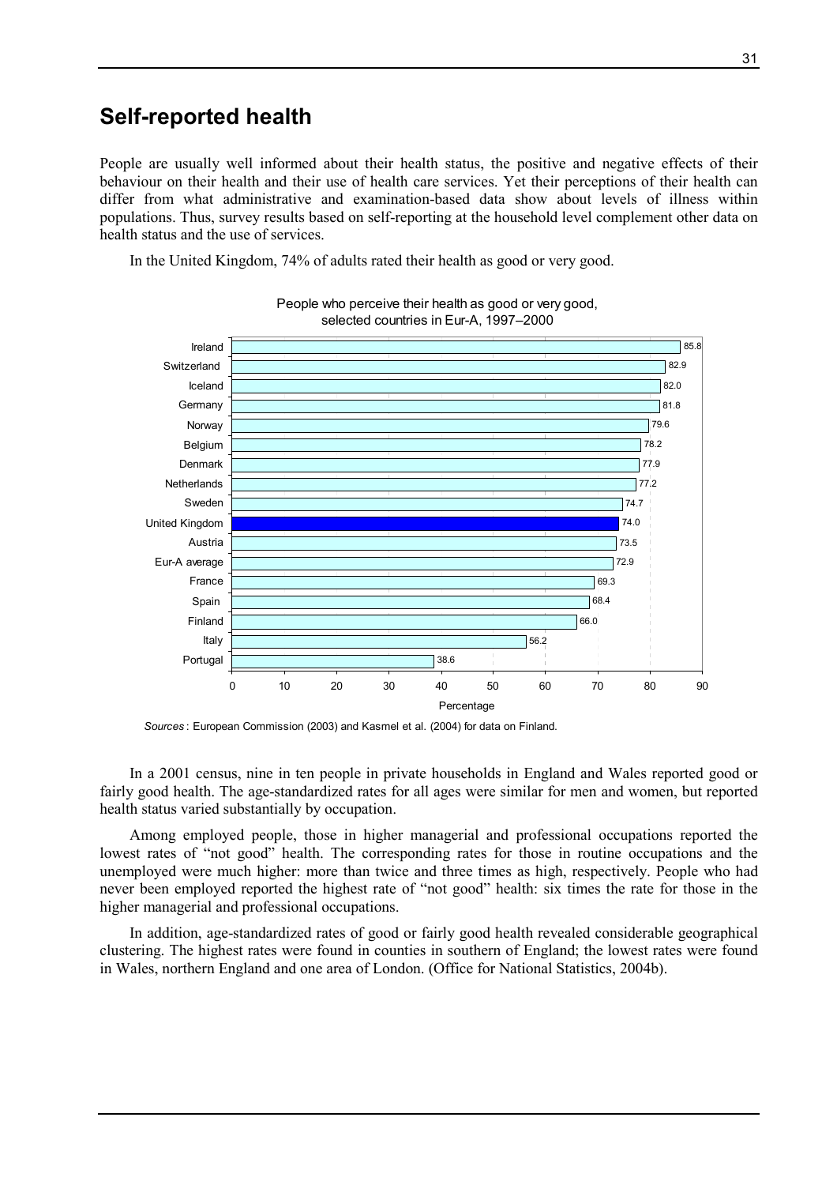## Self-reported health

People are usually well informed about their health status, the positive and negative effects of their behaviour on their health and their use of health care services. Yet their perceptions of their health can differ from what administrative and examination-based data show about levels of illness within populations. Thus, survey results based on self-reporting at the household level complement other data on health status and the use of services.

In the United Kingdom, 74% of adults rated their health as good or very good.

People who perceive their health as good or very good, selected countries in Eur-A, 1997–2000

| Country | Percentage |
| --- | --- |
| Ireland | 85.8 |
| Switzerland | 82.9 |
| Iceland | 82.0 |
| Germany | 81.8 |
| Norway | 79.6 |
| Belgium | 78.2 |
| Denmark | 77.9 |
| Netherlands | 77.2 |
| Sweden | 74.7 |
| United Kingdom | 74.0 |
| Austria | 73.5 |
| Eur-A average | 72.9 |
| France | 69.3 |
| Spain | 68.4 |
| Finland | 66.0 |
| Italy | 56.2 |
| Portugal | 38.6 |

*Sources* : European Commission (2003) and Kasmel et al. (2004) for data on Finland.

In a 2001 census, nine in ten people in private households in England and Wales reported good or fairly good health. The age-standardized rates for all ages were similar for men and women, but reported health status varied substantially by occupation.

Among employed people, those in higher managerial and professional occupations reported the lowest rates of "not good" health. The corresponding rates for those in routine occupations and the unemployed were much higher: more than twice and three times as high, respectively. People who had never been employed reported the highest rate of "not good" health: six times the rate for those in the higher managerial and professional occupations.

In addition, age-standardized rates of good or fairly good health revealed considerable geographical clustering. The highest rates were found in counties in southern of England; the lowest rates were found in Wales, northern England and one area of London. (Office for National Statistics, 2004b).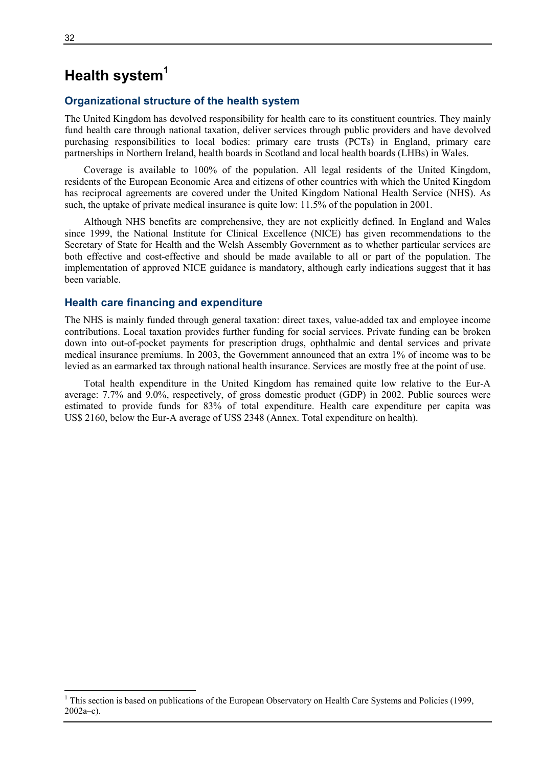# Health system[1]

## Organizational structure of the health system

The United Kingdom has devolved responsibility for health care to its constituent countries. They mainly fund health care through national taxation, deliver services through public providers and have devolved purchasing responsibilities to local bodies: primary care trusts (PCTs) in England, primary care partnerships in Northern Ireland, health boards in Scotland and local health boards (LHBs) in Wales.

Coverage is available to 100% of the population. All legal residents of the United Kingdom, residents of the European Economic Area and citizens of other countries with which the United Kingdom has reciprocal agreements are covered under the United Kingdom National Health Service (NHS). As such, the uptake of private medical insurance is quite low: 11.5% of the population in 2001.

Although NHS benefits are comprehensive, they are not explicitly defined. In England and Wales since 1999, the National Institute for Clinical Excellence (NICE) has given recommendations to the Secretary of State for Health and the Welsh Assembly Government as to whether particular services are both effective and cost-effective and should be made available to all or part of the population. The implementation of approved NICE guidance is mandatory, although early indications suggest that it has been variable.

## Health care financing and expenditure

The NHS is mainly funded through general taxation: direct taxes, value-added tax and employee income contributions. Local taxation provides further funding for social services. Private funding can be broken down into out-of-pocket payments for prescription drugs, ophthalmic and dental services and private medical insurance premiums. In 2003, the Government announced that an extra 1% of income was to be levied as an earmarked tax through national health insurance. Services are mostly free at the point of use.

Total health expenditure in the United Kingdom has remained quite low relative to the Eur-A average: 7.7% and 9.0%, respectively, of gross domestic product (GDP) in 2002. Public sources were estimated to provide funds for 83% of total expenditure. Health care expenditure per capita was US$ 2160, below the Eur-A average of US$ 2348 (Annex. Total expenditure on health).

---

[1] This section is based on publications of the European Observatory on Health Care Systems and Policies (1999, 2002a–c).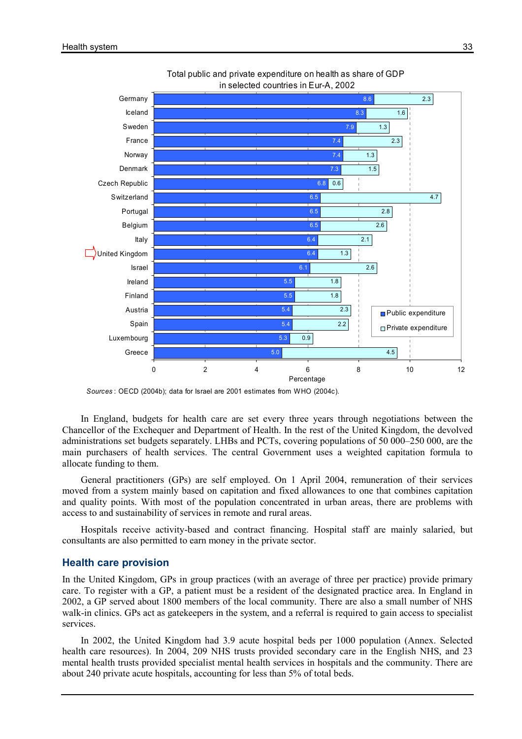Total public and private expenditure on health as share of GDP in selected countries in Eur-A, 2002

| Country | Public expenditure | Private expenditure |
|---|---|---|
| Germany | 8.6 | 2.3 |
| Iceland | 8.3 | 1.6 |
| Sweden | 7.9 | 1.3 |
| France | 7.4 | 2.3 |
| Norway | 7.4 | 1.3 |
| Denmark | 7.3 | 1.5 |
| Czech Republic | 6.8 | 0.6 |
| Switzerland | 6.5 | 4.7 |
| Portugal | 6.5 | 2.8 |
| Belgium | 6.5 | 2.6 |
| Italy | 6.4 | 2.1 |
| United Kingdom | 6.4 | 1.3 |
| Israel | 6.1 | 2.6 |
| Ireland | 5.5 | 1.8 |
| Finland | 5.5 | 1.8 |
| Austria | 5.4 | 2.3 |
| Spain | 5.4 | 2.2 |
| Luxembourg | 5.3 | 0.9 |
| Greece | 5.0 | 4.5 |

*Sources*: OECD (2004b); data for Israel are 2001 estimates from WHO (2004c).

In England, budgets for health care are set every three years through negotiations between the Chancellor of the Exchequer and Department of Health. In the rest of the United Kingdom, the devolved administrations set budgets separately. LHBs and PCTs, covering populations of 50 000–250 000, are the main purchasers of health services. The central Government uses a weighted capitation formula to allocate funding to them.

General practitioners (GPs) are self employed. On 1 April 2004, remuneration of their services moved from a system mainly based on capitation and fixed allowances to one that combines capitation and quality points. With most of the population concentrated in urban areas, there are problems with access to and sustainability of services in remote and rural areas.

Hospitals receive activity-based and contract financing. Hospital staff are mainly salaried, but consultants are also permitted to earn money in the private sector.

## Health care provision

In the United Kingdom, GPs in group practices (with an average of three per practice) provide primary care. To register with a GP, a patient must be a resident of the designated practice area. In England in 2002, a GP served about 1800 members of the local community. There are also a small number of NHS walk-in clinics. GPs act as gatekeepers in the system, and a referral is required to gain access to specialist services.

In 2002, the United Kingdom had 3.9 acute hospital beds per 1000 population (Annex. Selected health care resources). In 2004, 209 NHS trusts provided secondary care in the English NHS, and 23 mental health trusts provided specialist mental health services in hospitals and the community. There are about 240 private acute hospitals, accounting for less than 5% of total beds.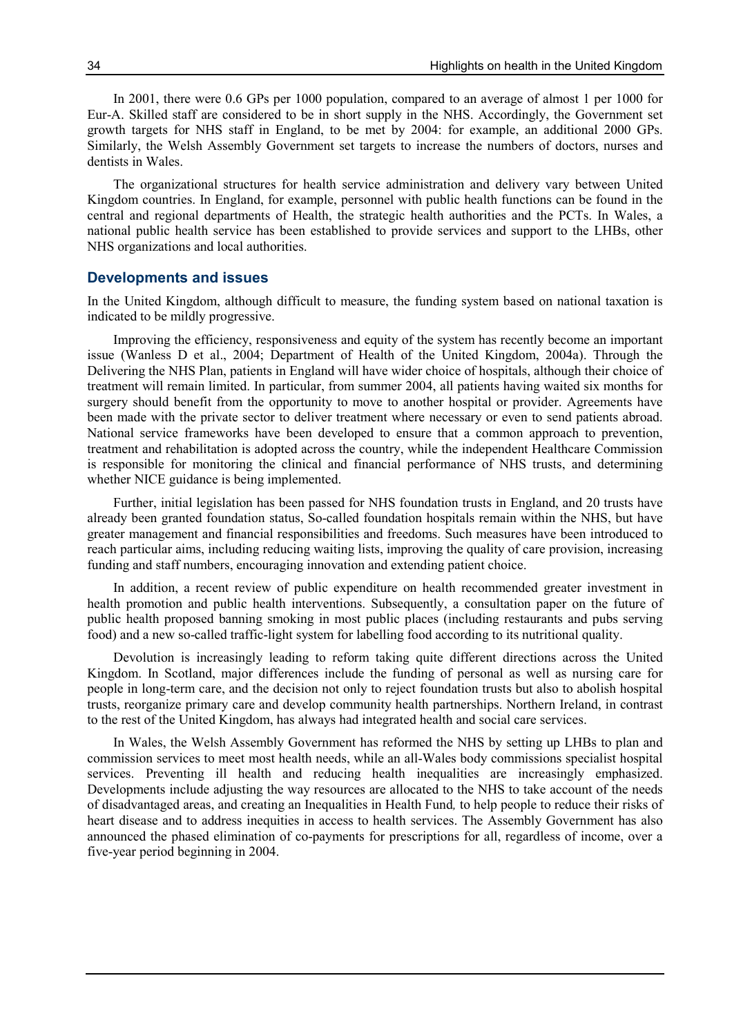In 2001, there were 0.6 GPs per 1000 population, compared to an average of almost 1 per 1000 for Eur-A. Skilled staff are considered to be in short supply in the NHS. Accordingly, the Government set growth targets for NHS staff in England, to be met by 2004: for example, an additional 2000 GPs. Similarly, the Welsh Assembly Government set targets to increase the numbers of doctors, nurses and dentists in Wales.

The organizational structures for health service administration and delivery vary between United Kingdom countries. In England, for example, personnel with public health functions can be found in the central and regional departments of Health, the strategic health authorities and the PCTs. In Wales, a national public health service has been established to provide services and support to the LHBs, other NHS organizations and local authorities.

## Developments and issues

In the United Kingdom, although difficult to measure, the funding system based on national taxation is indicated to be mildly progressive.

Improving the efficiency, responsiveness and equity of the system has recently become an important issue (Wanless D et al., 2004; Department of Health of the United Kingdom, 2004a). Through the Delivering the NHS Plan, patients in England will have wider choice of hospitals, although their choice of treatment will remain limited. In particular, from summer 2004, all patients having waited six months for surgery should benefit from the opportunity to move to another hospital or provider. Agreements have been made with the private sector to deliver treatment where necessary or even to send patients abroad. National service frameworks have been developed to ensure that a common approach to prevention, treatment and rehabilitation is adopted across the country, while the independent Healthcare Commission is responsible for monitoring the clinical and financial performance of NHS trusts, and determining whether NICE guidance is being implemented.

Further, initial legislation has been passed for NHS foundation trusts in England, and 20 trusts have already been granted foundation status, So-called foundation hospitals remain within the NHS, but have greater management and financial responsibilities and freedoms. Such measures have been introduced to reach particular aims, including reducing waiting lists, improving the quality of care provision, increasing funding and staff numbers, encouraging innovation and extending patient choice.

In addition, a recent review of public expenditure on health recommended greater investment in health promotion and public health interventions. Subsequently, a consultation paper on the future of public health proposed banning smoking in most public places (including restaurants and pubs serving food) and a new so-called traffic-light system for labelling food according to its nutritional quality.

Devolution is increasingly leading to reform taking quite different directions across the United Kingdom. In Scotland, major differences include the funding of personal as well as nursing care for people in long-term care, and the decision not only to reject foundation trusts but also to abolish hospital trusts, reorganize primary care and develop community health partnerships. Northern Ireland, in contrast to the rest of the United Kingdom, has always had integrated health and social care services.

In Wales, the Welsh Assembly Government has reformed the NHS by setting up LHBs to plan and commission services to meet most health needs, while an all-Wales body commissions specialist hospital services. Preventing ill health and reducing health inequalities are increasingly emphasized. Developments include adjusting the way resources are allocated to the NHS to take account of the needs of disadvantaged areas, and creating an Inequalities in Health Fund*,* to help people to reduce their risks of heart disease and to address inequities in access to health services. The Assembly Government has also announced the phased elimination of co-payments for prescriptions for all, regardless of income, over a five-year period beginning in 2004.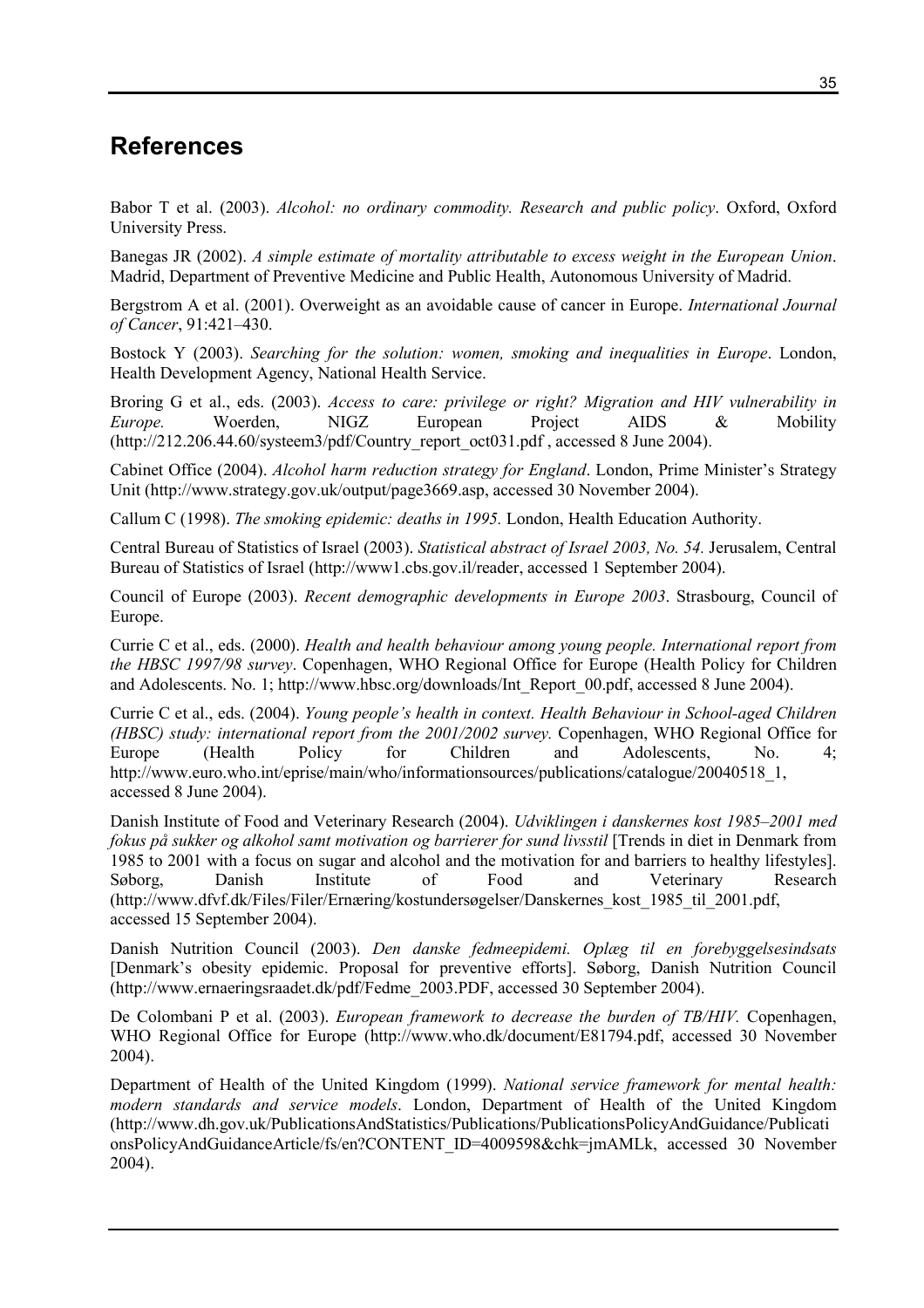## References

Babor T et al. (2003). *Alcohol: no ordinary commodity. Research and public policy*. Oxford, Oxford University Press.

Banegas JR (2002). *A simple estimate of mortality attributable to excess weight in the European Union*. Madrid, Department of Preventive Medicine and Public Health, Autonomous University of Madrid.

Bergstrom A et al. (2001). Overweight as an avoidable cause of cancer in Europe. *International Journal of Cancer*, 91:421–430.

Bostock Y (2003). *Searching for the solution: women, smoking and inequalities in Europe*. London, Health Development Agency, National Health Service.

Broring G et al., eds. (2003). *Access to care: privilege or right? Migration and HIV vulnerability in Europe.* Woerden, NIGZ European Project AIDS & Mobility (http://212.206.44.60/systeem3/pdf/Country_report_oct031.pdf , accessed 8 June 2004).

Cabinet Office (2004). *Alcohol harm reduction strategy for England*. London, Prime Minister's Strategy Unit (http://www.strategy.gov.uk/output/page3669.asp, accessed 30 November 2004).

Callum C (1998). *The smoking epidemic: deaths in 1995.* London, Health Education Authority.

Central Bureau of Statistics of Israel (2003). *Statistical abstract of Israel 2003, No. 54.* Jerusalem, Central Bureau of Statistics of Israel (http://www1.cbs.gov.il/reader, accessed 1 September 2004).

Council of Europe (2003). *Recent demographic developments in Europe 2003*. Strasbourg, Council of Europe.

Currie C et al., eds. (2000). *Health and health behaviour among young people. International report from the HBSC 1997/98 survey*. Copenhagen, WHO Regional Office for Europe (Health Policy for Children and Adolescents. No. 1; http://www.hbsc.org/downloads/Int_Report_00.pdf, accessed 8 June 2004).

Currie C et al., eds. (2004). *Young people's health in context. Health Behaviour in School-aged Children (HBSC) study: international report from the 2001/2002 survey.* Copenhagen, WHO Regional Office for Europe (Health Policy for Children and Adolescents, No. 4; http://www.euro.who.int/eprise/main/who/informationsources/publications/catalogue/20040518_1, accessed 8 June 2004).

Danish Institute of Food and Veterinary Research (2004). *Udviklingen i danskernes kost 1985–2001 med fokus på sukker og alkohol samt motivation og barrierer for sund livsstil* [Trends in diet in Denmark from 1985 to 2001 with a focus on sugar and alcohol and the motivation for and barriers to healthy lifestyles]. Søborg, Danish Institute of Food and Veterinary Research (http://www.dfvf.dk/Files/Filer/Ernæring/kostundersøgelser/Danskernes_kost_1985_til_2001.pdf, accessed 15 September 2004).

Danish Nutrition Council (2003). *Den danske fedmeepidemi. Oplæg til en forebyggelsesindsats* [Denmark's obesity epidemic. Proposal for preventive efforts]. Søborg, Danish Nutrition Council (http://www.ernaeringsraadet.dk/pdf/Fedme_2003.PDF, accessed 30 September 2004).

De Colombani P et al. (2003). *European framework to decrease the burden of TB/HIV.* Copenhagen, WHO Regional Office for Europe (http://www.who.dk/document/E81794.pdf, accessed 30 November 2004).

Department of Health of the United Kingdom (1999). *National service framework for mental health: modern standards and service models*. London, Department of Health of the United Kingdom (http://www.dh.gov.uk/PublicationsAndStatistics/Publications/PublicationsPolicyAndGuidance/PublicationsPolicyAndGuidanceArticle/fs/en?CONTENT_ID=4009598&chk=jmAMLk, accessed 30 November 2004).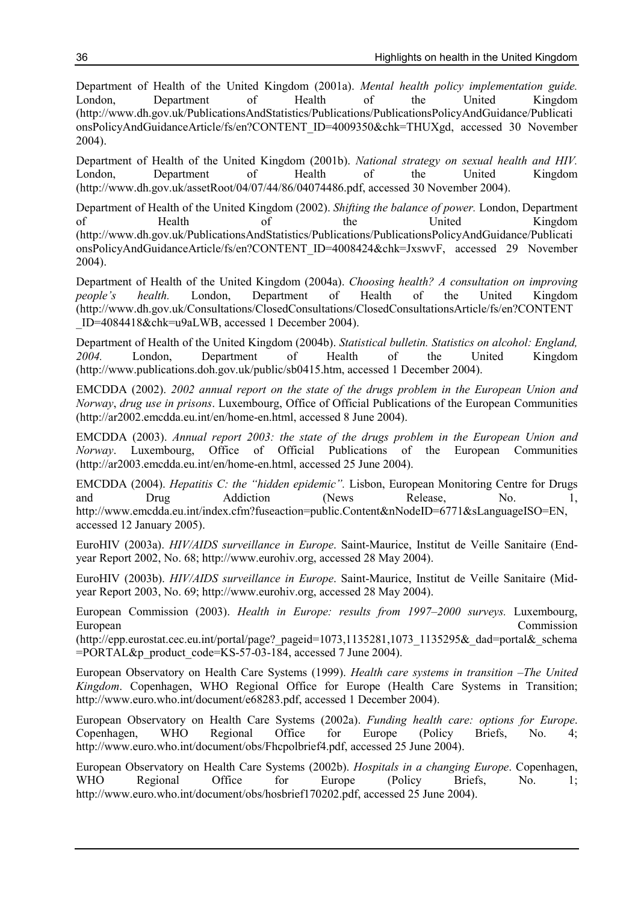Department of Health of the United Kingdom (2001a). *Mental health policy implementation guide.* London, Department of Health of the United Kingdom (http://www.dh.gov.uk/PublicationsAndStatistics/Publications/PublicationsPolicyAndGuidance/PublicationsPolicyAndGuidanceArticle/fs/en?CONTENT_ID=4009350&chk=THUXgd, accessed 30 November 2004).

Department of Health of the United Kingdom (2001b). *National strategy on sexual health and HIV.* London, Department of Health of the United Kingdom (http://www.dh.gov.uk/assetRoot/04/07/44/86/04074486.pdf, accessed 30 November 2004).

Department of Health of the United Kingdom (2002). *Shifting the balance of power.* London, Department of Health of the United Kingdom (http://www.dh.gov.uk/PublicationsAndStatistics/Publications/PublicationsPolicyAndGuidance/PublicationsPolicyAndGuidanceArticle/fs/en?CONTENT_ID=4008424&chk=JxswvF, accessed 29 November 2004).

Department of Health of the United Kingdom (2004a). *Choosing health? A consultation on improving people's health.* London, Department of Health of the United Kingdom (http://www.dh.gov.uk/Consultations/ClosedConsultations/ClosedConsultationsArticle/fs/en?CONTENT_ID=4084418&chk=u9aLWB, accessed 1 December 2004).

Department of Health of the United Kingdom (2004b). *Statistical bulletin. Statistics on alcohol: England, 2004.* London, Department of Health of the United Kingdom (http://www.publications.doh.gov.uk/public/sb0415.htm, accessed 1 December 2004).

EMCDDA (2002). *2002 annual report on the state of the drugs problem in the European Union and Norway*, *drug use in prisons*. Luxembourg, Office of Official Publications of the European Communities (http://ar2002.emcdda.eu.int/en/home-en.html, accessed 8 June 2004).

EMCDDA (2003). *Annual report 2003: the state of the drugs problem in the European Union and Norway*. Luxembourg, Office of Official Publications of the European Communities (http://ar2003.emcdda.eu.int/en/home-en.html, accessed 25 June 2004).

EMCDDA (2004). *Hepatitis C: the "hidden epidemic".* Lisbon, European Monitoring Centre for Drugs and Drug Addiction (News Release, No. 1, http://www.emcdda.eu.int/index.cfm?fuseaction=public.Content&nNodeID=6771&sLanguageISO=EN, accessed 12 January 2005).

EuroHIV (2003a). *HIV/AIDS surveillance in Europe*. Saint-Maurice, Institut de Veille Sanitaire (End-year Report 2002, No. 68; http://www.eurohiv.org, accessed 28 May 2004).

EuroHIV (2003b). *HIV/AIDS surveillance in Europe*. Saint-Maurice, Institut de Veille Sanitaire (Mid-year Report 2003, No. 69; http://www.eurohiv.org, accessed 28 May 2004).

European Commission (2003). *Health in Europe: results from 1997–2000 surveys.* Luxembourg, European Commission (http://epp.eurostat.cec.eu.int/portal/page?_pageid=1073,1135281,1073_1135295&_dad=portal&_schema=PORTAL&p_product_code=KS-57-03-184, accessed 7 June 2004).

European Observatory on Health Care Systems (1999). *Health care systems in transition –The United Kingdom*. Copenhagen, WHO Regional Office for Europe (Health Care Systems in Transition; http://www.euro.who.int/document/e68283.pdf, accessed 1 December 2004).

European Observatory on Health Care Systems (2002a). *Funding health care: options for Europe*. Copenhagen, WHO Regional Office for Europe (Policy Briefs, No. 4; http://www.euro.who.int/document/obs/Fhcpolbrief4.pdf, accessed 25 June 2004).

European Observatory on Health Care Systems (2002b). *Hospitals in a changing Europe*. Copenhagen, WHO Regional Office for Europe (Policy Briefs, No. 1; http://www.euro.who.int/document/obs/hosbrief170202.pdf, accessed 25 June 2004).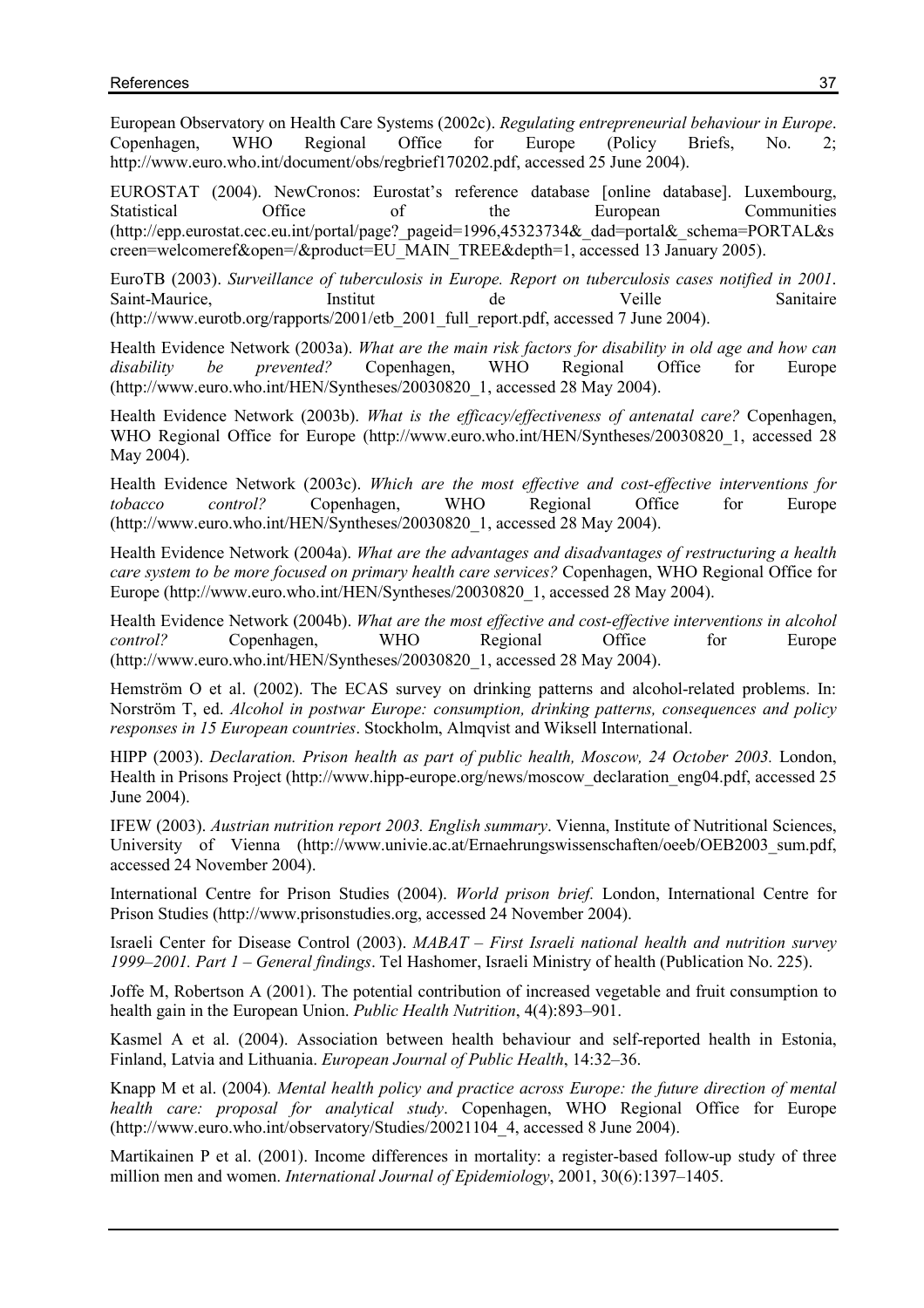European Observatory on Health Care Systems (2002c). *Regulating entrepreneurial behaviour in Europe*. Copenhagen, WHO Regional Office for Europe (Policy Briefs, No. 2; http://www.euro.who.int/document/obs/regbrief170202.pdf, accessed 25 June 2004).

EUROSTAT (2004). NewCronos: Eurostat's reference database [online database]. Luxembourg, Statistical Office of the European Communities (http://epp.eurostat.cec.eu.int/portal/page?_pageid=1996,45323734&_dad=portal&_schema=PORTAL&screen=welcomeref&open=/&product=EU_MAIN_TREE&depth=1, accessed 13 January 2005).

EuroTB (2003). *Surveillance of tuberculosis in Europe. Report on tuberculosis cases notified in 2001*. Saint-Maurice, Institut de Veille Sanitaire (http://www.eurotb.org/rapports/2001/etb_2001_full_report.pdf, accessed 7 June 2004).

Health Evidence Network (2003a). *What are the main risk factors for disability in old age and how can disability be prevented?* Copenhagen, WHO Regional Office for Europe (http://www.euro.who.int/HEN/Syntheses/20030820_1, accessed 28 May 2004).

Health Evidence Network (2003b). *What is the efficacy/effectiveness of antenatal care?* Copenhagen, WHO Regional Office for Europe (http://www.euro.who.int/HEN/Syntheses/20030820_1, accessed 28 May 2004).

Health Evidence Network (2003c). *Which are the most effective and cost-effective interventions for tobacco control?* Copenhagen, WHO Regional Office for Europe (http://www.euro.who.int/HEN/Syntheses/20030820_1, accessed 28 May 2004).

Health Evidence Network (2004a). *What are the advantages and disadvantages of restructuring a health care system to be more focused on primary health care services?* Copenhagen, WHO Regional Office for Europe (http://www.euro.who.int/HEN/Syntheses/20030820_1, accessed 28 May 2004).

Health Evidence Network (2004b). *What are the most effective and cost-effective interventions in alcohol control?* Copenhagen, WHO Regional Office for Europe (http://www.euro.who.int/HEN/Syntheses/20030820_1, accessed 28 May 2004).

Hemström O et al. (2002). The ECAS survey on drinking patterns and alcohol-related problems. In: Norström T, ed. *Alcohol in postwar Europe: consumption, drinking patterns, consequences and policy responses in 15 European countries*. Stockholm, Almqvist and Wiksell International.

HIPP (2003). *Declaration. Prison health as part of public health, Moscow, 24 October 2003.* London, Health in Prisons Project (http://www.hipp-europe.org/news/moscow_declaration_eng04.pdf, accessed 25 June 2004).

IFEW (2003). *Austrian nutrition report 2003. English summary*. Vienna, Institute of Nutritional Sciences, University of Vienna (http://www.univie.ac.at/Ernaehrungswissenschaften/oeeb/OEB2003_sum.pdf, accessed 24 November 2004).

International Centre for Prison Studies (2004). *World prison brief.* London, International Centre for Prison Studies (http://www.prisonstudies.org, accessed 24 November 2004).

Israeli Center for Disease Control (2003). *MABAT – First Israeli national health and nutrition survey 1999–2001. Part 1 – General findings*. Tel Hashomer, Israeli Ministry of health (Publication No. 225).

Joffe M, Robertson A (2001). The potential contribution of increased vegetable and fruit consumption to health gain in the European Union. *Public Health Nutrition*, 4(4):893–901.

Kasmel A et al. (2004). Association between health behaviour and self-reported health in Estonia, Finland, Latvia and Lithuania. *European Journal of Public Health*, 14:32–36.

Knapp M et al. (2004)*. Mental health policy and practice across Europe: the future direction of mental health care: proposal for analytical study*. Copenhagen, WHO Regional Office for Europe (http://www.euro.who.int/observatory/Studies/20021104_4, accessed 8 June 2004).

Martikainen P et al. (2001). Income differences in mortality: a register-based follow-up study of three million men and women. *International Journal of Epidemiology*, 2001, 30(6):1397–1405.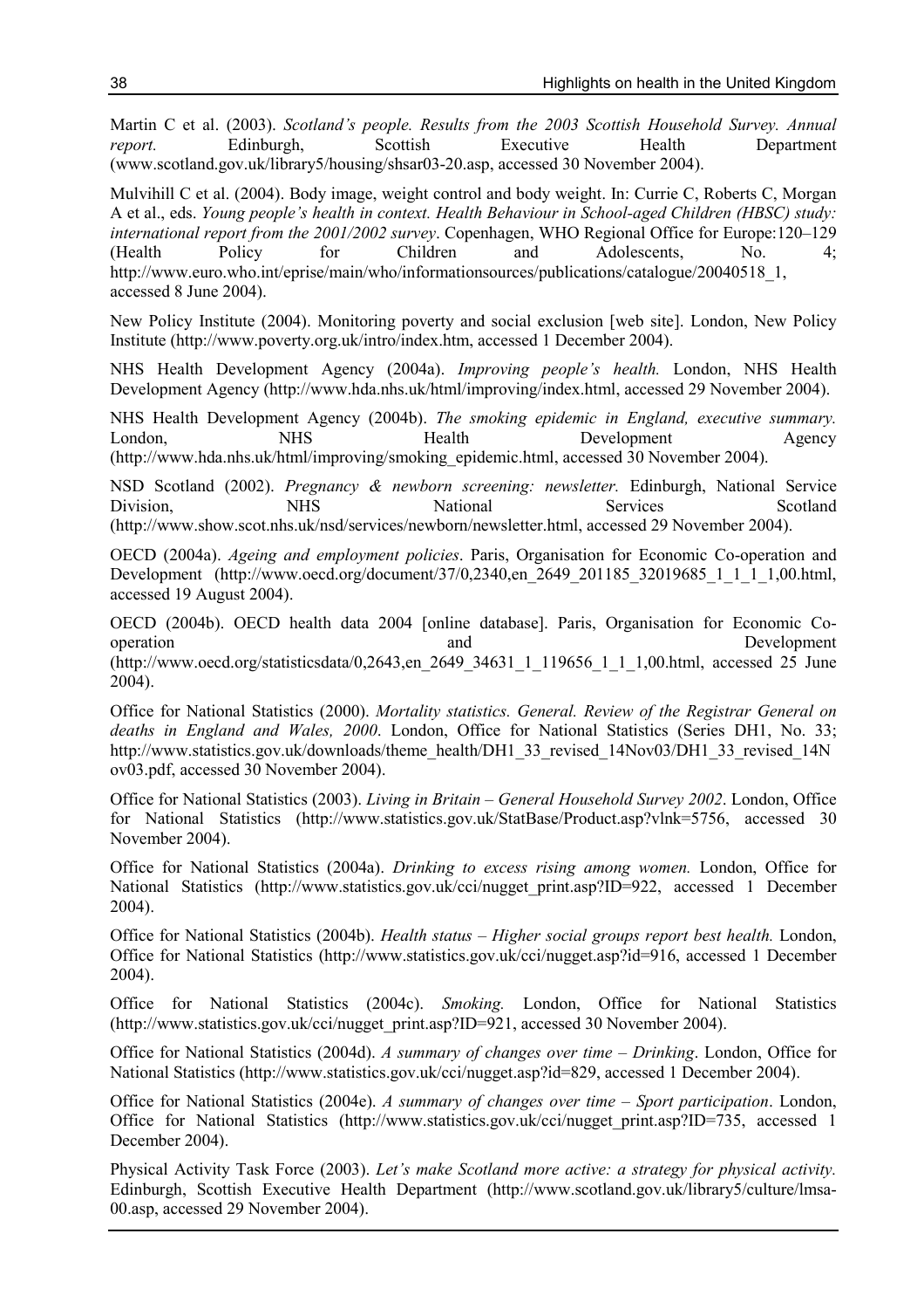Martin C et al. (2003). *Scotland's people. Results from the 2003 Scottish Household Survey. Annual report.* Edinburgh, Scottish Executive Health Department (www.scotland.gov.uk/library5/housing/shsar03-20.asp, accessed 30 November 2004).

Mulvihill C et al. (2004). Body image, weight control and body weight. In: Currie C, Roberts C, Morgan A et al., eds. *Young people's health in context. Health Behaviour in School-aged Children (HBSC) study: international report from the 2001/2002 survey*. Copenhagen, WHO Regional Office for Europe:120–129 (Health Policy for Children and Adolescents, No. 4; http://www.euro.who.int/eprise/main/who/informationsources/publications/catalogue/20040518_1, accessed 8 June 2004).

New Policy Institute (2004). Monitoring poverty and social exclusion [web site]. London, New Policy Institute (http://www.poverty.org.uk/intro/index.htm, accessed 1 December 2004).

NHS Health Development Agency (2004a). *Improving people's health.* London, NHS Health Development Agency (http://www.hda.nhs.uk/html/improving/index.html, accessed 29 November 2004).

NHS Health Development Agency (2004b). *The smoking epidemic in England, executive summary.* London, NHS Health Development Agency (http://www.hda.nhs.uk/html/improving/smoking_epidemic.html, accessed 30 November 2004).

NSD Scotland (2002). *Pregnancy & newborn screening: newsletter.* Edinburgh, National Service Division, NHS National Services Scotland (http://www.show.scot.nhs.uk/nsd/services/newborn/newsletter.html, accessed 29 November 2004).

OECD (2004a). *Ageing and employment policies*. Paris, Organisation for Economic Co-operation and Development (http://www.oecd.org/document/37/0,2340,en_2649_201185_32019685_1_1_1_1,00.html, accessed 19 August 2004).

OECD (2004b). OECD health data 2004 [online database]. Paris, Organisation for Economic Co-operation and Development (http://www.oecd.org/statisticsdata/0,2643,en_2649_34631_1_119656_1_1_1,00.html, accessed 25 June 2004).

Office for National Statistics (2000). *Mortality statistics. General. Review of the Registrar General on deaths in England and Wales, 2000*. London, Office for National Statistics (Series DH1, No. 33; http://www.statistics.gov.uk/downloads/theme_health/DH1_33_revised_14Nov03/DH1_33_revised_14Nov03.pdf, accessed 30 November 2004).

Office for National Statistics (2003). *Living in Britain – General Household Survey 2002*. London, Office for National Statistics (http://www.statistics.gov.uk/StatBase/Product.asp?vlnk=5756, accessed 30 November 2004).

Office for National Statistics (2004a). *Drinking to excess rising among women.* London, Office for National Statistics (http://www.statistics.gov.uk/cci/nugget_print.asp?ID=922, accessed 1 December 2004).

Office for National Statistics (2004b). *Health status – Higher social groups report best health.* London, Office for National Statistics (http://www.statistics.gov.uk/cci/nugget.asp?id=916, accessed 1 December 2004).

Office for National Statistics (2004c). *Smoking.* London, Office for National Statistics (http://www.statistics.gov.uk/cci/nugget_print.asp?ID=921, accessed 30 November 2004).

Office for National Statistics (2004d). *A summary of changes over time – Drinking*. London, Office for National Statistics (http://www.statistics.gov.uk/cci/nugget.asp?id=829, accessed 1 December 2004).

Office for National Statistics (2004e). *A summary of changes over time – Sport participation*. London, Office for National Statistics (http://www.statistics.gov.uk/cci/nugget_print.asp?ID=735, accessed 1 December 2004).

Physical Activity Task Force (2003). *Let's make Scotland more active: a strategy for physical activity.* Edinburgh, Scottish Executive Health Department (http://www.scotland.gov.uk/library5/culture/lmsa-00.asp, accessed 29 November 2004).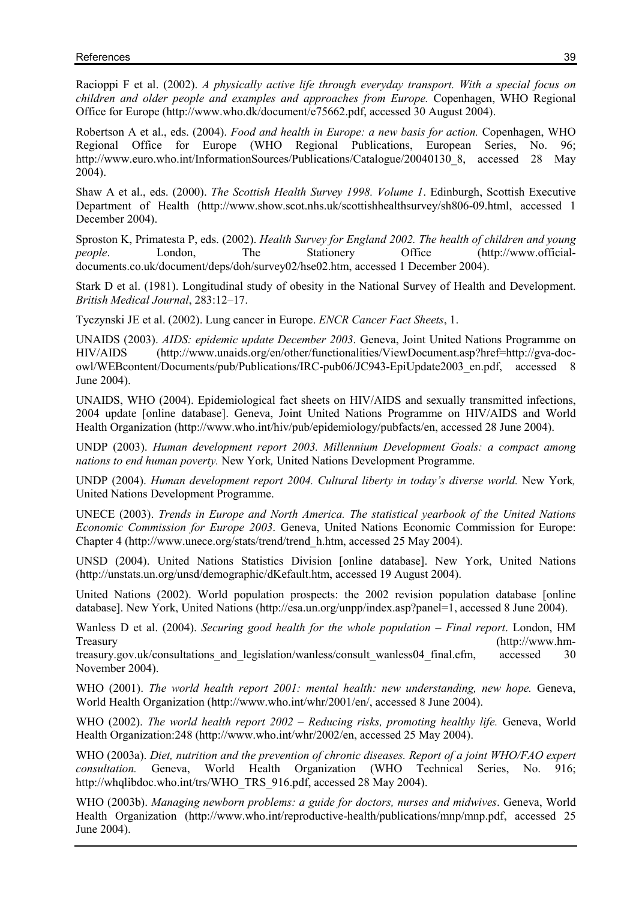Racioppi F et al. (2002). *A physically active life through everyday transport. With a special focus on children and older people and examples and approaches from Europe.* Copenhagen, WHO Regional Office for Europe (http://www.who.dk/document/e75662.pdf, accessed 30 August 2004).

Robertson A et al., eds. (2004). *Food and health in Europe: a new basis for action.* Copenhagen, WHO Regional Office for Europe (WHO Regional Publications, European Series, No. 96; http://www.euro.who.int/InformationSources/Publications/Catalogue/20040130_8, accessed 28 May 2004).

Shaw A et al., eds. (2000). *The Scottish Health Survey 1998. Volume 1*. Edinburgh, Scottish Executive Department of Health (http://www.show.scot.nhs.uk/scottishhealthsurvey/sh806-09.html, accessed 1 December 2004).

Sproston K, Primatesta P, eds. (2002). *Health Survey for England 2002. The health of children and young people*. London, The Stationery Office (http://www.official-documents.co.uk/document/deps/doh/survey02/hse02.htm, accessed 1 December 2004).

Stark D et al. (1981). Longitudinal study of obesity in the National Survey of Health and Development. *British Medical Journal*, 283:12–17.

Tyczynski JE et al. (2002). Lung cancer in Europe. *ENCR Cancer Fact Sheets*, 1.

UNAIDS (2003). *AIDS: epidemic update December 2003*. Geneva, Joint United Nations Programme on HIV/AIDS (http://www.unaids.org/en/other/functionalities/ViewDocument.asp?href=http://gva-doc-owl/WEBcontent/Documents/pub/Publications/IRC-pub06/JC943-EpiUpdate2003_en.pdf, accessed 8 June 2004).

UNAIDS, WHO (2004). Epidemiological fact sheets on HIV/AIDS and sexually transmitted infections, 2004 update [online database]. Geneva, Joint United Nations Programme on HIV/AIDS and World Health Organization (http://www.who.int/hiv/pub/epidemiology/pubfacts/en, accessed 28 June 2004).

UNDP (2003). *Human development report 2003. Millennium Development Goals: a compact among nations to end human poverty.* New York*,* United Nations Development Programme.

UNDP (2004). *Human development report 2004. Cultural liberty in today's diverse world.* New York*,* United Nations Development Programme.

UNECE (2003). *Trends in Europe and North America. The statistical yearbook of the United Nations Economic Commission for Europe 2003*. Geneva, United Nations Economic Commission for Europe: Chapter 4 (http://www.unece.org/stats/trend/trend_h.htm, accessed 25 May 2004).

UNSD (2004). United Nations Statistics Division [online database]. New York, United Nations (http://unstats.un.org/unsd/demographic/dKefault.htm, accessed 19 August 2004).

United Nations (2002). World population prospects: the 2002 revision population database [online database]. New York, United Nations (http://esa.un.org/unpp/index.asp?panel=1, accessed 8 June 2004).

Wanless D et al. (2004). *Securing good health for the whole population – Final report*. London, HM Treasury (http://www.hm-treasury.gov.uk/consultations_and_legislation/wanless/consult_wanless04_final.cfm, accessed 30 November 2004).

WHO (2001). *The world health report 2001: mental health: new understanding, new hope.* Geneva, World Health Organization (http://www.who.int/whr/2001/en/, accessed 8 June 2004).

WHO (2002). *The world health report 2002 – Reducing risks, promoting healthy life.* Geneva, World Health Organization:248 (http://www.who.int/whr/2002/en, accessed 25 May 2004).

WHO (2003a). *Diet, nutrition and the prevention of chronic diseases. Report of a joint WHO/FAO expert consultation.* Geneva, World Health Organization (WHO Technical Series, No. 916; http://whqlibdoc.who.int/trs/WHO_TRS_916.pdf, accessed 28 May 2004).

WHO (2003b). *Managing newborn problems: a guide for doctors, nurses and midwives*. Geneva, World Health Organization (http://www.who.int/reproductive-health/publications/mnp/mnp.pdf, accessed 25 June 2004).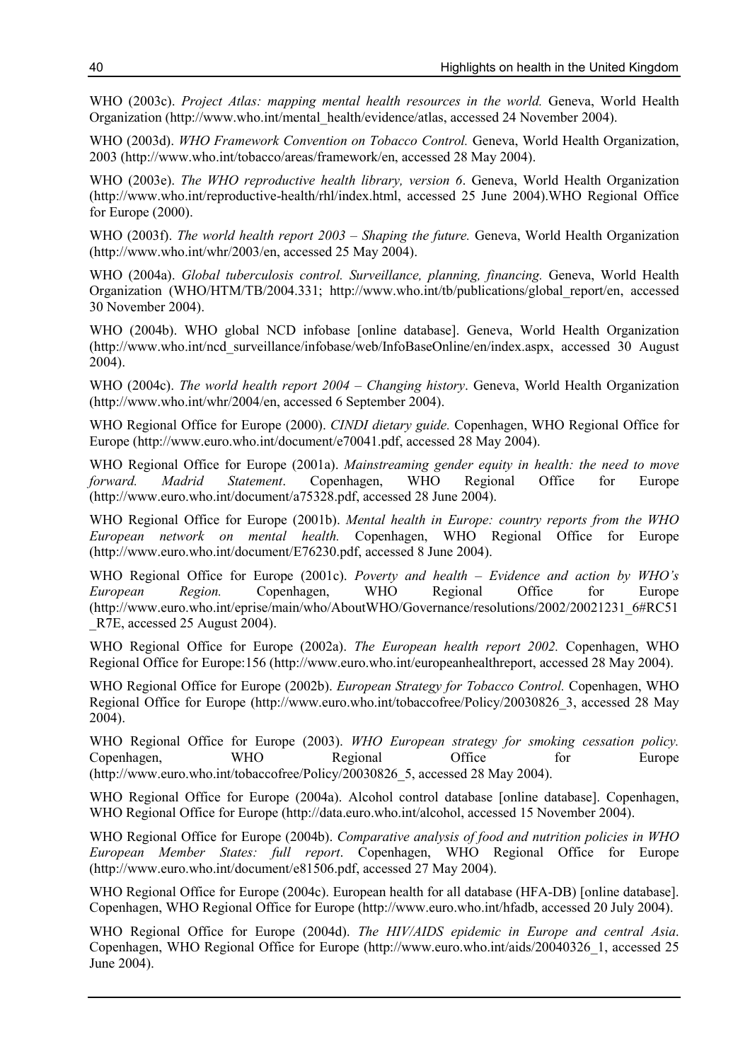WHO (2003c). *Project Atlas: mapping mental health resources in the world.* Geneva, World Health Organization (http://www.who.int/mental_health/evidence/atlas, accessed 24 November 2004).

WHO (2003d). *WHO Framework Convention on Tobacco Control.* Geneva, World Health Organization, 2003 (http://www.who.int/tobacco/areas/framework/en, accessed 28 May 2004).

WHO (2003e). *The WHO reproductive health library, version 6*. Geneva, World Health Organization (http://www.who.int/reproductive-health/rhl/index.html, accessed 25 June 2004).WHO Regional Office for Europe (2000).

WHO (2003f). *The world health report 2003 – Shaping the future.* Geneva, World Health Organization (http://www.who.int/whr/2003/en, accessed 25 May 2004).

WHO (2004a). *Global tuberculosis control. Surveillance, planning, financing.* Geneva, World Health Organization (WHO/HTM/TB/2004.331; http://www.who.int/tb/publications/global_report/en, accessed 30 November 2004).

WHO (2004b). WHO global NCD infobase [online database]. Geneva, World Health Organization (http://www.who.int/ncd_surveillance/infobase/web/InfoBaseOnline/en/index.aspx, accessed 30 August 2004).

WHO (2004c). *The world health report 2004 – Changing history*. Geneva, World Health Organization (http://www.who.int/whr/2004/en, accessed 6 September 2004).

WHO Regional Office for Europe (2000). *CINDI dietary guide.* Copenhagen, WHO Regional Office for Europe (http://www.euro.who.int/document/e70041.pdf, accessed 28 May 2004).

WHO Regional Office for Europe (2001a). *Mainstreaming gender equity in health: the need to move forward. Madrid Statement*. Copenhagen, WHO Regional Office for Europe (http://www.euro.who.int/document/a75328.pdf, accessed 28 June 2004).

WHO Regional Office for Europe (2001b). *Mental health in Europe: country reports from the WHO European network on mental health.* Copenhagen, WHO Regional Office for Europe (http://www.euro.who.int/document/E76230.pdf, accessed 8 June 2004).

WHO Regional Office for Europe (2001c). *Poverty and health – Evidence and action by WHO's European Region.* Copenhagen, WHO Regional Office for Europe (http://www.euro.who.int/eprise/main/who/AboutWHO/Governance/resolutions/2002/20021231_6#RC51_R7E, accessed 25 August 2004).

WHO Regional Office for Europe (2002a). *The European health report 2002.* Copenhagen, WHO Regional Office for Europe:156 (http://www.euro.who.int/europeanhealthreport, accessed 28 May 2004).

WHO Regional Office for Europe (2002b). *European Strategy for Tobacco Control.* Copenhagen, WHO Regional Office for Europe (http://www.euro.who.int/tobaccofree/Policy/20030826_3, accessed 28 May 2004).

WHO Regional Office for Europe (2003). *WHO European strategy for smoking cessation policy.* Copenhagen, WHO Regional Office for Europe (http://www.euro.who.int/tobaccofree/Policy/20030826_5, accessed 28 May 2004).

WHO Regional Office for Europe (2004a). Alcohol control database [online database]. Copenhagen, WHO Regional Office for Europe (http://data.euro.who.int/alcohol, accessed 15 November 2004).

WHO Regional Office for Europe (2004b). *Comparative analysis of food and nutrition policies in WHO European Member States: full report*. Copenhagen, WHO Regional Office for Europe (http://www.euro.who.int/document/e81506.pdf, accessed 27 May 2004).

WHO Regional Office for Europe (2004c). European health for all database (HFA-DB) [online database]. Copenhagen, WHO Regional Office for Europe (http://www.euro.who.int/hfadb, accessed 20 July 2004).

WHO Regional Office for Europe (2004d). *The HIV/AIDS epidemic in Europe and central Asia*. Copenhagen, WHO Regional Office for Europe (http://www.euro.who.int/aids/20040326_1, accessed 25 June 2004).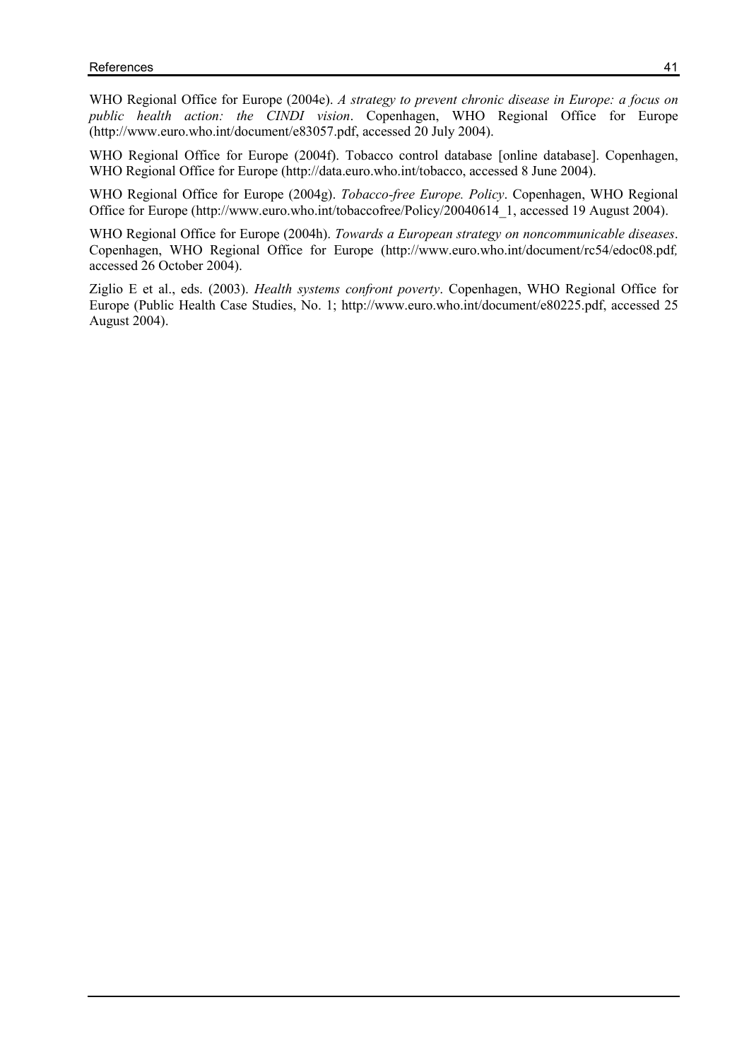WHO Regional Office for Europe (2004e). *A strategy to prevent chronic disease in Europe: a focus on public health action: the CINDI vision*. Copenhagen, WHO Regional Office for Europe (http://www.euro.who.int/document/e83057.pdf, accessed 20 July 2004).

WHO Regional Office for Europe (2004f). Tobacco control database [online database]. Copenhagen, WHO Regional Office for Europe (http://data.euro.who.int/tobacco, accessed 8 June 2004).

WHO Regional Office for Europe (2004g). *Tobacco-free Europe. Policy*. Copenhagen, WHO Regional Office for Europe (http://www.euro.who.int/tobaccofree/Policy/20040614_1, accessed 19 August 2004).

WHO Regional Office for Europe (2004h). *Towards a European strategy on noncommunicable diseases*. Copenhagen, WHO Regional Office for Europe (http://www.euro.who.int/document/rc54/edoc08.pdf, accessed 26 October 2004).

Ziglio E et al., eds. (2003). *Health systems confront poverty*. Copenhagen, WHO Regional Office for Europe (Public Health Case Studies, No. 1; http://www.euro.who.int/document/e80225.pdf, accessed 25 August 2004).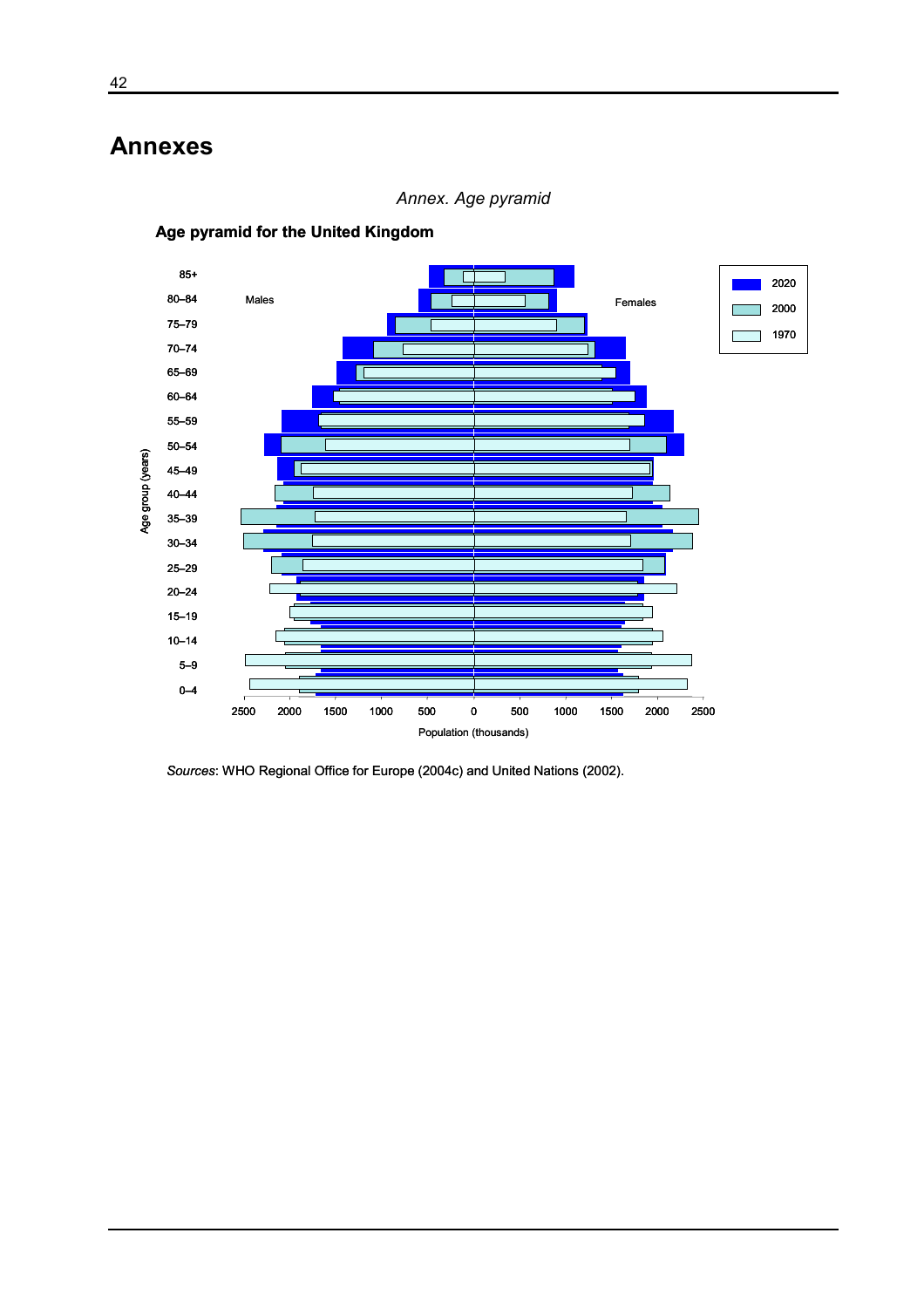# Annexes

*Annex. Age pyramid*

**Age pyramid for the United Kingdom**

*Sources*: WHO Regional Office for Europe (2004c) and United Nations (2002).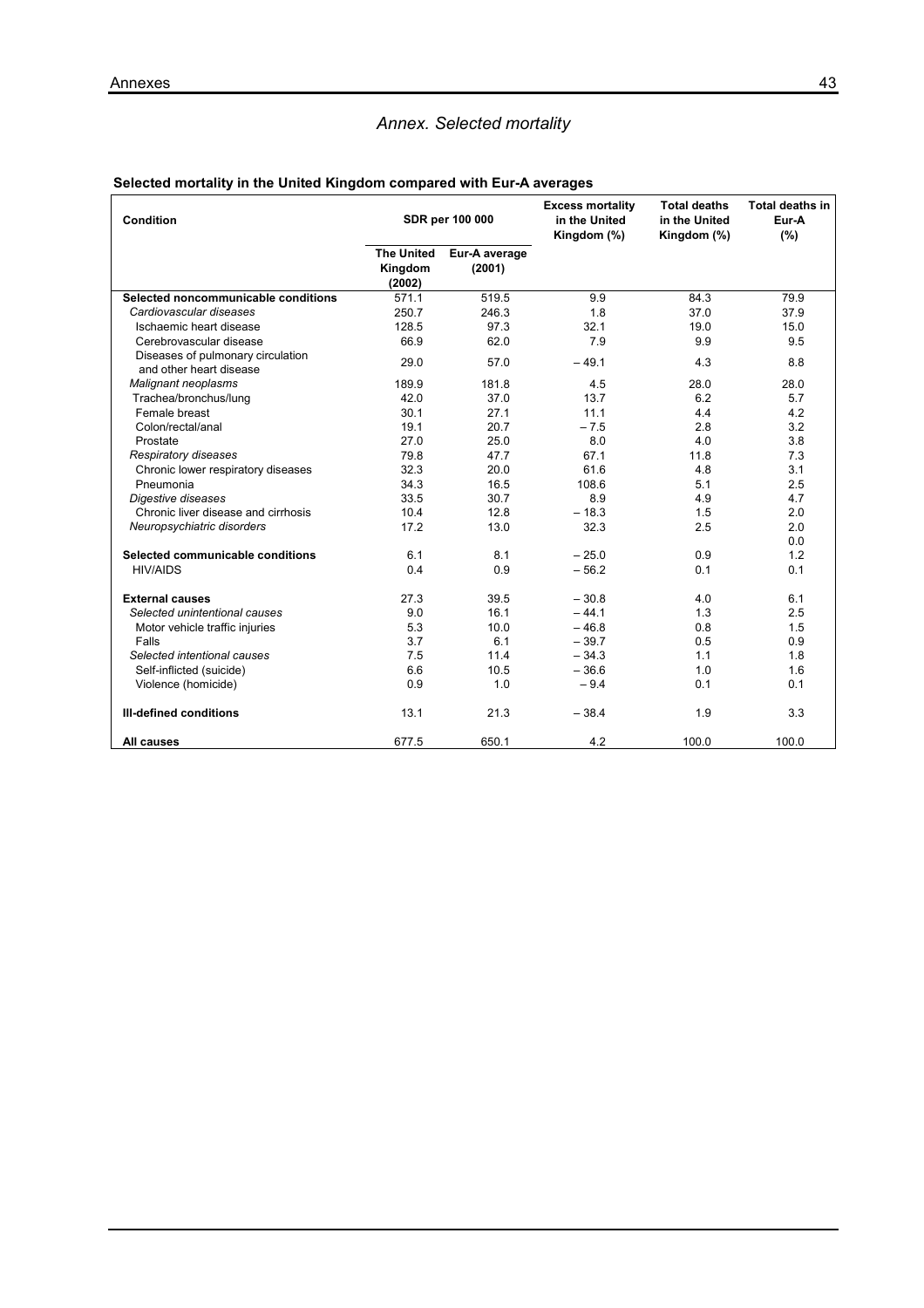## *Annex. Selected mortality*

**Selected mortality in the United Kingdom compared with Eur-A averages**

| Condition | SDR per 100 000 | | Excess mortality in the United Kingdom (%) | Total deaths in the United Kingdom (%) | Total deaths in Eur-A (%) |
|---|---|---|---|---|---|
| | The United Kingdom (2002) | Eur-A average (2001) | | | |
| **Selected noncommunicable conditions** | 571.1 | 519.5 | 9.9 | 84.3 | 79.9 |
| *Cardiovascular diseases* | 250.7 | 246.3 | 1.8 | 37.0 | 37.9 |
| Ischaemic heart disease | 128.5 | 97.3 | 32.1 | 19.0 | 15.0 |
| Cerebrovascular disease | 66.9 | 62.0 | 7.9 | 9.9 | 9.5 |
| Diseases of pulmonary circulation and other heart disease | 29.0 | 57.0 | − 49.1 | 4.3 | 8.8 |
| *Malignant neoplasms* | 189.9 | 181.8 | 4.5 | 28.0 | 28.0 |
| Trachea/bronchus/lung | 42.0 | 37.0 | 13.7 | 6.2 | 5.7 |
| Female breast | 30.1 | 27.1 | 11.1 | 4.4 | 4.2 |
| Colon/rectal/anal | 19.1 | 20.7 | − 7.5 | 2.8 | 3.2 |
| Prostate | 27.0 | 25.0 | 8.0 | 4.0 | 3.8 |
| *Respiratory diseases* | 79.8 | 47.7 | 67.1 | 11.8 | 7.3 |
| Chronic lower respiratory diseases | 32.3 | 20.0 | 61.6 | 4.8 | 3.1 |
| Pneumonia | 34.3 | 16.5 | 108.6 | 5.1 | 2.5 |
| *Digestive diseases* | 33.5 | 30.7 | 8.9 | 4.9 | 4.7 |
| Chronic liver disease and cirrhosis | 10.4 | 12.8 | − 18.3 | 1.5 | 2.0 |
| *Neuropsychiatric disorders* | 17.2 | 13.0 | 32.3 | 2.5 | 2.0 |
| | | | | | 0.0 |
| **Selected communicable conditions** | 6.1 | 8.1 | − 25.0 | 0.9 | 1.2 |
| HIV/AIDS | 0.4 | 0.9 | − 56.2 | 0.1 | 0.1 |
| **External causes** | 27.3 | 39.5 | − 30.8 | 4.0 | 6.1 |
| *Selected unintentional causes* | 9.0 | 16.1 | − 44.1 | 1.3 | 2.5 |
| Motor vehicle traffic injuries | 5.3 | 10.0 | − 46.8 | 0.8 | 1.5 |
| Falls | 3.7 | 6.1 | − 39.7 | 0.5 | 0.9 |
| *Selected intentional causes* | 7.5 | 11.4 | − 34.3 | 1.1 | 1.8 |
| Self-inflicted (suicide) | 6.6 | 10.5 | − 36.6 | 1.0 | 1.6 |
| Violence (homicide) | 0.9 | 1.0 | − 9.4 | 0.1 | 0.1 |
| **Ill-defined conditions** | 13.1 | 21.3 | − 38.4 | 1.9 | 3.3 |
| **All causes** | 677.5 | 650.1 | 4.2 | 100.0 | 100.0 |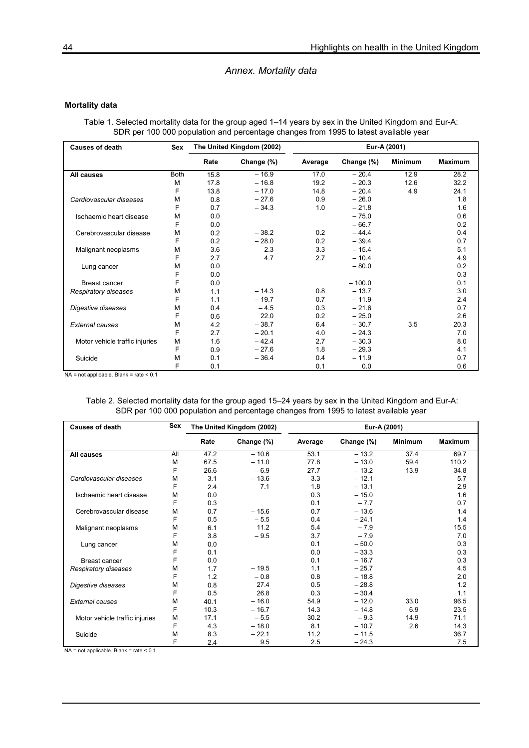## Annex. Mortality data

### Mortality data

Table 1. Selected mortality data for the group aged 1–14 years by sex in the United Kingdom and Eur-A: SDR per 100 000 population and percentage changes from 1995 to latest available year

| Causes of death | Sex | The United Kingdom (2002) | | Eur-A (2001) | | | |
|---|---|---|---|---|---|---|---|
| | | Rate | Change (%) | Average | Change (%) | Minimum | Maximum |
| **All causes** | Both | 15.8 | – 16.9 | 17.0 | – 20.4 | 12.9 | 28.2 |
| | M | 17.8 | – 16.8 | 19.2 | – 20.3 | 12.6 | 32.2 |
| | F | 13.8 | – 17.0 | 14.8 | – 20.4 | 4.9 | 24.1 |
| *Cardiovascular diseases* | M | 0.8 | – 27.6 | 0.9 | – 26.0 | | 1.8 |
| | F | 0.7 | – 34.3 | 1.0 | – 21.8 | | 1.6 |
| Ischaemic heart disease | M | 0.0 | | | – 75.0 | | 0.6 |
| | F | 0.0 | | | – 66.7 | | 0.2 |
| Cerebrovascular disease | M | 0.2 | – 38.2 | 0.2 | – 44.4 | | 0.4 |
| | F | 0.2 | – 28.0 | 0.2 | – 39.4 | | 0.7 |
| Malignant neoplasms | M | 3.6 | 2.3 | 3.3 | – 15.4 | | 5.1 |
| | F | 2.7 | 4.7 | 2.7 | – 10.4 | | 4.9 |
| Lung cancer | M | 0.0 | | | – 80.0 | | 0.2 |
| | F | 0.0 | | | | | 0.3 |
| Breast cancer | F | 0.0 | | | – 100.0 | | 0.1 |
| *Respiratory diseases* | M | 1.1 | – 14.3 | 0.8 | – 13.7 | | 3.0 |
| | F | 1.1 | – 19.7 | 0.7 | – 11.9 | | 2.4 |
| *Digestive diseases* | M | 0.4 | – 4.5 | 0.3 | – 21.6 | | 0.7 |
| | F | 0.6 | 22.0 | 0.2 | – 25.0 | | 2.6 |
| *External causes* | M | 4.2 | – 38.7 | 6.4 | – 30.7 | 3.5 | 20.3 |
| | F | 2.7 | – 20.1 | 4.0 | – 24.3 | | 7.0 |
| Motor vehicle traffic injuries | M | 1.6 | – 42.4 | 2.7 | – 30.3 | | 8.0 |
| | F | 0.9 | – 27.6 | 1.8 | – 29.3 | | 4.1 |
| Suicide | M | 0.1 | – 36.4 | 0.4 | – 11.9 | | 0.7 |
| | F | 0.1 | | 0.1 | 0.0 | | 0.6 |

NA = not applicable. Blank = rate < 0.1

Table 2. Selected mortality data for the group aged 15–24 years by sex in the United Kingdom and Eur-A: SDR per 100 000 population and percentage changes from 1995 to latest available year

| Causes of death | Sex | The United Kingdom (2002) | | Eur-A (2001) | | | |
|---|---|---|---|---|---|---|---|
| | | Rate | Change (%) | Average | Change (%) | Minimum | Maximum |
| **All causes** | All | 47.2 | – 10.6 | 53.1 | – 13.2 | 37.4 | 69.7 |
| | M | 67.5 | – 11.0 | 77.8 | – 13.0 | 59.4 | 110.2 |
| | F | 26.6 | – 6.9 | 27.7 | – 13.2 | 13.9 | 34.8 |
| *Cardiovascular diseases* | M | 3.1 | – 13.6 | 3.3 | – 12.1 | | 5.7 |
| | F | 2.4 | 7.1 | 1.8 | – 13.1 | | 2.9 |
| Ischaemic heart disease | M | 0.0 | | 0.3 | – 15.0 | | 1.6 |
| | F | 0.3 | | 0.1 | – 7.7 | | 0.7 |
| Cerebrovascular disease | M | 0.7 | – 15.6 | 0.7 | – 13.6 | | 1.4 |
| | F | 0.5 | – 5.5 | 0.4 | – 24.1 | | 1.4 |
| Malignant neoplasms | M | 6.1 | 11.2 | 5.4 | – 7.9 | | 15.5 |
| | F | 3.8 | – 9.5 | 3.7 | – 7.9 | | 7.0 |
| Lung cancer | M | 0.0 | | 0.1 | – 50.0 | | 0.3 |
| | F | 0.1 | | 0.0 | – 33.3 | | 0.3 |
| Breast cancer | F | 0.0 | | 0.1 | – 16.7 | | 0.3 |
| *Respiratory diseases* | M | 1.7 | – 19.5 | 1.1 | – 25.7 | | 4.5 |
| | F | 1.2 | – 0.8 | 0.8 | – 18.8 | | 2.0 |
| *Digestive diseases* | M | 0.8 | 27.4 | 0.5 | – 28.8 | | 1.2 |
| | F | 0.5 | 26.8 | 0.3 | – 30.4 | | 1.1 |
| *External causes* | M | 40.1 | – 16.0 | 54.9 | – 12.0 | 33.0 | 96.5 |
| | F | 10.3 | – 16.7 | 14.3 | – 14.8 | 6.9 | 23.5 |
| Motor vehicle traffic injuries | M | 17.1 | – 5.5 | 30.2 | – 9.3 | 14.9 | 71.1 |
| | F | 4.3 | – 18.0 | 8.1 | – 10.7 | 2.6 | 14.3 |
| Suicide | M | 8.3 | – 22.1 | 11.2 | – 11.5 | | 36.7 |
| | F | 2.4 | 9.5 | 2.5 | – 24.3 | | 7.5 |

NA = not applicable. Blank = rate < 0.1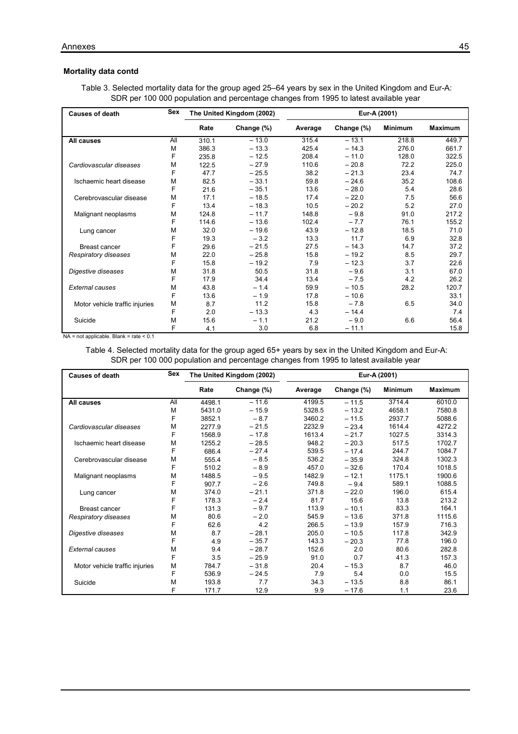**Mortality data contd**

Table 3. Selected mortality data for the group aged 25–64 years by sex in the United Kingdom and Eur-A: SDR per 100 000 population and percentage changes from 1995 to latest available year

| Causes of death | Sex | The United Kingdom (2002) | | Eur-A (2001) | | | |
|---|---|---|---|---|---|---|---|
| | | Rate | Change (%) | Average | Change (%) | Minimum | Maximum |
| **All causes** | All | 310.1 | – 13.0 | 315.4 | – 13.1 | 218.8 | 449.7 |
| | M | 386.3 | – 13.3 | 425.4 | – 14.3 | 276.0 | 661.7 |
| | F | 235.8 | – 12.5 | 208.4 | – 11.0 | 128.0 | 322.5 |
| *Cardiovascular diseases* | M | 122.5 | – 27.9 | 110.6 | – 20.8 | 72.2 | 225.0 |
| | F | 47.7 | – 25.5 | 38.2 | – 21.3 | 23.4 | 74.7 |
| Ischaemic heart disease | M | 82.5 | – 33.1 | 59.8 | – 24.6 | 35.2 | 108.6 |
| | F | 21.6 | – 35.1 | 13.6 | – 28.0 | 5.4 | 28.6 |
| Cerebrovascular disease | M | 17.1 | – 18.5 | 17.4 | – 22.0 | 7.5 | 56.6 |
| | F | 13.4 | – 18.3 | 10.5 | – 20.2 | 5.2 | 27.0 |
| Malignant neoplasms | M | 124.8 | – 11.7 | 148.8 | – 9.8 | 91.0 | 217.2 |
| | F | 114.6 | – 13.6 | 102.4 | – 7.7 | 76.1 | 155.2 |
| Lung cancer | M | 32.0 | – 19.6 | 43.9 | – 12.8 | 18.5 | 71.0 |
| | F | 19.3 | – 3.2 | 13.3 | 11.7 | 6.9 | 32.8 |
| Breast cancer | F | 29.6 | – 21.5 | 27.5 | – 14.3 | 14.7 | 37.2 |
| *Respiratory diseases* | M | 22.0 | – 25.8 | 15.8 | – 19.2 | 8.5 | 29.7 |
| | F | 15.8 | – 19.2 | 7.9 | – 12.3 | 3.7 | 22.6 |
| *Digestive diseases* | M | 31.8 | 50.5 | 31.8 | – 9.6 | 3.1 | 67.0 |
| | F | 17.9 | 34.4 | 13.4 | – 7.5 | 4.2 | 26.2 |
| *External causes* | M | 43.8 | – 1.4 | 59.9 | – 10.5 | 28.2 | 120.7 |
| | F | 13.6 | – 1.9 | 17.8 | – 10.6 | | 33.1 |
| Motor vehicle traffic injuries | M | 8.7 | 11.2 | 15.8 | – 7.8 | 6.5 | 34.0 |
| | F | 2.0 | – 13.3 | 4.3 | – 14.4 | | 7.4 |
| Suicide | M | 15.6 | – 1.1 | 21.2 | – 9.0 | 6.6 | 56.4 |
| | F | 4.1 | 3.0 | 6.8 | – 11.1 | | 15.8 |

NA = not applicable. Blank = rate < 0.1

Table 4. Selected mortality data for the group aged 65+ years by sex in the United Kingdom and Eur-A: SDR per 100 000 population and percentage changes from 1995 to latest available year

| Causes of death | Sex | The United Kingdom (2002) | | Eur-A (2001) | | | |
|---|---|---|---|---|---|---|---|
| | | Rate | Change (%) | Average | Change (%) | Minimum | Maximum |
| **All causes** | All | 4498.1 | – 11.6 | 4199.5 | – 11.5 | 3714.4 | 6010.0 |
| | M | 5431.0 | – 15.9 | 5328.5 | – 13.2 | 4658.1 | 7580.8 |
| | F | 3852.1 | – 8.7 | 3460.2 | – 11.5 | 2937.7 | 5088.6 |
| *Cardiovascular diseases* | M | 2277.9 | – 21.5 | 2232.9 | – 23.4 | 1614.4 | 4272.2 |
| | F | 1568.9 | – 17.8 | 1613.4 | – 21.7 | 1027.5 | 3314.3 |
| Ischaemic heart disease | M | 1255.2 | – 28.5 | 948.2 | – 20.3 | 517.5 | 1702.7 |
| | F | 686.4 | – 27.4 | 539.5 | – 17.4 | 244.7 | 1084.7 |
| Cerebrovascular disease | M | 555.4 | – 8.5 | 536.2 | – 35.9 | 324.8 | 1302.3 |
| | F | 510.2 | – 8.9 | 457.0 | – 32.6 | 170.4 | 1018.5 |
| Malignant neoplasms | M | 1488.5 | – 9.5 | 1482.9 | – 12.1 | 1175.1 | 1900.6 |
| | F | 907.7 | – 2.6 | 749.8 | – 9.4 | 589.1 | 1088.5 |
| Lung cancer | M | 374.0 | – 21.1 | 371.8 | – 22.0 | 196.0 | 615.4 |
| | F | 178.3 | – 2.4 | 81.7 | 15.6 | 13.8 | 213.2 |
| Breast cancer | F | 131.3 | – 9.7 | 113.9 | – 10.1 | 83.3 | 164.1 |
| *Respiratory diseases* | M | 80.6 | – 2.0 | 545.9 | – 13.6 | 371.8 | 1115.6 |
| | F | 62.6 | 4.2 | 266.5 | – 13.9 | 157.9 | 716.3 |
| *Digestive diseases* | M | 8.7 | – 28.1 | 205.0 | – 10.5 | 117.8 | 342.9 |
| | F | 4.9 | – 35.7 | 143.3 | – 20.3 | 77.8 | 196.0 |
| *External causes* | M | 9.4 | – 28.7 | 152.6 | 2.0 | 80.6 | 282.8 |
| | F | 3.5 | – 25.9 | 91.0 | 0.7 | 41.3 | 157.3 |
| Motor vehicle traffic injuries | M | 784.7 | – 31.8 | 20.4 | – 15.3 | 8.7 | 46.0 |
| | F | 536.9 | – 24.5 | 7.9 | 5.4 | 0.0 | 15.5 |
| Suicide | M | 193.8 | 7.7 | 34.3 | – 13.5 | 8.8 | 86.1 |
| | F | 171.7 | 12.9 | 9.9 | – 17.6 | 1.1 | 23.6 |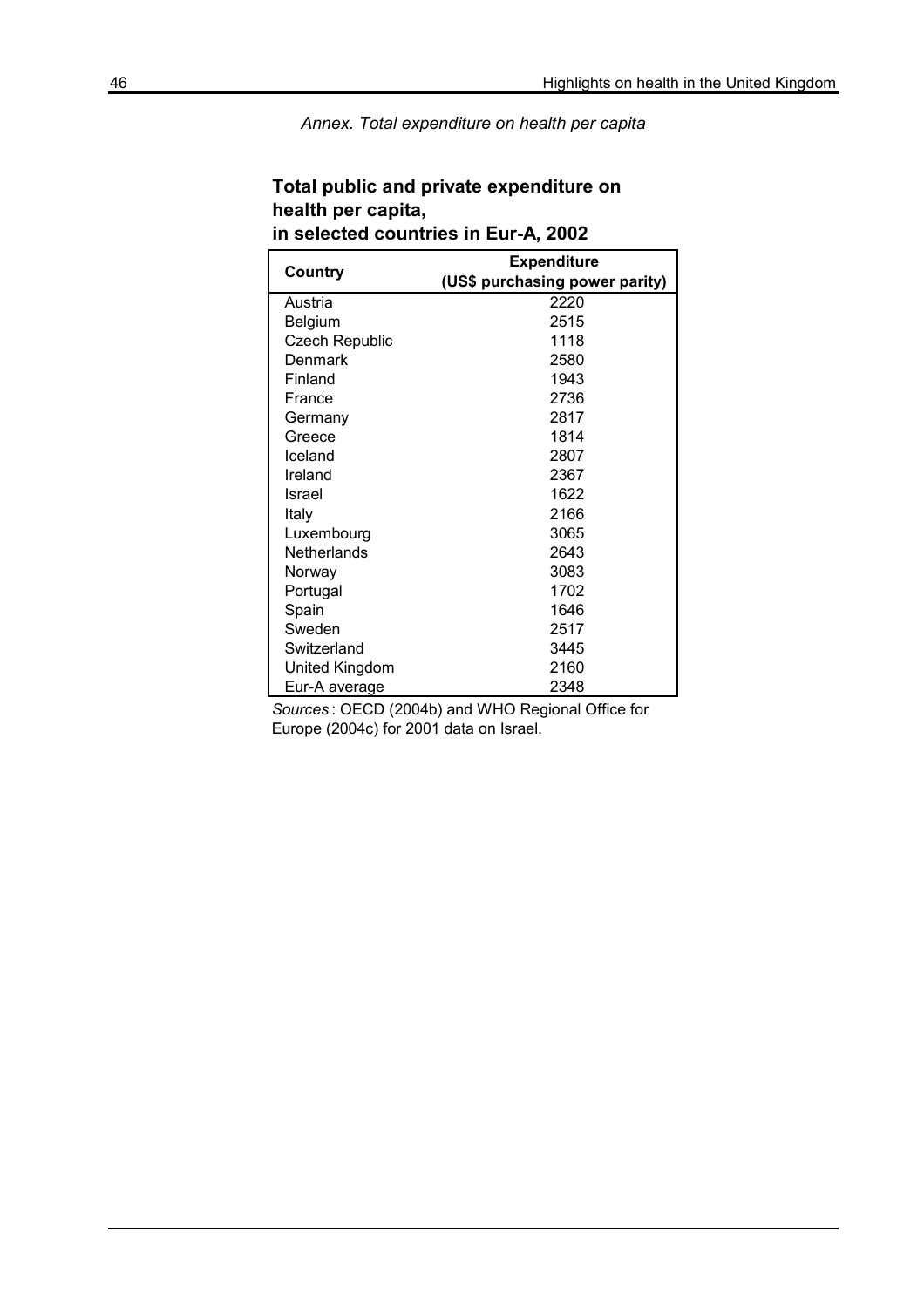*Annex. Total expenditure on health per capita*

**Total public and private expenditure on health per capita, in selected countries in Eur-A, 2002**

| Country | Expenditure (US$ purchasing power parity) |
|---|---|
| Austria | 2220 |
| Belgium | 2515 |
| Czech Republic | 1118 |
| Denmark | 2580 |
| Finland | 1943 |
| France | 2736 |
| Germany | 2817 |
| Greece | 1814 |
| Iceland | 2807 |
| Ireland | 2367 |
| Israel | 1622 |
| Italy | 2166 |
| Luxembourg | 3065 |
| Netherlands | 2643 |
| Norway | 3083 |
| Portugal | 1702 |
| Spain | 1646 |
| Sweden | 2517 |
| Switzerland | 3445 |
| United Kingdom | 2160 |
| Eur-A average | 2348 |

*Sources*: OECD (2004b) and WHO Regional Office for Europe (2004c) for 2001 data on Israel.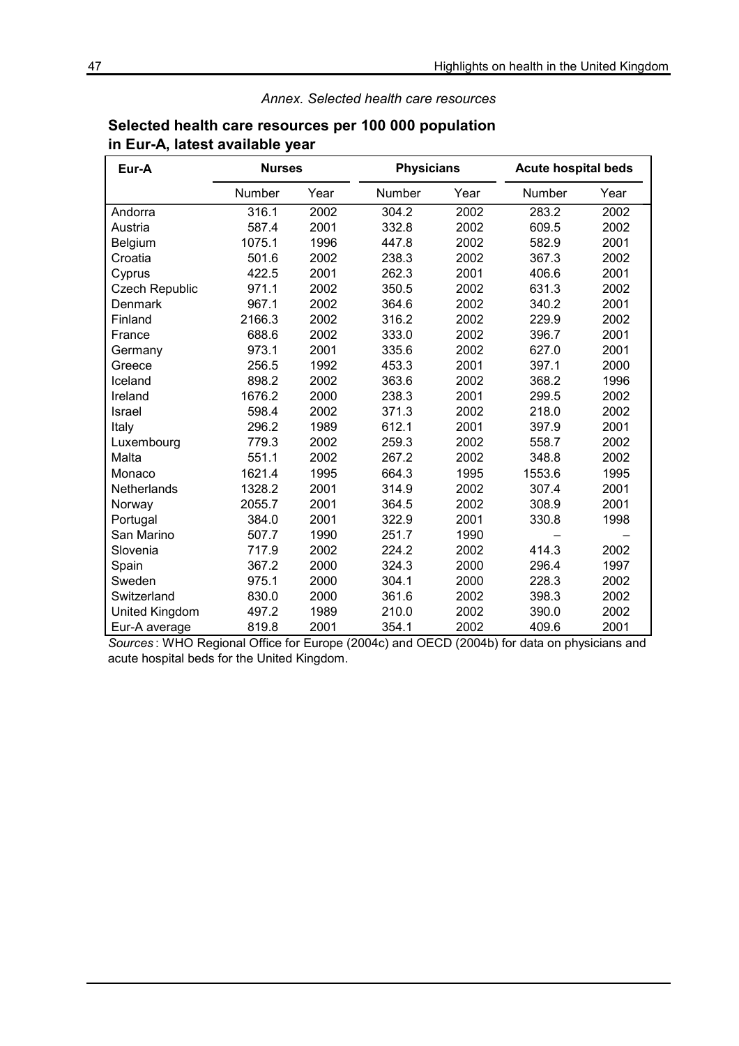*Annex. Selected health care resources*

## Selected health care resources per 100 000 population in Eur-A, latest available year

| Eur-A | Nurses | | Physicians | | Acute hospital beds | |
|---|---|---|---|---|---|---|
| | Number | Year | Number | Year | Number | Year |
| Andorra | 316.1 | 2002 | 304.2 | 2002 | 283.2 | 2002 |
| Austria | 587.4 | 2001 | 332.8 | 2002 | 609.5 | 2002 |
| Belgium | 1075.1 | 1996 | 447.8 | 2002 | 582.9 | 2001 |
| Croatia | 501.6 | 2002 | 238.3 | 2002 | 367.3 | 2002 |
| Cyprus | 422.5 | 2001 | 262.3 | 2001 | 406.6 | 2001 |
| Czech Republic | 971.1 | 2002 | 350.5 | 2002 | 631.3 | 2002 |
| Denmark | 967.1 | 2002 | 364.6 | 2002 | 340.2 | 2001 |
| Finland | 2166.3 | 2002 | 316.2 | 2002 | 229.9 | 2002 |
| France | 688.6 | 2002 | 333.0 | 2002 | 396.7 | 2001 |
| Germany | 973.1 | 2001 | 335.6 | 2002 | 627.0 | 2001 |
| Greece | 256.5 | 1992 | 453.3 | 2001 | 397.1 | 2000 |
| Iceland | 898.2 | 2002 | 363.6 | 2002 | 368.2 | 1996 |
| Ireland | 1676.2 | 2000 | 238.3 | 2001 | 299.5 | 2002 |
| Israel | 598.4 | 2002 | 371.3 | 2002 | 218.0 | 2002 |
| Italy | 296.2 | 1989 | 612.1 | 2001 | 397.9 | 2001 |
| Luxembourg | 779.3 | 2002 | 259.3 | 2002 | 558.7 | 2002 |
| Malta | 551.1 | 2002 | 267.2 | 2002 | 348.8 | 2002 |
| Monaco | 1621.4 | 1995 | 664.3 | 1995 | 1553.6 | 1995 |
| Netherlands | 1328.2 | 2001 | 314.9 | 2002 | 307.4 | 2001 |
| Norway | 2055.7 | 2001 | 364.5 | 2002 | 308.9 | 2001 |
| Portugal | 384.0 | 2001 | 322.9 | 2001 | 330.8 | 1998 |
| San Marino | 507.7 | 1990 | 251.7 | 1990 | – | – |
| Slovenia | 717.9 | 2002 | 224.2 | 2002 | 414.3 | 2002 |
| Spain | 367.2 | 2000 | 324.3 | 2000 | 296.4 | 1997 |
| Sweden | 975.1 | 2000 | 304.1 | 2000 | 228.3 | 2002 |
| Switzerland | 830.0 | 2000 | 361.6 | 2002 | 398.3 | 2002 |
| United Kingdom | 497.2 | 1989 | 210.0 | 2002 | 390.0 | 2002 |
| Eur-A average | 819.8 | 2001 | 354.1 | 2002 | 409.6 | 2001 |

*Sources*: WHO Regional Office for Europe (2004c) and OECD (2004b) for data on physicians and acute hospital beds for the United Kingdom.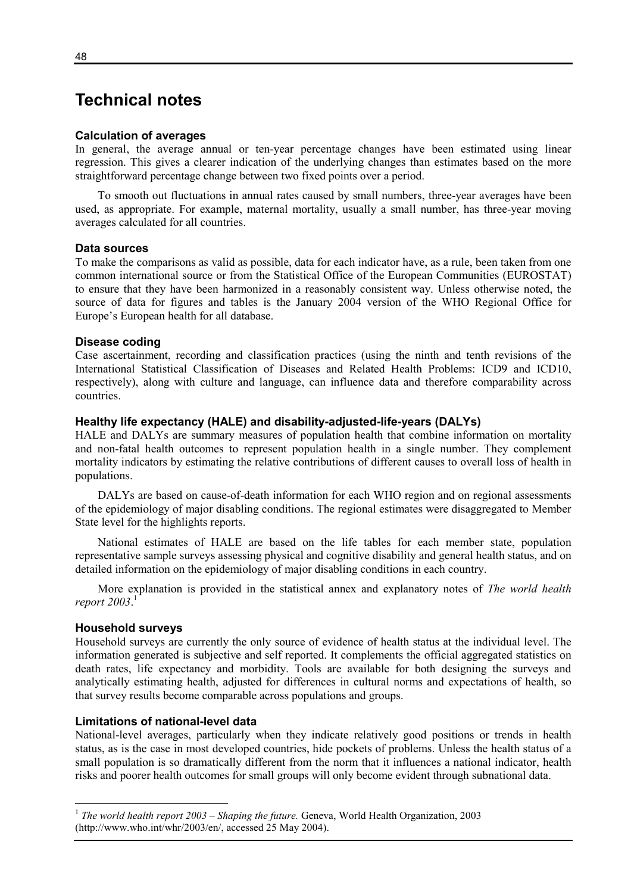# Technical notes

### Calculation of averages

In general, the average annual or ten-year percentage changes have been estimated using linear regression. This gives a clearer indication of the underlying changes than estimates based on the more straightforward percentage change between two fixed points over a period.

To smooth out fluctuations in annual rates caused by small numbers, three-year averages have been used, as appropriate. For example, maternal mortality, usually a small number, has three-year moving averages calculated for all countries.

### Data sources

To make the comparisons as valid as possible, data for each indicator have, as a rule, been taken from one common international source or from the Statistical Office of the European Communities (EUROSTAT) to ensure that they have been harmonized in a reasonably consistent way. Unless otherwise noted, the source of data for figures and tables is the January 2004 version of the WHO Regional Office for Europe's European health for all database.

### Disease coding

Case ascertainment, recording and classification practices (using the ninth and tenth revisions of the International Statistical Classification of Diseases and Related Health Problems: ICD9 and ICD10, respectively), along with culture and language, can influence data and therefore comparability across countries.

### Healthy life expectancy (HALE) and disability-adjusted-life-years (DALYs)

HALE and DALYs are summary measures of population health that combine information on mortality and non-fatal health outcomes to represent population health in a single number. They complement mortality indicators by estimating the relative contributions of different causes to overall loss of health in populations.

DALYs are based on cause-of-death information for each WHO region and on regional assessments of the epidemiology of major disabling conditions. The regional estimates were disaggregated to Member State level for the highlights reports.

National estimates of HALE are based on the life tables for each member state, population representative sample surveys assessing physical and cognitive disability and general health status, and on detailed information on the epidemiology of major disabling conditions in each country.

More explanation is provided in the statistical annex and explanatory notes of *The world health report 2003*.[1]

### Household surveys

Household surveys are currently the only source of evidence of health status at the individual level. The information generated is subjective and self reported. It complements the official aggregated statistics on death rates, life expectancy and morbidity. Tools are available for both designing the surveys and analytically estimating health, adjusted for differences in cultural norms and expectations of health, so that survey results become comparable across populations and groups.

### Limitations of national-level data

National-level averages, particularly when they indicate relatively good positions or trends in health status, as is the case in most developed countries, hide pockets of problems. Unless the health status of a small population is so dramatically different from the norm that it influences a national indicator, health risks and poorer health outcomes for small groups will only become evident through subnational data.

---

[1] *The world health report 2003 – Shaping the future.* Geneva, World Health Organization, 2003 (http://www.who.int/whr/2003/en/, accessed 25 May 2004).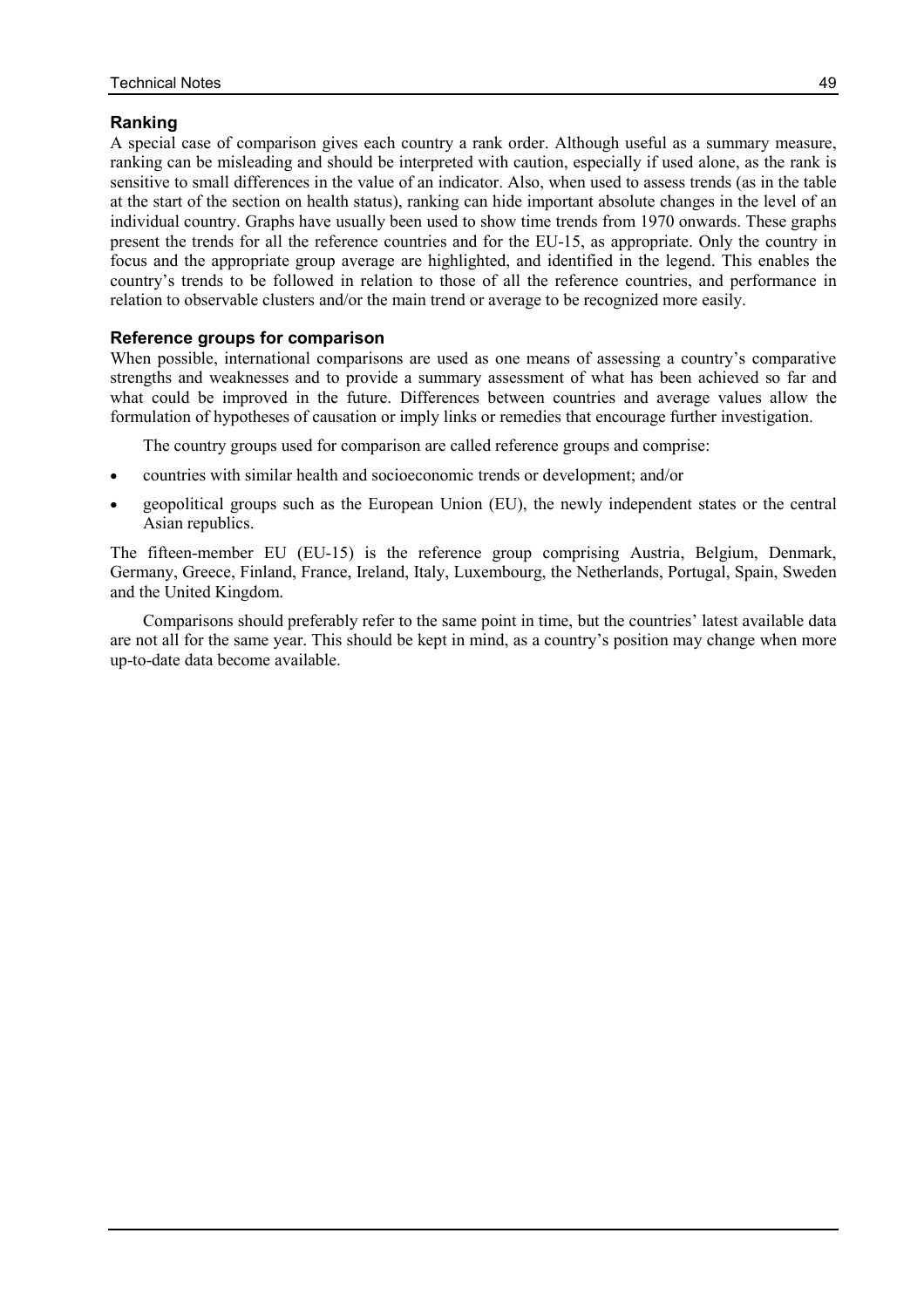## Ranking

A special case of comparison gives each country a rank order. Although useful as a summary measure, ranking can be misleading and should be interpreted with caution, especially if used alone, as the rank is sensitive to small differences in the value of an indicator. Also, when used to assess trends (as in the table at the start of the section on health status), ranking can hide important absolute changes in the level of an individual country. Graphs have usually been used to show time trends from 1970 onwards. These graphs present the trends for all the reference countries and for the EU-15, as appropriate. Only the country in focus and the appropriate group average are highlighted, and identified in the legend. This enables the country's trends to be followed in relation to those of all the reference countries, and performance in relation to observable clusters and/or the main trend or average to be recognized more easily.

## Reference groups for comparison

When possible, international comparisons are used as one means of assessing a country's comparative strengths and weaknesses and to provide a summary assessment of what has been achieved so far and what could be improved in the future. Differences between countries and average values allow the formulation of hypotheses of causation or imply links or remedies that encourage further investigation.

The country groups used for comparison are called reference groups and comprise:

- countries with similar health and socioeconomic trends or development; and/or
- geopolitical groups such as the European Union (EU), the newly independent states or the central Asian republics.

The fifteen-member EU (EU-15) is the reference group comprising Austria, Belgium, Denmark, Germany, Greece, Finland, France, Ireland, Italy, Luxembourg, the Netherlands, Portugal, Spain, Sweden and the United Kingdom.

Comparisons should preferably refer to the same point in time, but the countries' latest available data are not all for the same year. This should be kept in mind, as a country's position may change when more up-to-date data become available.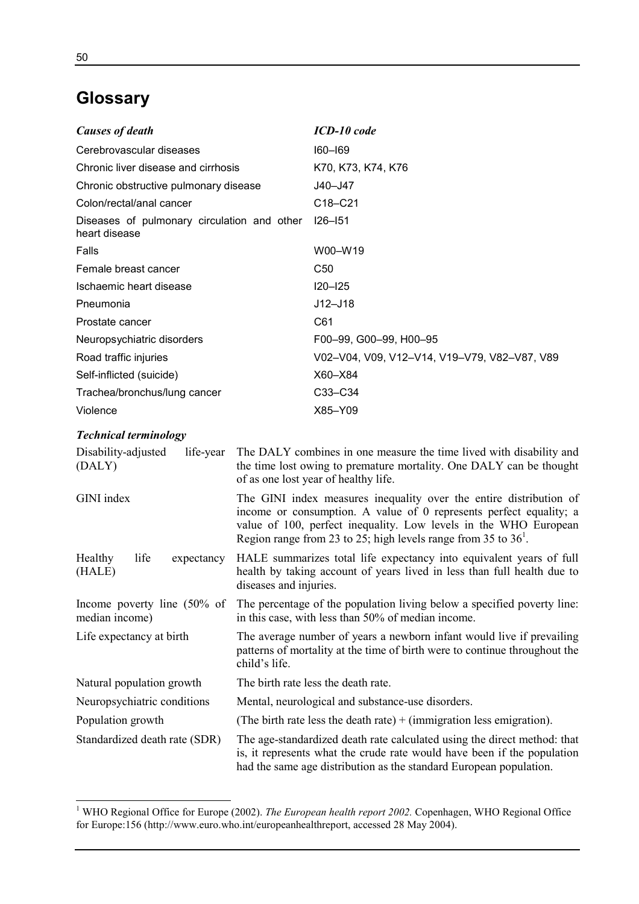# Glossary

| *Causes of death* | *ICD-10 code* |
|---|---|
| Cerebrovascular diseases | I60–I69 |
| Chronic liver disease and cirrhosis | K70, K73, K74, K76 |
| Chronic obstructive pulmonary disease | J40–J47 |
| Colon/rectal/anal cancer | C18–C21 |
| Diseases of pulmonary circulation and other heart disease | I26–I51 |
| Falls | W00–W19 |
| Female breast cancer | C50 |
| Ischaemic heart disease | I20–I25 |
| Pneumonia | J12–J18 |
| Prostate cancer | C61 |
| Neuropsychiatric disorders | F00–99, G00–99, H00–95 |
| Road traffic injuries | V02–V04, V09, V12–V14, V19–V79, V82–V87, V89 |
| Self-inflicted (suicide) | X60–X84 |
| Trachea/bronchus/lung cancer | C33–C34 |
| Violence | X85–Y09 |

### *Technical terminology*

| | |
|---|---|
| Disability-adjusted life-year (DALY) | The DALY combines in one measure the time lived with disability and the time lost owing to premature mortality. One DALY can be thought of as one lost year of healthy life. |
| GINI index | The GINI index measures inequality over the entire distribution of income or consumption. A value of 0 represents perfect equality; a value of 100, perfect inequality. Low levels in the WHO European Region range from 23 to 25; high levels range from 35 to 36[1]. |
| Healthy life expectancy (HALE) | HALE summarizes total life expectancy into equivalent years of full health by taking account of years lived in less than full health due to diseases and injuries. |
| Income poverty line (50% of median income) | The percentage of the population living below a specified poverty line: in this case, with less than 50% of median income. |
| Life expectancy at birth | The average number of years a newborn infant would live if prevailing patterns of mortality at the time of birth were to continue throughout the child's life. |
| Natural population growth | The birth rate less the death rate. |
| Neuropsychiatric conditions | Mental, neurological and substance-use disorders. |
| Population growth | (The birth rate less the death rate) + (immigration less emigration). |
| Standardized death rate (SDR) | The age-standardized death rate calculated using the direct method: that is, it represents what the crude rate would have been if the population had the same age distribution as the standard European population. |

[1] WHO Regional Office for Europe (2002). *The European health report 2002.* Copenhagen, WHO Regional Office for Europe:156 (http://www.euro.who.int/europeanhealthreport, accessed 28 May 2004).